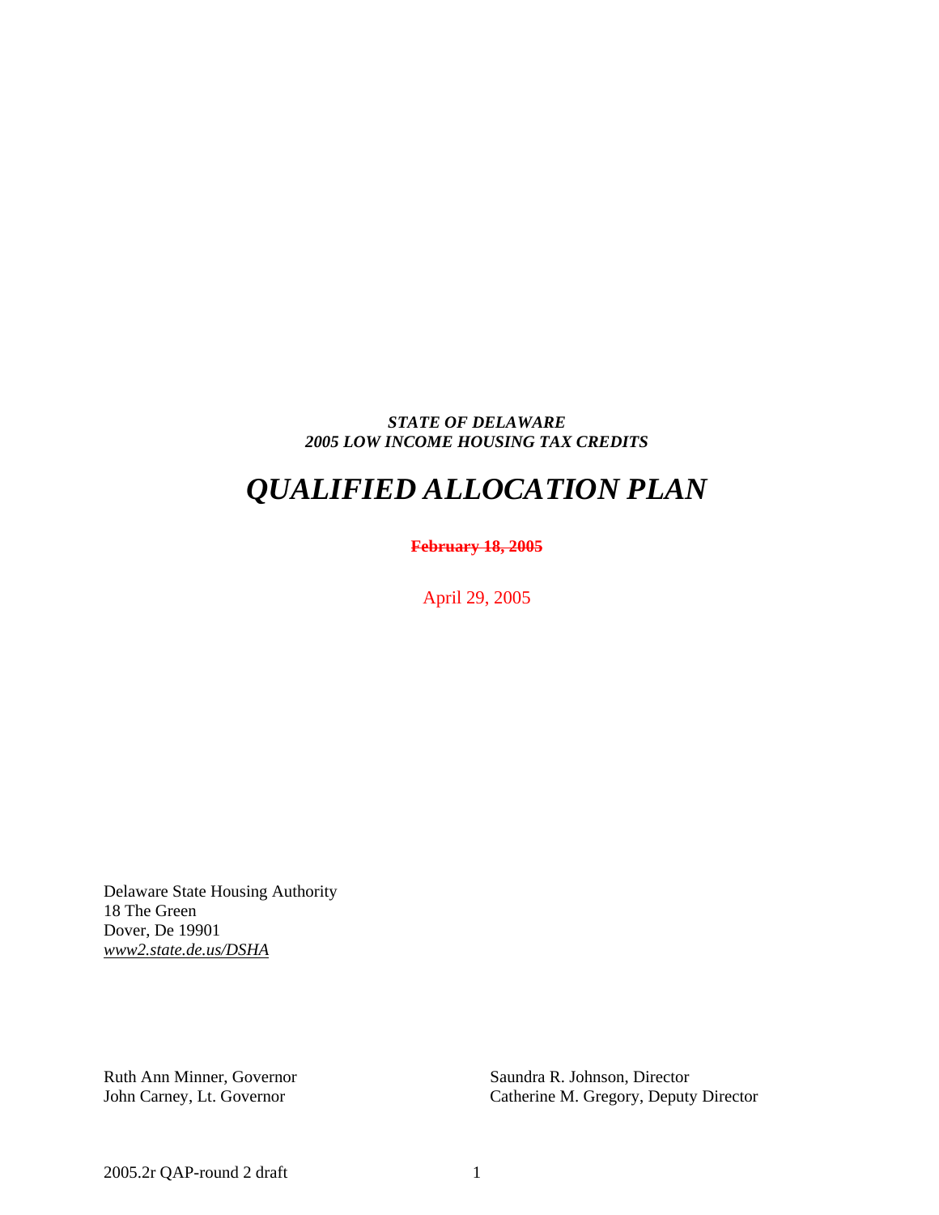***STATE OF DELAWARE***
***2005 LOW INCOME HOUSING TAX CREDITS***

# *QUALIFIED ALLOCATION PLAN*

~~**February 18, 2005**~~

April 29, 2005

Delaware State Housing Authority
18 The Green
Dover, De 19901
*www2.state.de.us/DSHA*

Ruth Ann Minner, Governor
John Carney, Lt. Governor

Saundra R. Johnson, Director
Catherine M. Gregory, Deputy Director

2005.2r QAP-round 2 draft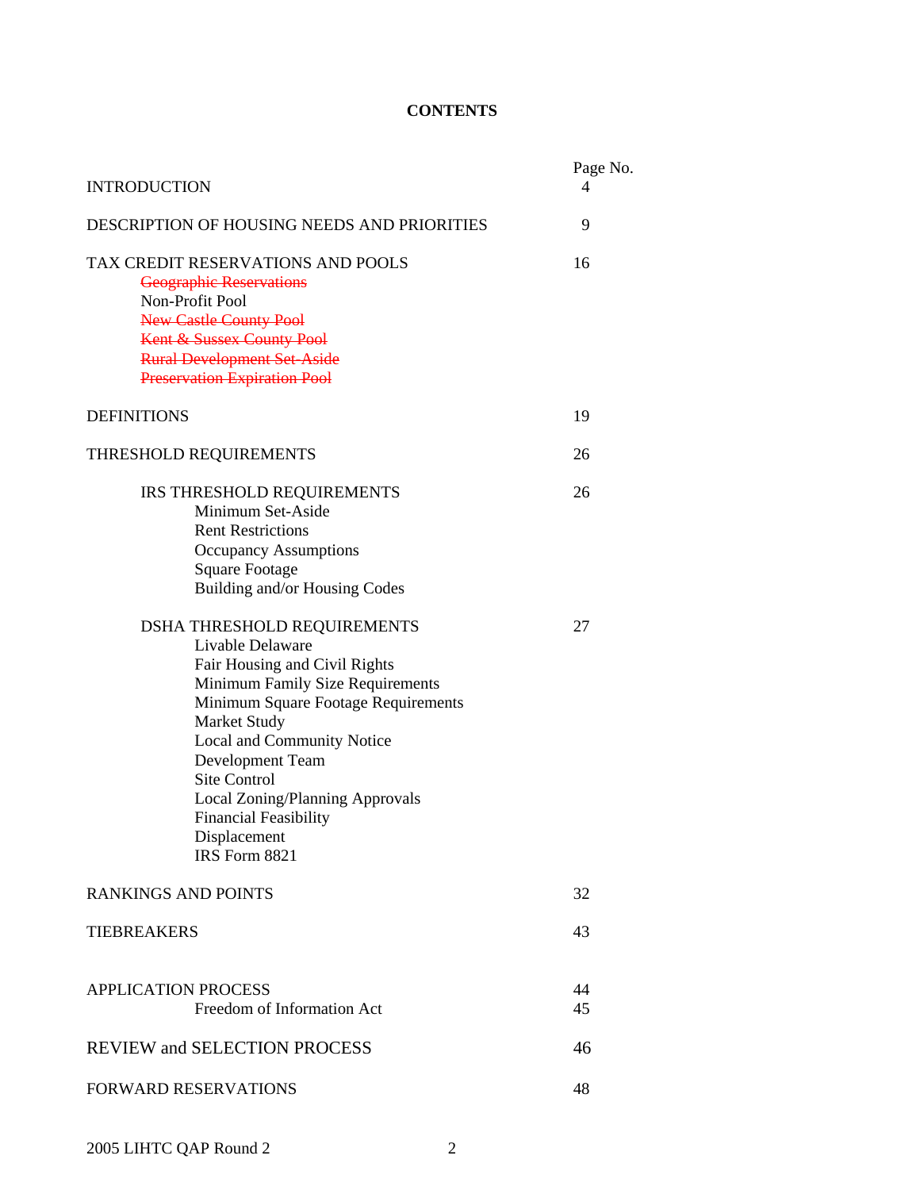**CONTENTS**

| | Page No. |
|---|---|
| INTRODUCTION | 4 |
| DESCRIPTION OF HOUSING NEEDS AND PRIORITIES | 9 |
| TAX CREDIT RESERVATIONS AND POOLS | 16 |
| ~~Geographic Reservations~~ | |
| Non-Profit Pool | |
| ~~New Castle County Pool~~ | |
| ~~Kent & Sussex County Pool~~ | |
| ~~Rural Development Set-Aside~~ | |
| ~~Preservation Expiration Pool~~ | |
| DEFINITIONS | 19 |
| THRESHOLD REQUIREMENTS | 26 |
| IRS THRESHOLD REQUIREMENTS | 26 |
| Minimum Set-Aside | |
| Rent Restrictions | |
| Occupancy Assumptions | |
| Square Footage | |
| Building and/or Housing Codes | |
| DSHA THRESHOLD REQUIREMENTS | 27 |
| Livable Delaware | |
| Fair Housing and Civil Rights | |
| Minimum Family Size Requirements | |
| Minimum Square Footage Requirements | |
| Market Study | |
| Local and Community Notice | |
| Development Team | |
| Site Control | |
| Local Zoning/Planning Approvals | |
| Financial Feasibility | |
| Displacement | |
| IRS Form 8821 | |
| RANKINGS AND POINTS | 32 |
| TIEBREAKERS | 43 |
| APPLICATION PROCESS | 44 |
| Freedom of Information Act | 45 |
| REVIEW and SELECTION PROCESS | 46 |
| FORWARD RESERVATIONS | 48 |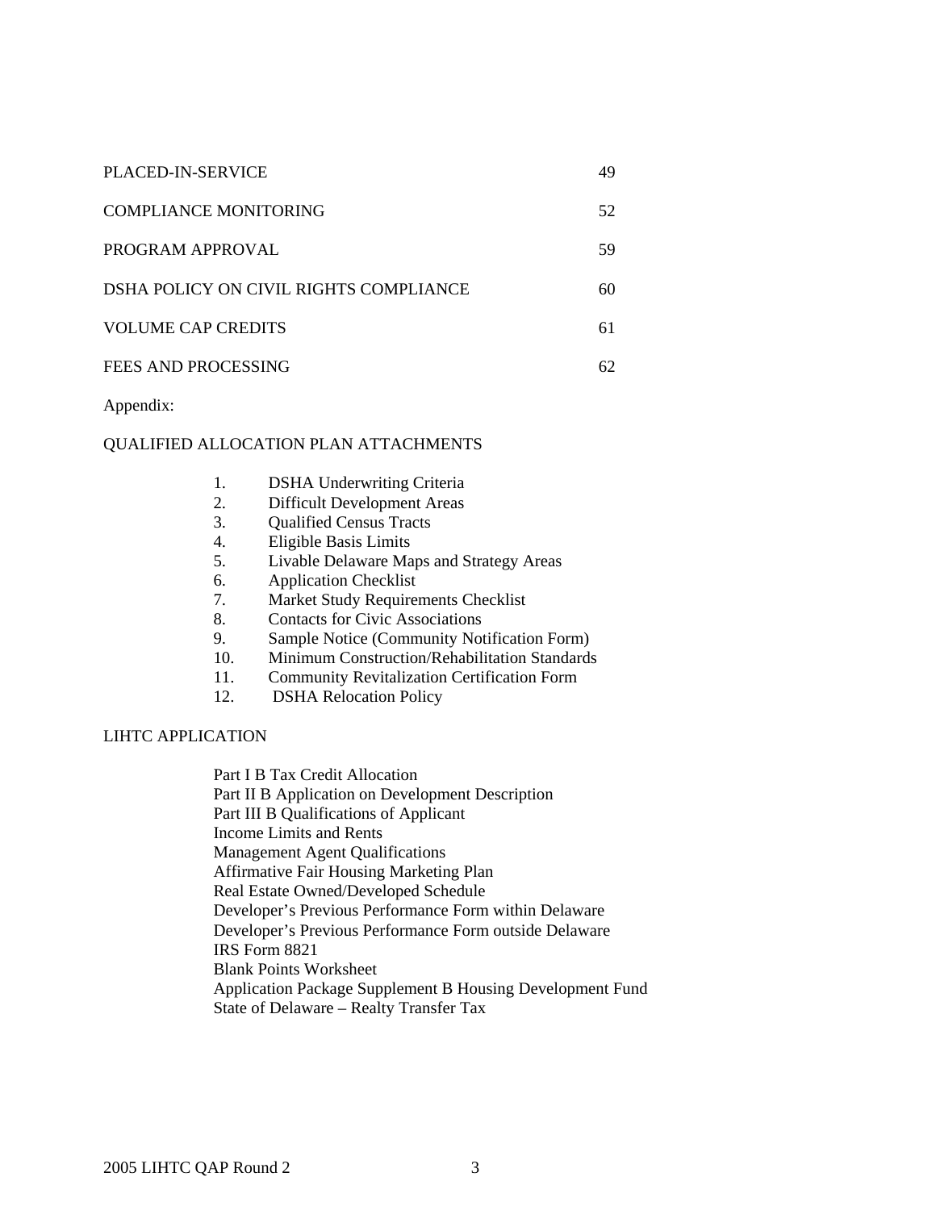| | |
|---|---|
| PLACED-IN-SERVICE | 49 |
| COMPLIANCE MONITORING | 52 |
| PROGRAM APPROVAL | 59 |
| DSHA POLICY ON CIVIL RIGHTS COMPLIANCE | 60 |
| VOLUME CAP CREDITS | 61 |
| FEES AND PROCESSING | 62 |

Appendix:

QUALIFIED ALLOCATION PLAN ATTACHMENTS

1. DSHA Underwriting Criteria
2. Difficult Development Areas
3. Qualified Census Tracts
4. Eligible Basis Limits
5. Livable Delaware Maps and Strategy Areas
6. Application Checklist
7. Market Study Requirements Checklist
8. Contacts for Civic Associations
9. Sample Notice (Community Notification Form)
10. Minimum Construction/Rehabilitation Standards
11. Community Revitalization Certification Form
12. DSHA Relocation Policy

LIHTC APPLICATION

Part I B Tax Credit Allocation
Part II B Application on Development Description
Part III B Qualifications of Applicant
Income Limits and Rents
Management Agent Qualifications
Affirmative Fair Housing Marketing Plan
Real Estate Owned/Developed Schedule
Developer's Previous Performance Form within Delaware
Developer's Previous Performance Form outside Delaware
IRS Form 8821
Blank Points Worksheet
Application Package Supplement B Housing Development Fund
State of Delaware – Realty Transfer Tax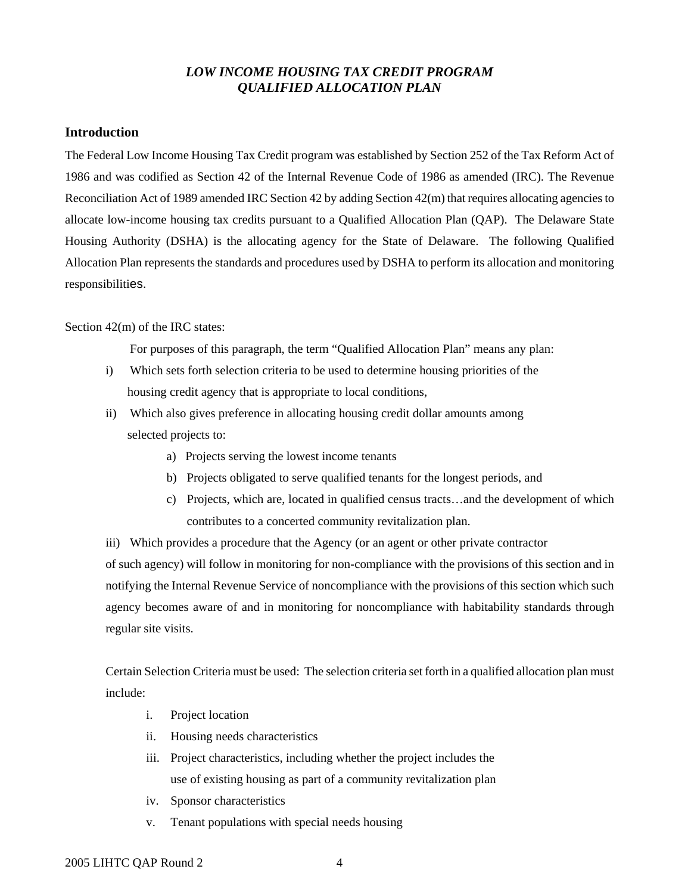***LOW INCOME HOUSING TAX CREDIT PROGRAM***
***QUALIFIED ALLOCATION PLAN***

## Introduction

The Federal Low Income Housing Tax Credit program was established by Section 252 of the Tax Reform Act of 1986 and was codified as Section 42 of the Internal Revenue Code of 1986 as amended (IRC). The Revenue Reconciliation Act of 1989 amended IRC Section 42 by adding Section 42(m) that requires allocating agencies to allocate low-income housing tax credits pursuant to a Qualified Allocation Plan (QAP). The Delaware State Housing Authority (DSHA) is the allocating agency for the State of Delaware. The following Qualified Allocation Plan represents the standards and procedures used by DSHA to perform its allocation and monitoring responsibilities.

Section 42(m) of the IRC states:

For purposes of this paragraph, the term "Qualified Allocation Plan" means any plan:

i) Which sets forth selection criteria to be used to determine housing priorities of the housing credit agency that is appropriate to local conditions,

ii) Which also gives preference in allocating housing credit dollar amounts among selected projects to:

   a) Projects serving the lowest income tenants
   b) Projects obligated to serve qualified tenants for the longest periods, and
   c) Projects, which are, located in qualified census tracts…and the development of which contributes to a concerted community revitalization plan.

iii) Which provides a procedure that the Agency (or an agent or other private contractor of such agency) will follow in monitoring for non-compliance with the provisions of this section and in notifying the Internal Revenue Service of noncompliance with the provisions of this section which such agency becomes aware of and in monitoring for noncompliance with habitability standards through regular site visits.

Certain Selection Criteria must be used: The selection criteria set forth in a qualified allocation plan must include:

i. Project location
ii. Housing needs characteristics
iii. Project characteristics, including whether the project includes the use of existing housing as part of a community revitalization plan
iv. Sponsor characteristics
v. Tenant populations with special needs housing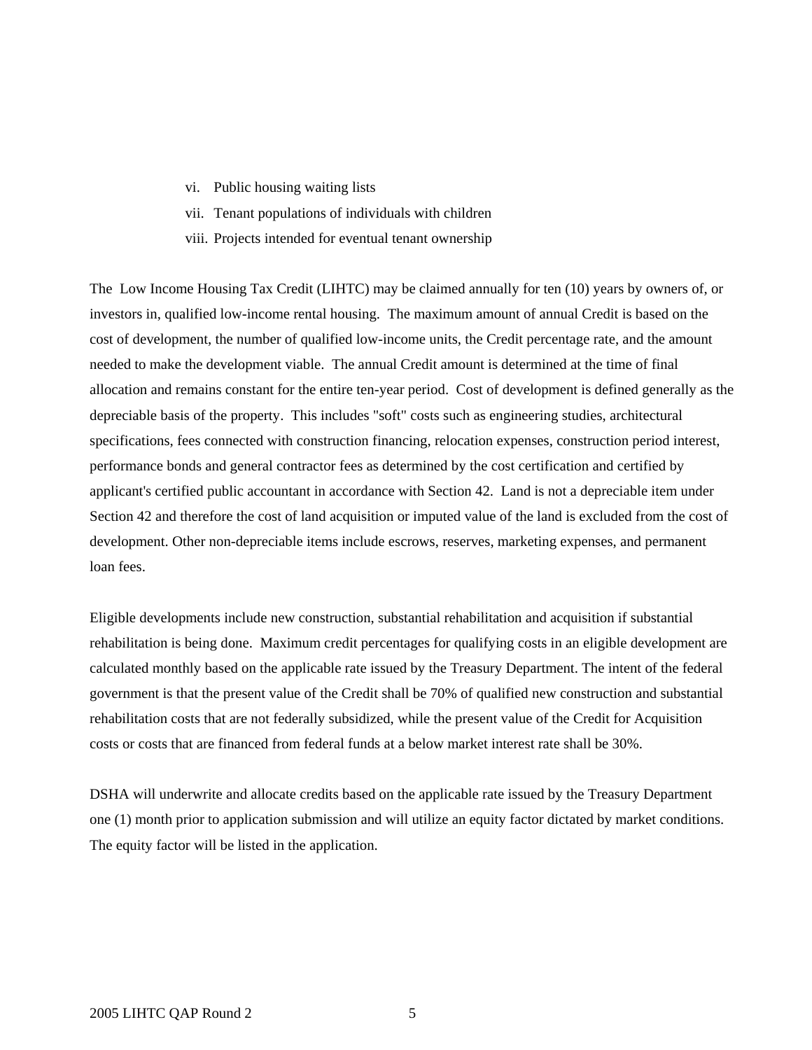vi. Public housing waiting lists
vii. Tenant populations of individuals with children
viii. Projects intended for eventual tenant ownership

The Low Income Housing Tax Credit (LIHTC) may be claimed annually for ten (10) years by owners of, or investors in, qualified low-income rental housing. The maximum amount of annual Credit is based on the cost of development, the number of qualified low-income units, the Credit percentage rate, and the amount needed to make the development viable. The annual Credit amount is determined at the time of final allocation and remains constant for the entire ten-year period. Cost of development is defined generally as the depreciable basis of the property. This includes "soft" costs such as engineering studies, architectural specifications, fees connected with construction financing, relocation expenses, construction period interest, performance bonds and general contractor fees as determined by the cost certification and certified by applicant's certified public accountant in accordance with Section 42. Land is not a depreciable item under Section 42 and therefore the cost of land acquisition or imputed value of the land is excluded from the cost of development. Other non-depreciable items include escrows, reserves, marketing expenses, and permanent loan fees.

Eligible developments include new construction, substantial rehabilitation and acquisition if substantial rehabilitation is being done. Maximum credit percentages for qualifying costs in an eligible development are calculated monthly based on the applicable rate issued by the Treasury Department. The intent of the federal government is that the present value of the Credit shall be 70% of qualified new construction and substantial rehabilitation costs that are not federally subsidized, while the present value of the Credit for Acquisition costs or costs that are financed from federal funds at a below market interest rate shall be 30%.

DSHA will underwrite and allocate credits based on the applicable rate issued by the Treasury Department one (1) month prior to application submission and will utilize an equity factor dictated by market conditions. The equity factor will be listed in the application.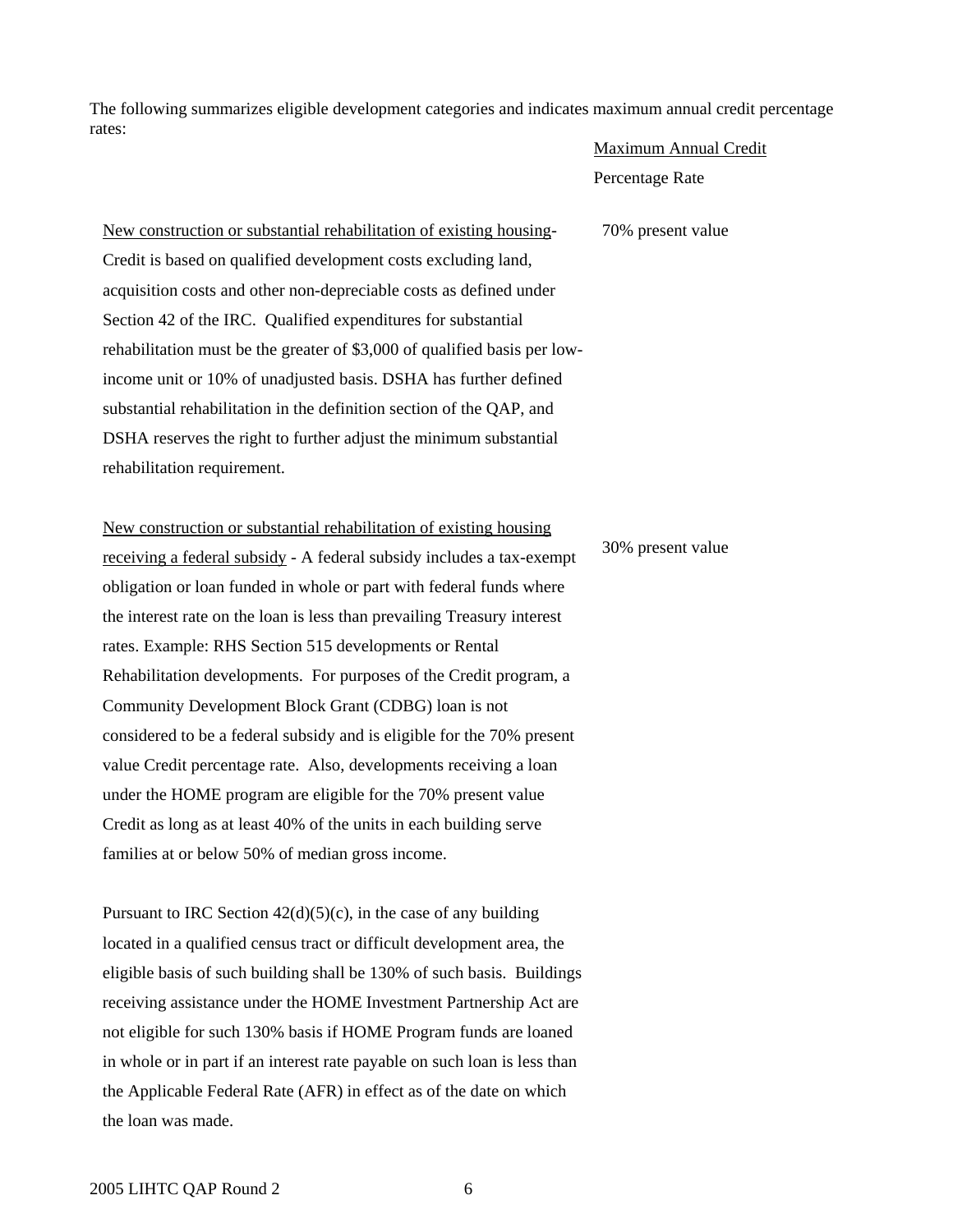The following summarizes eligible development categories and indicates maximum annual credit percentage rates:

| | Maximum Annual Credit Percentage Rate |
|---|---|
| New construction or substantial rehabilitation of existing housing- Credit is based on qualified development costs excluding land, acquisition costs and other non-depreciable costs as defined under Section 42 of the IRC. Qualified expenditures for substantial rehabilitation must be the greater of $3,000 of qualified basis per low-income unit or 10% of unadjusted basis. DSHA has further defined substantial rehabilitation in the definition section of the QAP, and DSHA reserves the right to further adjust the minimum substantial rehabilitation requirement. | 70% present value |
| New construction or substantial rehabilitation of existing housing receiving a federal subsidy - A federal subsidy includes a tax-exempt obligation or loan funded in whole or part with federal funds where the interest rate on the loan is less than prevailing Treasury interest rates. Example: RHS Section 515 developments or Rental Rehabilitation developments. For purposes of the Credit program, a Community Development Block Grant (CDBG) loan is not considered to be a federal subsidy and is eligible for the 70% present value Credit percentage rate. Also, developments receiving a loan under the HOME program are eligible for the 70% present value Credit as long as at least 40% of the units in each building serve families at or below 50% of median gross income. | 30% present value |

Pursuant to IRC Section 42(d)(5)(c), in the case of any building located in a qualified census tract or difficult development area, the eligible basis of such building shall be 130% of such basis. Buildings receiving assistance under the HOME Investment Partnership Act are not eligible for such 130% basis if HOME Program funds are loaned in whole or in part if an interest rate payable on such loan is less than the Applicable Federal Rate (AFR) in effect as of the date on which the loan was made.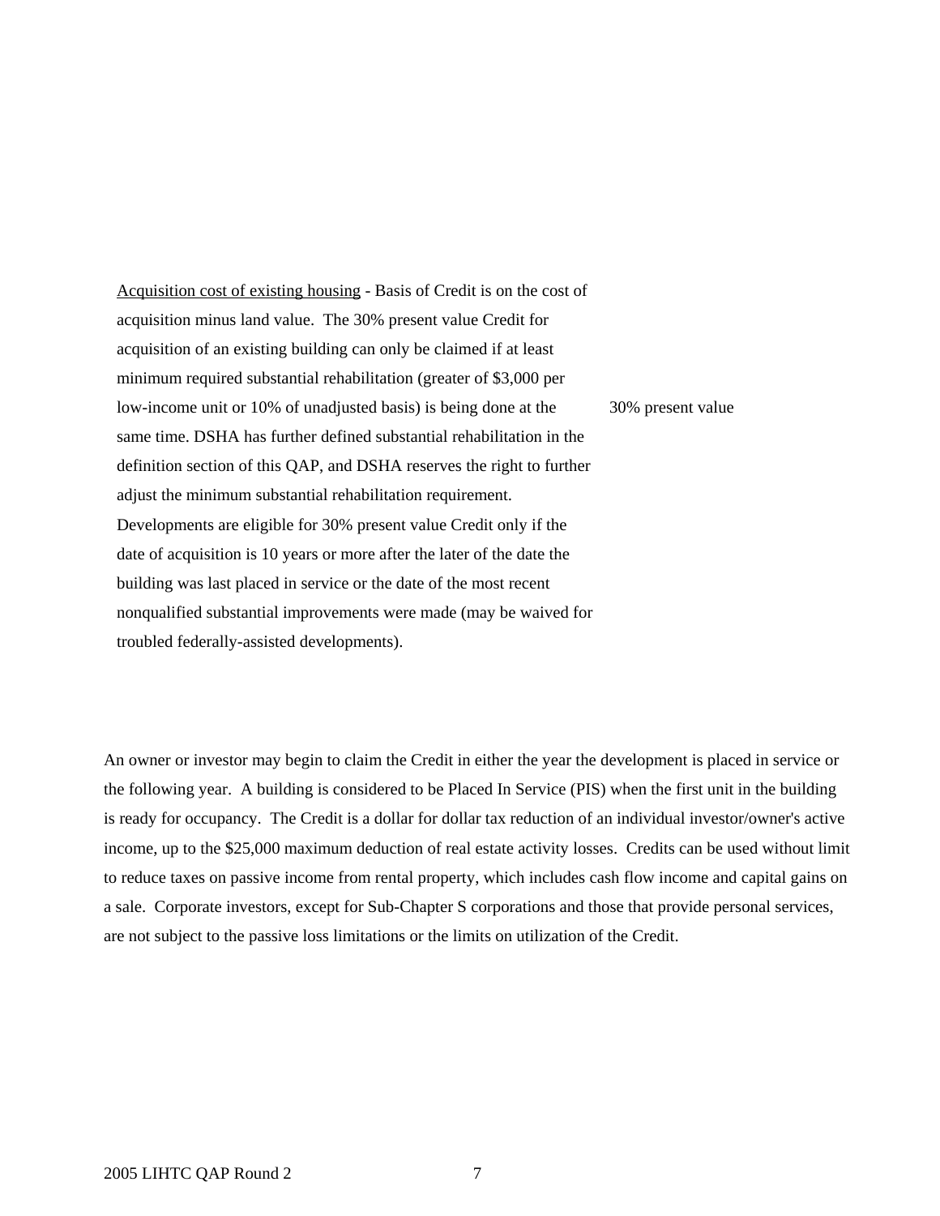<u>Acquisition cost of existing housing</u> - Basis of Credit is on the cost of acquisition minus land value. The 30% present value Credit for acquisition of an existing building can only be claimed if at least minimum required substantial rehabilitation (greater of $3,000 per low-income unit or 10% of unadjusted basis) is being done at the same time. DSHA has further defined substantial rehabilitation in the definition section of this QAP, and DSHA reserves the right to further adjust the minimum substantial rehabilitation requirement. Developments are eligible for 30% present value Credit only if the date of acquisition is 10 years or more after the later of the date the building was last placed in service or the date of the most recent nonqualified substantial improvements were made (may be waived for troubled federally-assisted developments).

30% present value

An owner or investor may begin to claim the Credit in either the year the development is placed in service or the following year. A building is considered to be Placed In Service (PIS) when the first unit in the building is ready for occupancy. The Credit is a dollar for dollar tax reduction of an individual investor/owner's active income, up to the $25,000 maximum deduction of real estate activity losses. Credits can be used without limit to reduce taxes on passive income from rental property, which includes cash flow income and capital gains on a sale. Corporate investors, except for Sub-Chapter S corporations and those that provide personal services, are not subject to the passive loss limitations or the limits on utilization of the Credit.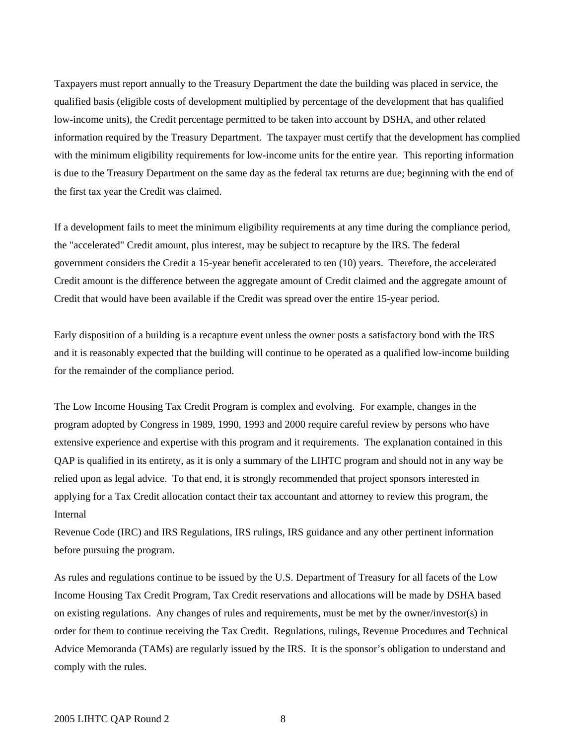Taxpayers must report annually to the Treasury Department the date the building was placed in service, the qualified basis (eligible costs of development multiplied by percentage of the development that has qualified low-income units), the Credit percentage permitted to be taken into account by DSHA, and other related information required by the Treasury Department. The taxpayer must certify that the development has complied with the minimum eligibility requirements for low-income units for the entire year. This reporting information is due to the Treasury Department on the same day as the federal tax returns are due; beginning with the end of the first tax year the Credit was claimed.

If a development fails to meet the minimum eligibility requirements at any time during the compliance period, the "accelerated" Credit amount, plus interest, may be subject to recapture by the IRS. The federal government considers the Credit a 15-year benefit accelerated to ten (10) years. Therefore, the accelerated Credit amount is the difference between the aggregate amount of Credit claimed and the aggregate amount of Credit that would have been available if the Credit was spread over the entire 15-year period.

Early disposition of a building is a recapture event unless the owner posts a satisfactory bond with the IRS and it is reasonably expected that the building will continue to be operated as a qualified low-income building for the remainder of the compliance period.

The Low Income Housing Tax Credit Program is complex and evolving. For example, changes in the program adopted by Congress in 1989, 1990, 1993 and 2000 require careful review by persons who have extensive experience and expertise with this program and it requirements. The explanation contained in this QAP is qualified in its entirety, as it is only a summary of the LIHTC program and should not in any way be relied upon as legal advice. To that end, it is strongly recommended that project sponsors interested in applying for a Tax Credit allocation contact their tax accountant and attorney to review this program, the Internal Revenue Code (IRC) and IRS Regulations, IRS rulings, IRS guidance and any other pertinent information before pursuing the program.

As rules and regulations continue to be issued by the U.S. Department of Treasury for all facets of the Low Income Housing Tax Credit Program, Tax Credit reservations and allocations will be made by DSHA based on existing regulations. Any changes of rules and requirements, must be met by the owner/investor(s) in order for them to continue receiving the Tax Credit. Regulations, rulings, Revenue Procedures and Technical Advice Memoranda (TAMs) are regularly issued by the IRS. It is the sponsor's obligation to understand and comply with the rules.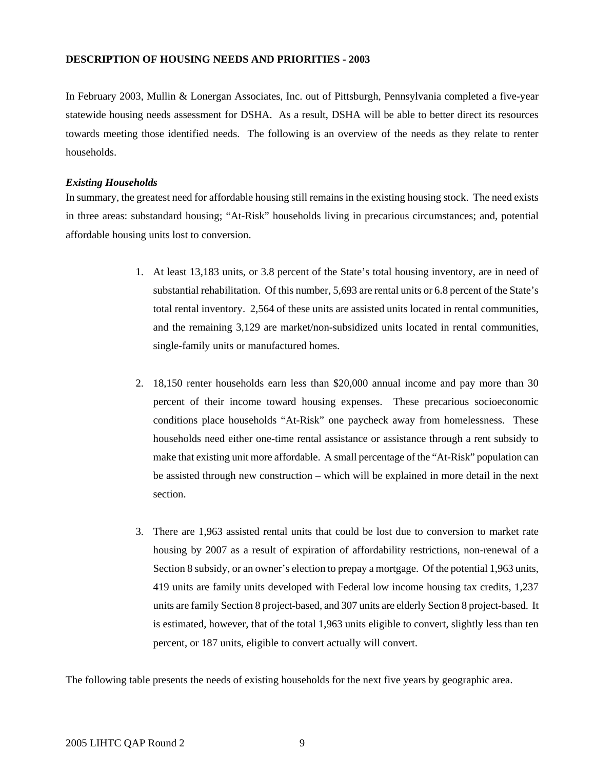**DESCRIPTION OF HOUSING NEEDS AND PRIORITIES - 2003**

In February 2003, Mullin & Lonergan Associates, Inc. out of Pittsburgh, Pennsylvania completed a five-year statewide housing needs assessment for DSHA. As a result, DSHA will be able to better direct its resources towards meeting those identified needs. The following is an overview of the needs as they relate to renter households.

***Existing Households***

In summary, the greatest need for affordable housing still remains in the existing housing stock. The need exists in three areas: substandard housing; "At-Risk" households living in precarious circumstances; and, potential affordable housing units lost to conversion.

1. At least 13,183 units, or 3.8 percent of the State's total housing inventory, are in need of substantial rehabilitation. Of this number, 5,693 are rental units or 6.8 percent of the State's total rental inventory. 2,564 of these units are assisted units located in rental communities, and the remaining 3,129 are market/non-subsidized units located in rental communities, single-family units or manufactured homes.

2. 18,150 renter households earn less than $20,000 annual income and pay more than 30 percent of their income toward housing expenses. These precarious socioeconomic conditions place households "At-Risk" one paycheck away from homelessness. These households need either one-time rental assistance or assistance through a rent subsidy to make that existing unit more affordable. A small percentage of the "At-Risk" population can be assisted through new construction – which will be explained in more detail in the next section.

3. There are 1,963 assisted rental units that could be lost due to conversion to market rate housing by 2007 as a result of expiration of affordability restrictions, non-renewal of a Section 8 subsidy, or an owner's election to prepay a mortgage. Of the potential 1,963 units, 419 units are family units developed with Federal low income housing tax credits, 1,237 units are family Section 8 project-based, and 307 units are elderly Section 8 project-based. It is estimated, however, that of the total 1,963 units eligible to convert, slightly less than ten percent, or 187 units, eligible to convert actually will convert.

The following table presents the needs of existing households for the next five years by geographic area.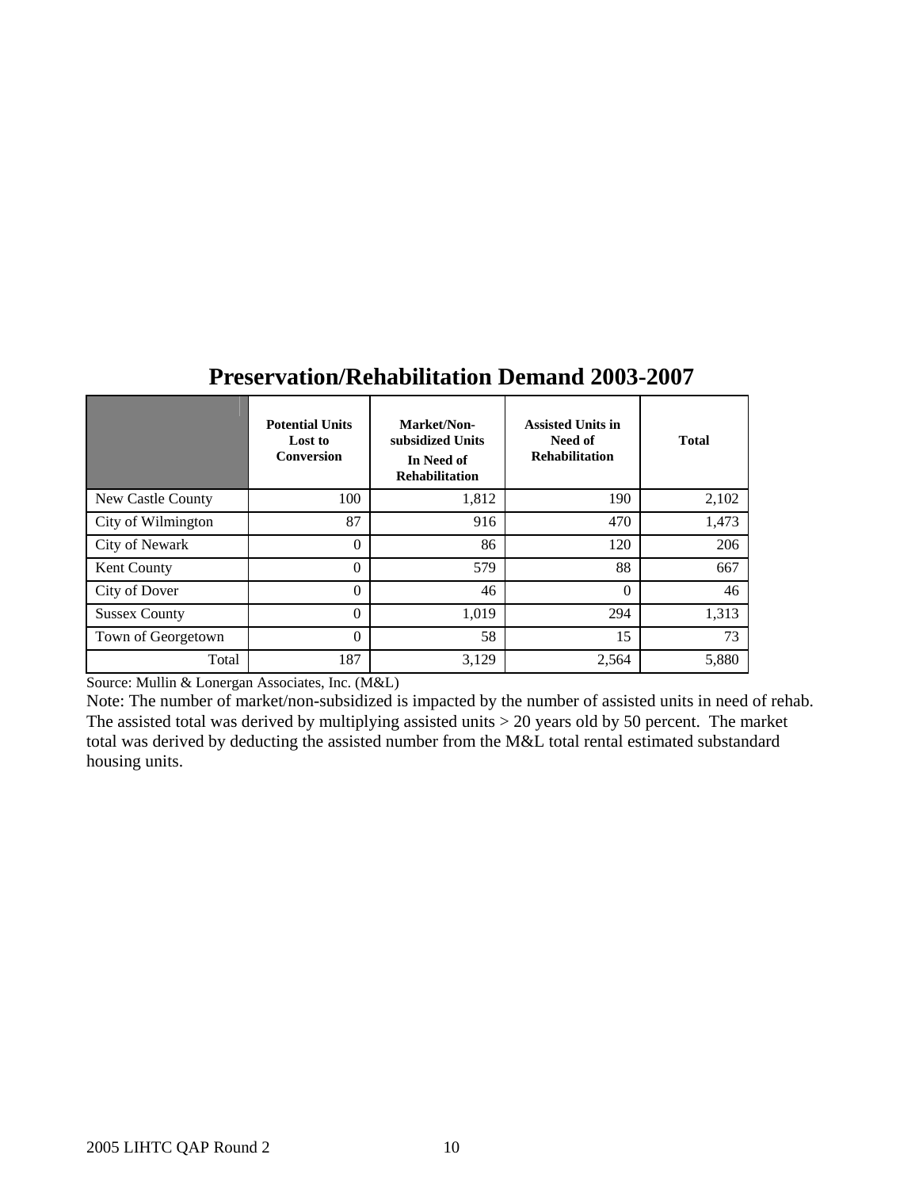# Preservation/Rehabilitation Demand 2003-2007

| | Potential Units Lost to Conversion | Market/Non-subsidized Units In Need of Rehabilitation | Assisted Units in Need of Rehabilitation | Total |
|---|---|---|---|---|
| New Castle County | 100 | 1,812 | 190 | 2,102 |
| City of Wilmington | 87 | 916 | 470 | 1,473 |
| City of Newark | 0 | 86 | 120 | 206 |
| Kent County | 0 | 579 | 88 | 667 |
| City of Dover | 0 | 46 | 0 | 46 |
| Sussex County | 0 | 1,019 | 294 | 1,313 |
| Town of Georgetown | 0 | 58 | 15 | 73 |
| Total | 187 | 3,129 | 2,564 | 5,880 |

Source: Mullin & Lonergan Associates, Inc. (M&L)

Note: The number of market/non-subsidized is impacted by the number of assisted units in need of rehab. The assisted total was derived by multiplying assisted units > 20 years old by 50 percent. The market total was derived by deducting the assisted number from the M&L total rental estimated substandard housing units.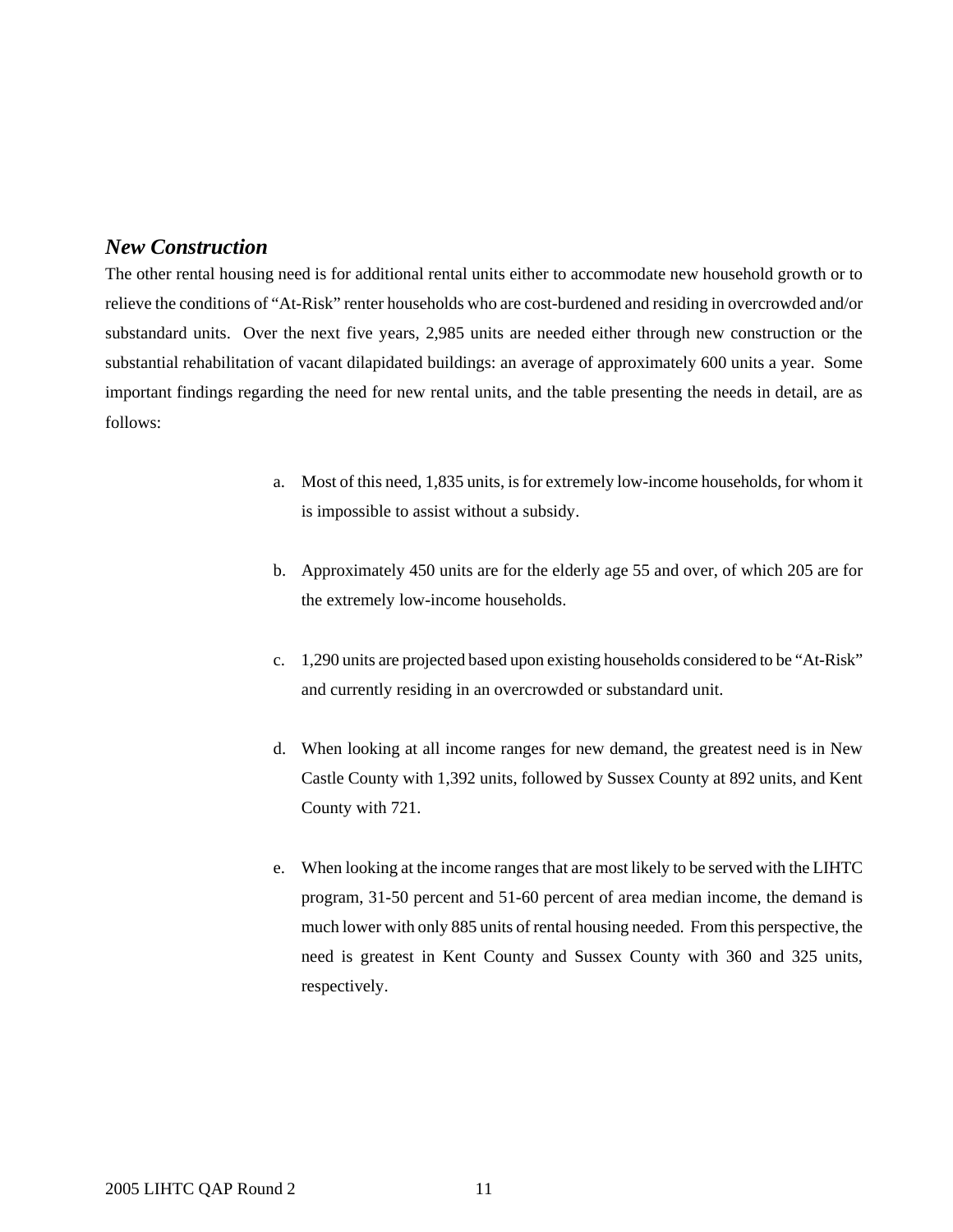### *New Construction*

The other rental housing need is for additional rental units either to accommodate new household growth or to relieve the conditions of "At-Risk" renter households who are cost-burdened and residing in overcrowded and/or substandard units. Over the next five years, 2,985 units are needed either through new construction or the substantial rehabilitation of vacant dilapidated buildings: an average of approximately 600 units a year. Some important findings regarding the need for new rental units, and the table presenting the needs in detail, are as follows:

a. Most of this need, 1,835 units, is for extremely low-income households, for whom it is impossible to assist without a subsidy.

b. Approximately 450 units are for the elderly age 55 and over, of which 205 are for the extremely low-income households.

c. 1,290 units are projected based upon existing households considered to be "At-Risk" and currently residing in an overcrowded or substandard unit.

d. When looking at all income ranges for new demand, the greatest need is in New Castle County with 1,392 units, followed by Sussex County at 892 units, and Kent County with 721.

e. When looking at the income ranges that are most likely to be served with the LIHTC program, 31-50 percent and 51-60 percent of area median income, the demand is much lower with only 885 units of rental housing needed. From this perspective, the need is greatest in Kent County and Sussex County with 360 and 325 units, respectively.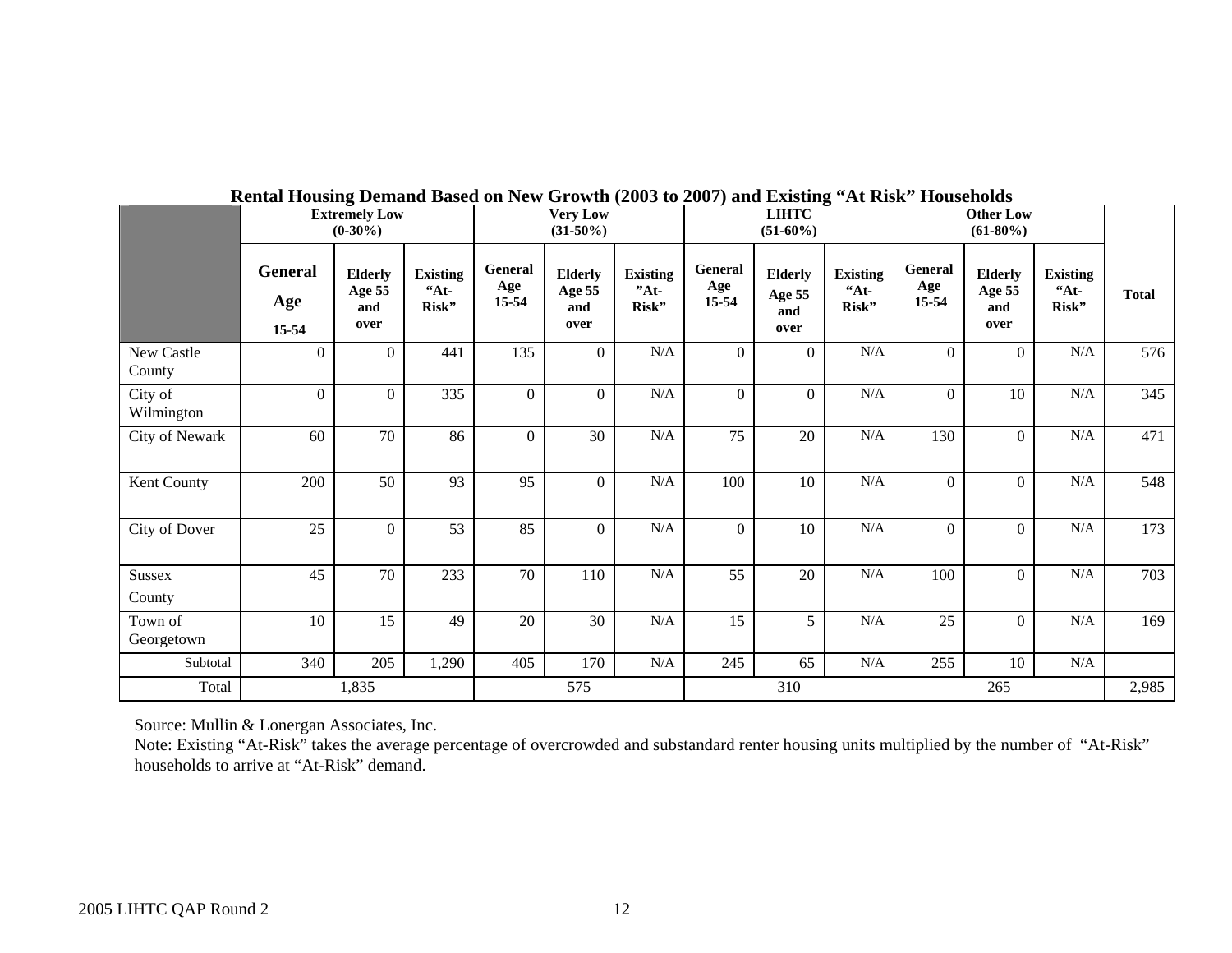**Rental Housing Demand Based on New Growth (2003 to 2007) and Existing "At Risk" Households**

| | Extremely Low (0-30%) | | | Very Low (31-50%) | | | LIHTC (51-60%) | | | Other Low (61-80%) | | | Total |
|---|---|---|---|---|---|---|---|---|---|---|---|---|---|
| | General Age 15-54 | Elderly Age 55 and over | Existing "At-Risk" | General Age 15-54 | Elderly Age 55 and over | Existing "At-Risk" | General Age 15-54 | Elderly Age 55 and over | Existing "At-Risk" | General Age 15-54 | Elderly Age 55 and over | Existing "At-Risk" | |
| New Castle County | 0 | 0 | 441 | 135 | 0 | N/A | 0 | 0 | N/A | 0 | 0 | N/A | 576 |
| City of Wilmington | 0 | 0 | 335 | 0 | 0 | N/A | 0 | 0 | N/A | 0 | 10 | N/A | 345 |
| City of Newark | 60 | 70 | 86 | 0 | 30 | N/A | 75 | 20 | N/A | 130 | 0 | N/A | 471 |
| Kent County | 200 | 50 | 93 | 95 | 0 | N/A | 100 | 10 | N/A | 0 | 0 | N/A | 548 |
| City of Dover | 25 | 0 | 53 | 85 | 0 | N/A | 0 | 10 | N/A | 0 | 0 | N/A | 173 |
| Sussex County | 45 | 70 | 233 | 70 | 110 | N/A | 55 | 20 | N/A | 100 | 0 | N/A | 703 |
| Town of Georgetown | 10 | 15 | 49 | 20 | 30 | N/A | 15 | 5 | N/A | 25 | 0 | N/A | 169 |
| Subtotal | 340 | 205 | 1,290 | 405 | 170 | N/A | 245 | 65 | N/A | 255 | 10 | N/A | |
| Total | 1,835 | | | 575 | | | 310 | | | 265 | | | 2,985 |

Source: Mullin & Lonergan Associates, Inc.

Note: Existing "At-Risk" takes the average percentage of overcrowded and substandard renter housing units multiplied by the number of "At-Risk" households to arrive at "At-Risk" demand.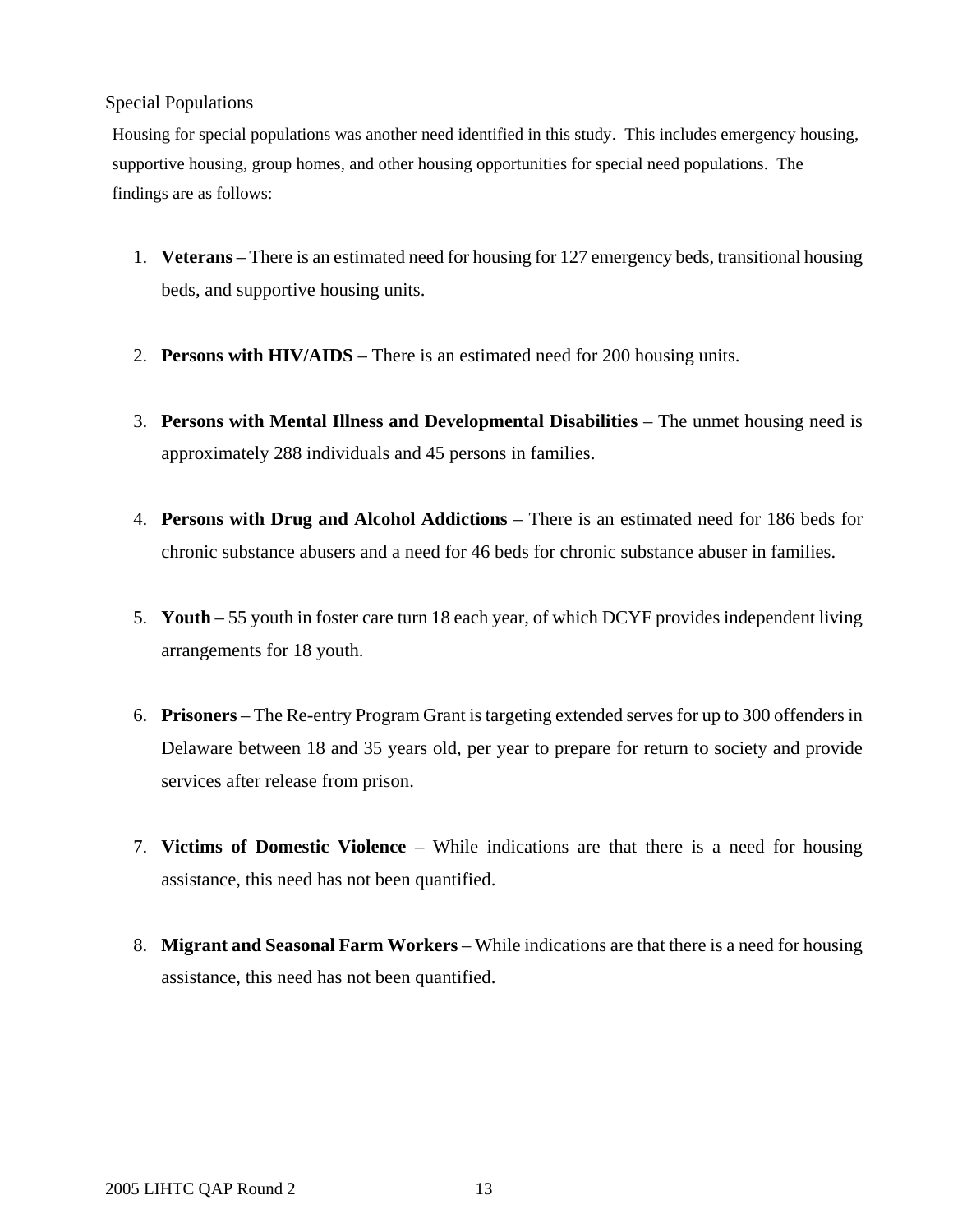## Special Populations

Housing for special populations was another need identified in this study. This includes emergency housing, supportive housing, group homes, and other housing opportunities for special need populations. The findings are as follows:

1. **Veterans** – There is an estimated need for housing for 127 emergency beds, transitional housing beds, and supportive housing units.

2. **Persons with HIV/AIDS** – There is an estimated need for 200 housing units.

3. **Persons with Mental Illness and Developmental Disabilities** – The unmet housing need is approximately 288 individuals and 45 persons in families.

4. **Persons with Drug and Alcohol Addictions** – There is an estimated need for 186 beds for chronic substance abusers and a need for 46 beds for chronic substance abuser in families.

5. **Youth** – 55 youth in foster care turn 18 each year, of which DCYF provides independent living arrangements for 18 youth.

6. **Prisoners** – The Re-entry Program Grant is targeting extended serves for up to 300 offenders in Delaware between 18 and 35 years old, per year to prepare for return to society and provide services after release from prison.

7. **Victims of Domestic Violence** – While indications are that there is a need for housing assistance, this need has not been quantified.

8. **Migrant and Seasonal Farm Workers** – While indications are that there is a need for housing assistance, this need has not been quantified.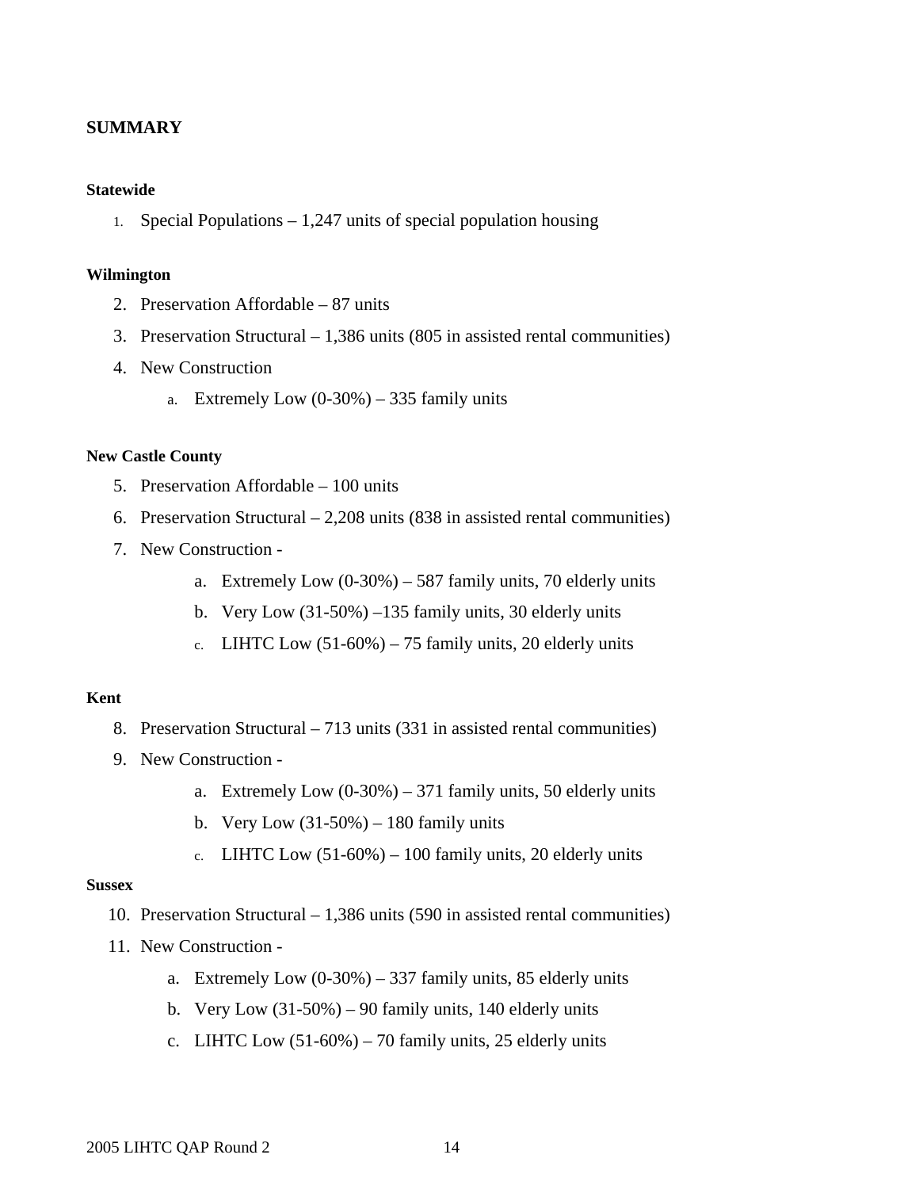## SUMMARY

### Statewide

1. Special Populations – 1,247 units of special population housing

### Wilmington

2. Preservation Affordable – 87 units
3. Preservation Structural – 1,386 units (805 in assisted rental communities)
4. New Construction
    a. Extremely Low (0-30%) – 335 family units

### New Castle County

5. Preservation Affordable – 100 units
6. Preservation Structural – 2,208 units (838 in assisted rental communities)
7. New Construction -
    a. Extremely Low (0-30%) – 587 family units, 70 elderly units
    b. Very Low (31-50%) –135 family units, 30 elderly units
    c. LIHTC Low (51-60%) – 75 family units, 20 elderly units

### Kent

8. Preservation Structural – 713 units (331 in assisted rental communities)
9. New Construction -
    a. Extremely Low (0-30%) – 371 family units, 50 elderly units
    b. Very Low (31-50%) – 180 family units
    c. LIHTC Low (51-60%) – 100 family units, 20 elderly units

### Sussex

10. Preservation Structural – 1,386 units (590 in assisted rental communities)
11. New Construction -
    a. Extremely Low (0-30%) – 337 family units, 85 elderly units
    b. Very Low (31-50%) – 90 family units, 140 elderly units
    c. LIHTC Low (51-60%) – 70 family units, 25 elderly units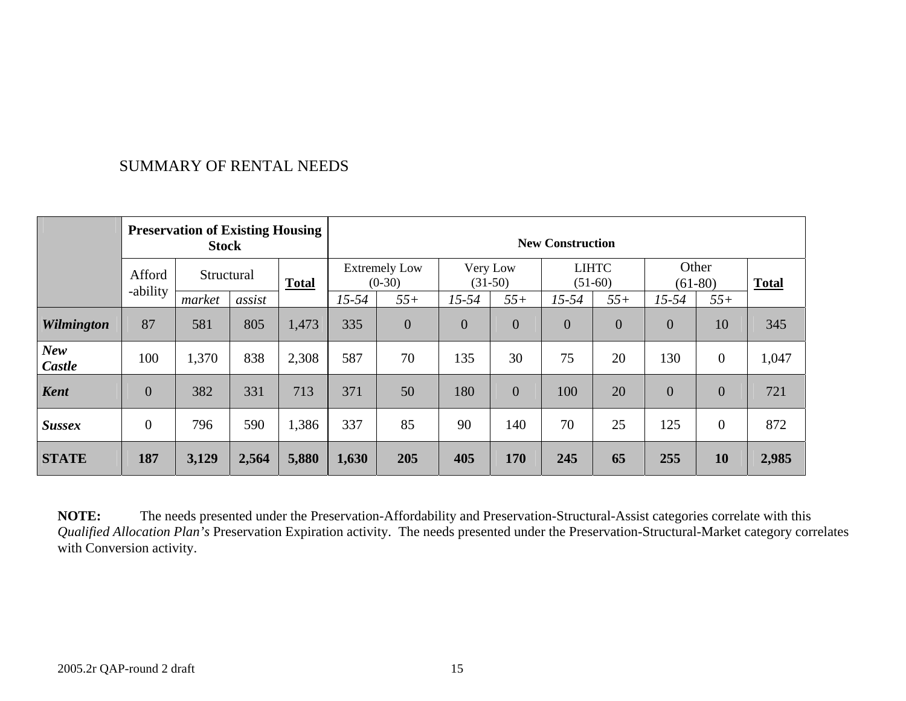SUMMARY OF RENTAL NEEDS

| | Preservation of Existing Housing Stock | | | | New Construction | | | | | | | | |
|---|---|---|---|---|---|---|---|---|---|---|---|---|---|
| | Afford -ability | Structural | | Total | Extremely Low (0-30) | | Very Low (31-50) | | LIHTC (51-60) | | Other (61-80) | | Total |
| | | *market* | *assist* | | *15-54* | *55+* | *15-54* | *55+* | *15-54* | *55+* | *15-54* | *55+* | |
| ***Wilmington*** | 87 | 581 | 805 | 1,473 | 335 | 0 | 0 | 0 | 0 | 0 | 0 | 10 | 345 |
| ***New Castle*** | 100 | 1,370 | 838 | 2,308 | 587 | 70 | 135 | 30 | 75 | 20 | 130 | 0 | 1,047 |
| ***Kent*** | 0 | 382 | 331 | 713 | 371 | 50 | 180 | 0 | 100 | 20 | 0 | 0 | 721 |
| ***Sussex*** | 0 | 796 | 590 | 1,386 | 337 | 85 | 90 | 140 | 70 | 25 | 125 | 0 | 872 |
| **STATE** | **187** | **3,129** | **2,564** | **5,880** | **1,630** | **205** | **405** | **170** | **245** | **65** | **255** | **10** | **2,985** |

**NOTE:** The needs presented under the Preservation-Affordability and Preservation-Structural-Assist categories correlate with this *Qualified Allocation Plan's* Preservation Expiration activity. The needs presented under the Preservation-Structural-Market category correlates with Conversion activity.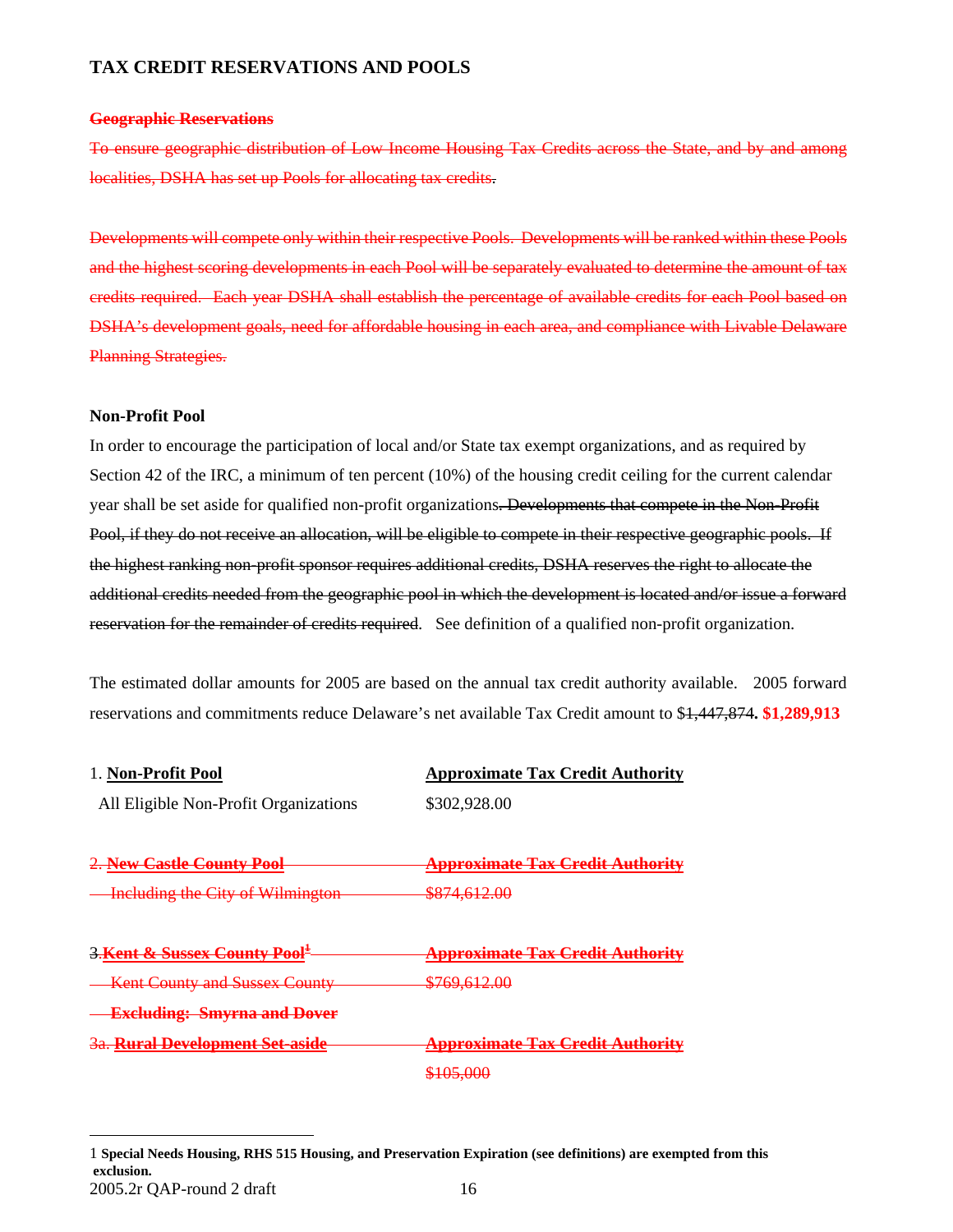## TAX CREDIT RESERVATIONS AND POOLS

~~**Geographic Reservations**~~

~~To ensure geographic distribution of Low Income Housing Tax Credits across the State, and by and among localities, DSHA has set up Pools for allocating tax credits.~~

~~Developments will compete only within their respective Pools. Developments will be ranked within these Pools and the highest scoring developments in each Pool will be separately evaluated to determine the amount of tax credits required. Each year DSHA shall establish the percentage of available credits for each Pool based on DSHA's development goals, need for affordable housing in each area, and compliance with Livable Delaware Planning Strategies.~~

**Non-Profit Pool**

In order to encourage the participation of local and/or State tax exempt organizations, and as required by Section 42 of the IRC, a minimum of ten percent (10%) of the housing credit ceiling for the current calendar year shall be set aside for qualified non-profit organizations~~. Developments that compete in the Non-Profit Pool, if they do not receive an allocation, will be eligible to compete in their respective geographic pools. If the highest ranking non-profit sponsor requires additional credits, DSHA reserves the right to allocate the additional credits needed from the geographic pool in which the development is located and/or issue a forward reservation for the remainder of credits required~~. See definition of a qualified non-profit organization.

The estimated dollar amounts for 2005 are based on the annual tax credit authority available. 2005 forward reservations and commitments reduce Delaware's net available Tax Credit amount to $~~1,447,874~~. **$1,289,913**

| 1. **Non-Profit Pool** | **Approximate Tax Credit Authority** |
|---|---|
| All Eligible Non-Profit Organizations | $302,928.00 |
| | |
| ~~2. **New Castle County Pool**~~ | ~~**Approximate Tax Credit Authority**~~ |
| ~~Including the City of Wilmington~~ | ~~$874,612.00~~ |
| | |
| ~~3.**Kent & Sussex County Pool**[1]~~ | ~~**Approximate Tax Credit Authority**~~ |
| ~~Kent County and Sussex County~~ | ~~$769,612.00~~ |
| ~~**Excluding: Smyrna and Dover**~~ | |
| ~~3a. **Rural Development Set-aside**~~ | ~~**Approximate Tax Credit Authority**~~ |
| | ~~$105,000~~ |

1 **Special Needs Housing, RHS 515 Housing, and Preservation Expiration (see definitions) are exempted from this exclusion.**

2005.2r QAP-round 2 draft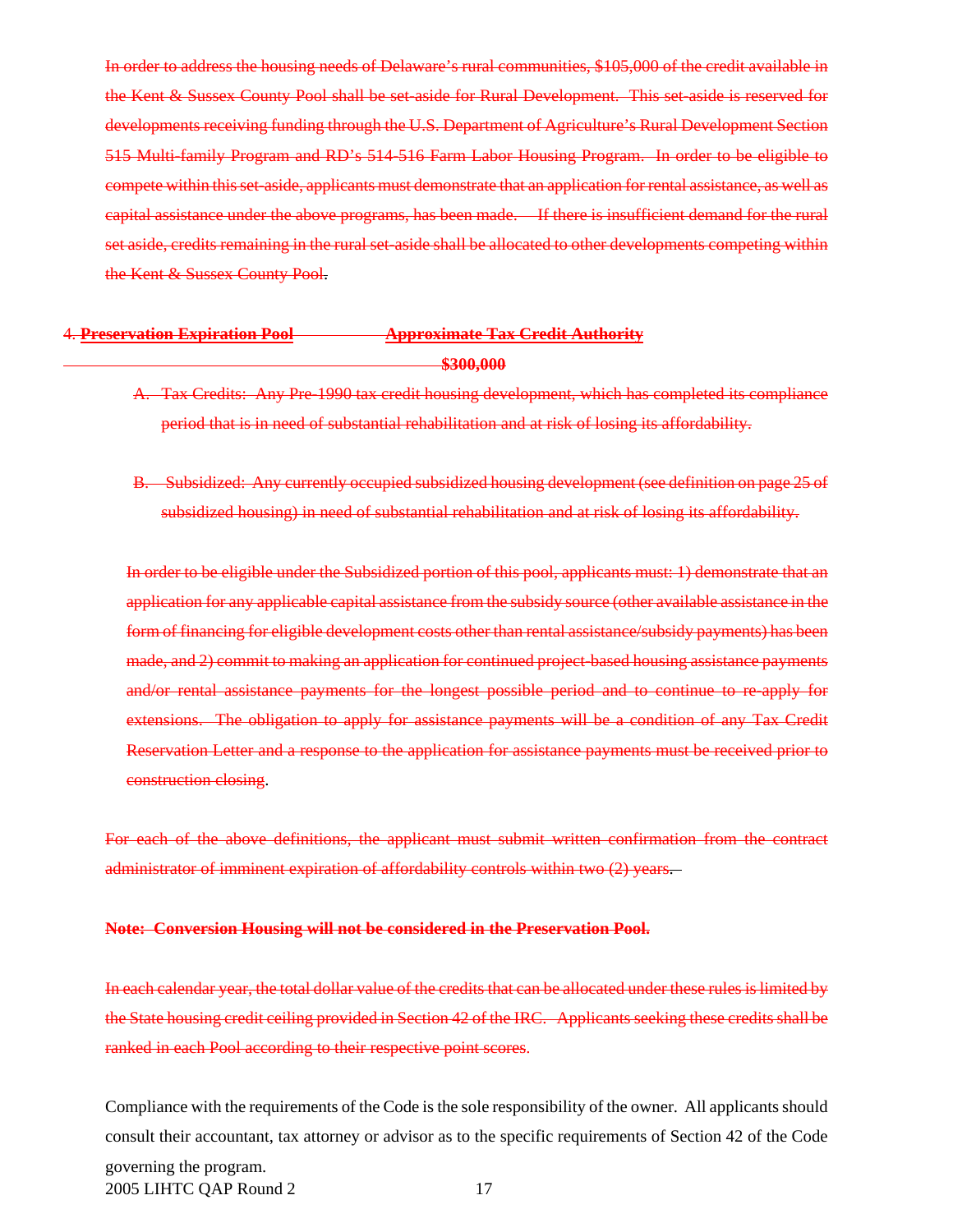In order to address the housing needs of Delaware's rural communities, $105,000 of the credit available in the Kent & Sussex County Pool shall be set-aside for Rural Development. This set-aside is reserved for developments receiving funding through the U.S. Department of Agriculture's Rural Development Section 515 Multi-family Program and RD's 514-516 Farm Labor Housing Program. In order to be eligible to compete within this set-aside, applicants must demonstrate that an application for rental assistance, as well as capital assistance under the above programs, has been made. If there is insufficient demand for the rural set aside, credits remaining in the rural set-aside shall be allocated to other developments competing within the Kent & Sussex County Pool.

4. **Preservation Expiration Pool** **Approximate Tax Credit Authority**

**$300,000**

A. Tax Credits: Any Pre-1990 tax credit housing development, which has completed its compliance period that is in need of substantial rehabilitation and at risk of losing its affordability.

B. Subsidized: Any currently occupied subsidized housing development (see definition on page 25 of subsidized housing) in need of substantial rehabilitation and at risk of losing its affordability.

In order to be eligible under the Subsidized portion of this pool, applicants must: 1) demonstrate that an application for any applicable capital assistance from the subsidy source (other available assistance in the form of financing for eligible development costs other than rental assistance/subsidy payments) has been made, and 2) commit to making an application for continued project-based housing assistance payments and/or rental assistance payments for the longest possible period and to continue to re-apply for extensions. The obligation to apply for assistance payments will be a condition of any Tax Credit Reservation Letter and a response to the application for assistance payments must be received prior to construction closing.

For each of the above definitions, the applicant must submit written confirmation from the contract administrator of imminent expiration of affordability controls within two (2) years.

**Note: Conversion Housing will not be considered in the Preservation Pool.**

In each calendar year, the total dollar value of the credits that can be allocated under these rules is limited by the State housing credit ceiling provided in Section 42 of the IRC. Applicants seeking these credits shall be ranked in each Pool according to their respective point scores.

Compliance with the requirements of the Code is the sole responsibility of the owner. All applicants should consult their accountant, tax attorney or advisor as to the specific requirements of Section 42 of the Code governing the program.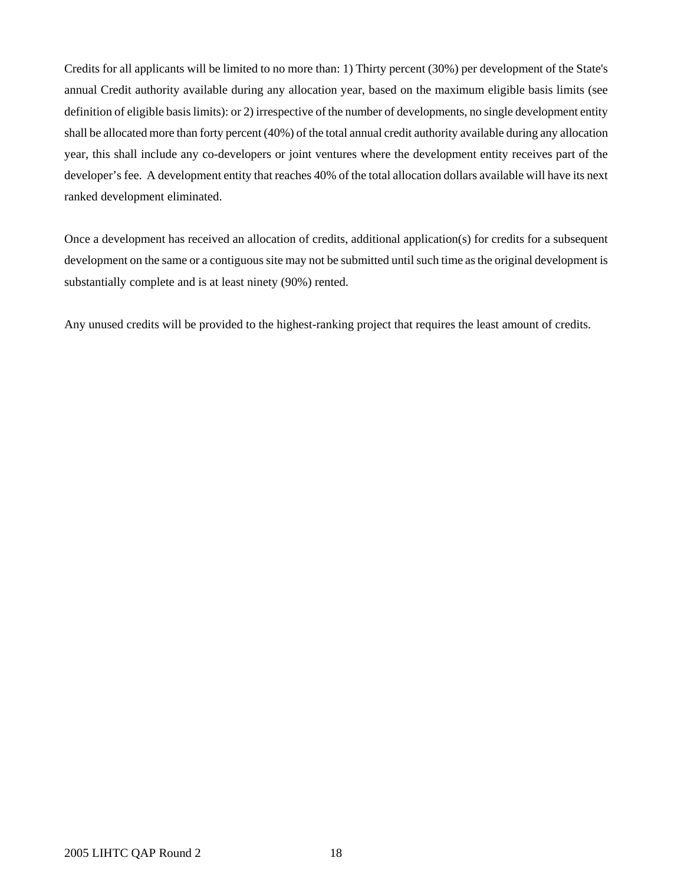Credits for all applicants will be limited to no more than: 1) Thirty percent (30%) per development of the State's annual Credit authority available during any allocation year, based on the maximum eligible basis limits (see definition of eligible basis limits): or 2) irrespective of the number of developments, no single development entity shall be allocated more than forty percent (40%) of the total annual credit authority available during any allocation year, this shall include any co-developers or joint ventures where the development entity receives part of the developer's fee. A development entity that reaches 40% of the total allocation dollars available will have its next ranked development eliminated.

Once a development has received an allocation of credits, additional application(s) for credits for a subsequent development on the same or a contiguous site may not be submitted until such time as the original development is substantially complete and is at least ninety (90%) rented.

Any unused credits will be provided to the highest-ranking project that requires the least amount of credits.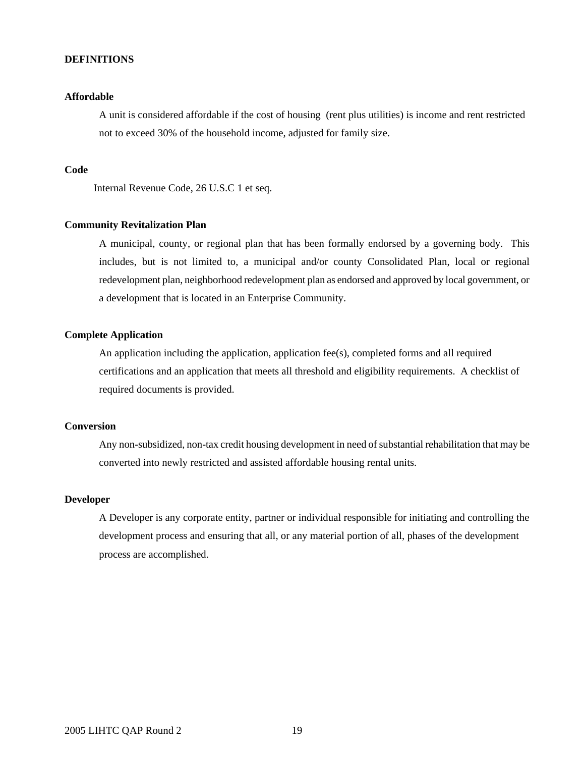## DEFINITIONS

**Affordable**

A unit is considered affordable if the cost of housing (rent plus utilities) is income and rent restricted not to exceed 30% of the household income, adjusted for family size.

**Code**

Internal Revenue Code, 26 U.S.C 1 et seq.

**Community Revitalization Plan**

A municipal, county, or regional plan that has been formally endorsed by a governing body. This includes, but is not limited to, a municipal and/or county Consolidated Plan, local or regional redevelopment plan, neighborhood redevelopment plan as endorsed and approved by local government, or a development that is located in an Enterprise Community.

**Complete Application**

An application including the application, application fee(s), completed forms and all required certifications and an application that meets all threshold and eligibility requirements. A checklist of required documents is provided.

**Conversion**

Any non-subsidized, non-tax credit housing development in need of substantial rehabilitation that may be converted into newly restricted and assisted affordable housing rental units.

**Developer**

A Developer is any corporate entity, partner or individual responsible for initiating and controlling the development process and ensuring that all, or any material portion of all, phases of the development process are accomplished.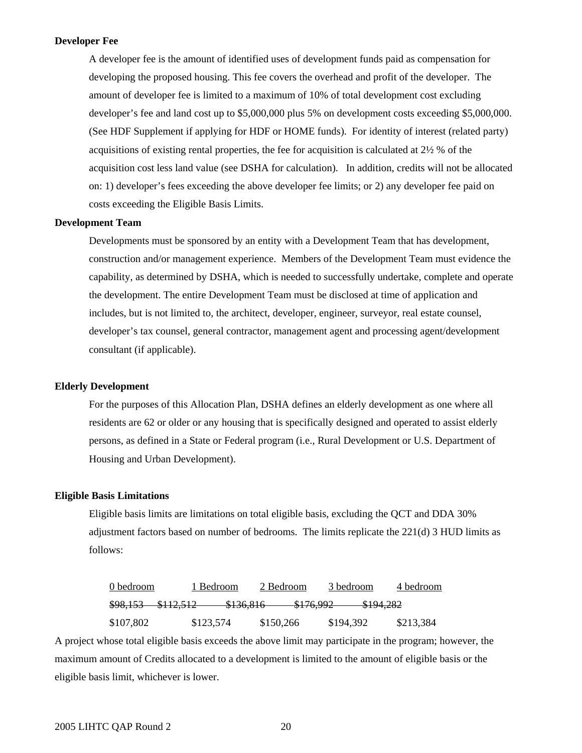**Developer Fee**

A developer fee is the amount of identified uses of development funds paid as compensation for developing the proposed housing. This fee covers the overhead and profit of the developer. The amount of developer fee is limited to a maximum of 10% of total development cost excluding developer's fee and land cost up to $5,000,000 plus 5% on development costs exceeding $5,000,000. (See HDF Supplement if applying for HDF or HOME funds). For identity of interest (related party) acquisitions of existing rental properties, the fee for acquisition is calculated at 2½ % of the acquisition cost less land value (see DSHA for calculation). In addition, credits will not be allocated on: 1) developer's fees exceeding the above developer fee limits; or 2) any developer fee paid on costs exceeding the Eligible Basis Limits.

**Development Team**

Developments must be sponsored by an entity with a Development Team that has development, construction and/or management experience. Members of the Development Team must evidence the capability, as determined by DSHA, which is needed to successfully undertake, complete and operate the development. The entire Development Team must be disclosed at time of application and includes, but is not limited to, the architect, developer, engineer, surveyor, real estate counsel, developer's tax counsel, general contractor, management agent and processing agent/development consultant (if applicable).

**Elderly Development**

For the purposes of this Allocation Plan, DSHA defines an elderly development as one where all residents are 62 or older or any housing that is specifically designed and operated to assist elderly persons, as defined in a State or Federal program (i.e., Rural Development or U.S. Department of Housing and Urban Development).

**Eligible Basis Limitations**

Eligible basis limits are limitations on total eligible basis, excluding the QCT and DDA 30% adjustment factors based on number of bedrooms. The limits replicate the 221(d) 3 HUD limits as follows:

| 0 bedroom | 1 Bedroom | 2 Bedroom | 3 bedroom | 4 bedroom |
|---|---|---|---|---|
| ~~$98,153~~ | ~~$112,512~~ | ~~$136,816~~ | ~~$176,992~~ | ~~$194,282~~ |
| $107,802 | $123,574 | $150,266 | $194,392 | $213,384 |

A project whose total eligible basis exceeds the above limit may participate in the program; however, the maximum amount of Credits allocated to a development is limited to the amount of eligible basis or the eligible basis limit, whichever is lower.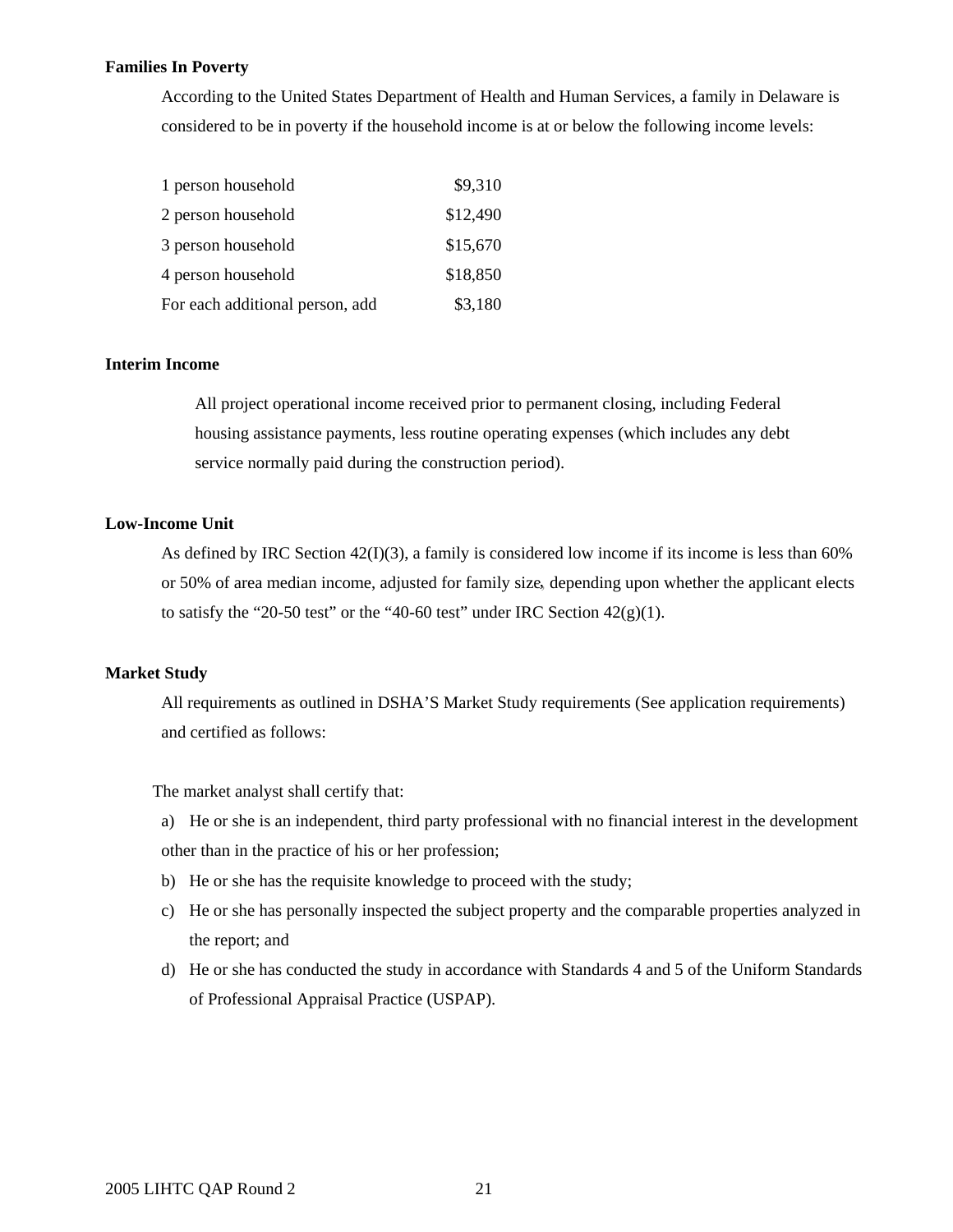**Families In Poverty**

According to the United States Department of Health and Human Services, a family in Delaware is considered to be in poverty if the household income is at or below the following income levels:

| | |
|---|---|
| 1 person household | $9,310 |
| 2 person household | $12,490 |
| 3 person household | $15,670 |
| 4 person household | $18,850 |
| For each additional person, add | $3,180 |

**Interim Income**

All project operational income received prior to permanent closing, including Federal housing assistance payments, less routine operating expenses (which includes any debt service normally paid during the construction period).

**Low-Income Unit**

As defined by IRC Section 42(I)(3), a family is considered low income if its income is less than 60% or 50% of area median income, adjusted for family size, depending upon whether the applicant elects to satisfy the “20-50 test” or the “40-60 test” under IRC Section 42(g)(1).

**Market Study**

All requirements as outlined in DSHA’S Market Study requirements (See application requirements) and certified as follows:

The market analyst shall certify that:

a) He or she is an independent, third party professional with no financial interest in the development other than in the practice of his or her profession;
b) He or she has the requisite knowledge to proceed with the study;
c) He or she has personally inspected the subject property and the comparable properties analyzed in the report; and
d) He or she has conducted the study in accordance with Standards 4 and 5 of the Uniform Standards of Professional Appraisal Practice (USPAP).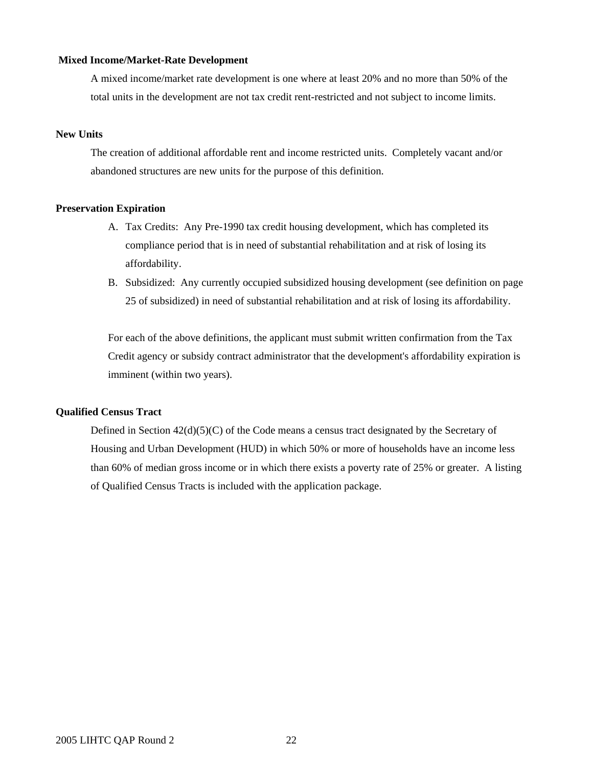**Mixed Income/Market-Rate Development**

A mixed income/market rate development is one where at least 20% and no more than 50% of the total units in the development are not tax credit rent-restricted and not subject to income limits.

**New Units**

The creation of additional affordable rent and income restricted units. Completely vacant and/or abandoned structures are new units for the purpose of this definition.

**Preservation Expiration**

A. Tax Credits: Any Pre-1990 tax credit housing development, which has completed its compliance period that is in need of substantial rehabilitation and at risk of losing its affordability.
B. Subsidized: Any currently occupied subsidized housing development (see definition on page 25 of subsidized) in need of substantial rehabilitation and at risk of losing its affordability.

For each of the above definitions, the applicant must submit written confirmation from the Tax Credit agency or subsidy contract administrator that the development's affordability expiration is imminent (within two years).

**Qualified Census Tract**

Defined in Section 42(d)(5)(C) of the Code means a census tract designated by the Secretary of Housing and Urban Development (HUD) in which 50% or more of households have an income less than 60% of median gross income or in which there exists a poverty rate of 25% or greater. A listing of Qualified Census Tracts is included with the application package.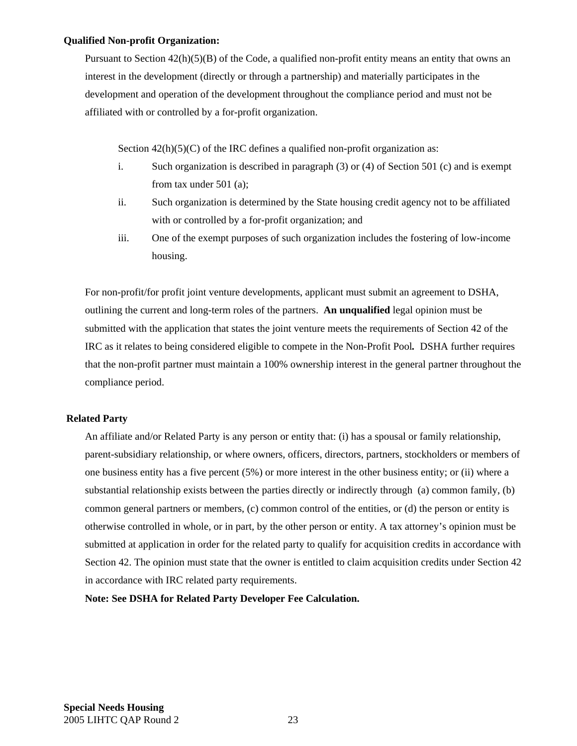**Qualified Non-profit Organization:**

Pursuant to Section 42(h)(5)(B) of the Code, a qualified non-profit entity means an entity that owns an interest in the development (directly or through a partnership) and materially participates in the development and operation of the development throughout the compliance period and must not be affiliated with or controlled by a for-profit organization.

Section 42(h)(5)(C) of the IRC defines a qualified non-profit organization as:

i. Such organization is described in paragraph (3) or (4) of Section 501 (c) and is exempt from tax under 501 (a);
ii. Such organization is determined by the State housing credit agency not to be affiliated with or controlled by a for-profit organization; and
iii. One of the exempt purposes of such organization includes the fostering of low-income housing.

For non-profit/for profit joint venture developments, applicant must submit an agreement to DSHA, outlining the current and long-term roles of the partners. **An unqualified** legal opinion must be submitted with the application that states the joint venture meets the requirements of Section 42 of the IRC as it relates to being considered eligible to compete in the Non-Profit Pool**.** DSHA further requires that the non-profit partner must maintain a 100% ownership interest in the general partner throughout the compliance period.

**Related Party**

An affiliate and/or Related Party is any person or entity that: (i) has a spousal or family relationship, parent-subsidiary relationship, or where owners, officers, directors, partners, stockholders or members of one business entity has a five percent (5%) or more interest in the other business entity; or (ii) where a substantial relationship exists between the parties directly or indirectly through (a) common family, (b) common general partners or members, (c) common control of the entities, or (d) the person or entity is otherwise controlled in whole, or in part, by the other person or entity. A tax attorney's opinion must be submitted at application in order for the related party to qualify for acquisition credits in accordance with Section 42. The opinion must state that the owner is entitled to claim acquisition credits under Section 42 in accordance with IRC related party requirements.

**Note: See DSHA for Related Party Developer Fee Calculation.**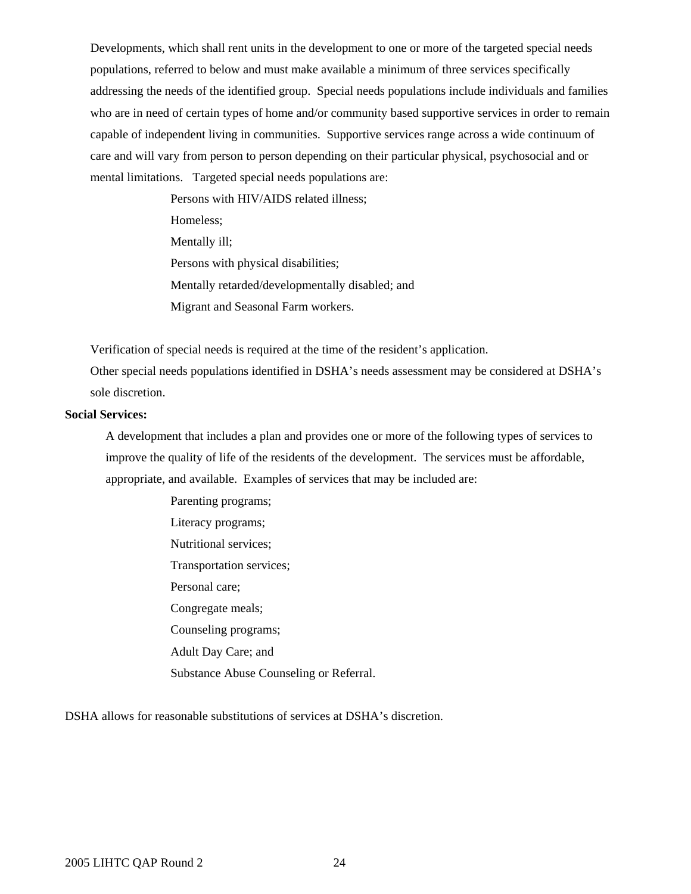Developments, which shall rent units in the development to one or more of the targeted special needs populations, referred to below and must make available a minimum of three services specifically addressing the needs of the identified group. Special needs populations include individuals and families who are in need of certain types of home and/or community based supportive services in order to remain capable of independent living in communities. Supportive services range across a wide continuum of care and will vary from person to person depending on their particular physical, psychosocial and or mental limitations. Targeted special needs populations are:

- Persons with HIV/AIDS related illness;
- Homeless;
- Mentally ill;
- Persons with physical disabilities;
- Mentally retarded/developmentally disabled; and
- Migrant and Seasonal Farm workers.

Verification of special needs is required at the time of the resident's application.
Other special needs populations identified in DSHA's needs assessment may be considered at DSHA's sole discretion.

**Social Services:**

A development that includes a plan and provides one or more of the following types of services to improve the quality of life of the residents of the development. The services must be affordable, appropriate, and available. Examples of services that may be included are:

- Parenting programs;
- Literacy programs;
- Nutritional services;
- Transportation services;
- Personal care;
- Congregate meals;
- Counseling programs;
- Adult Day Care; and
- Substance Abuse Counseling or Referral.

DSHA allows for reasonable substitutions of services at DSHA's discretion.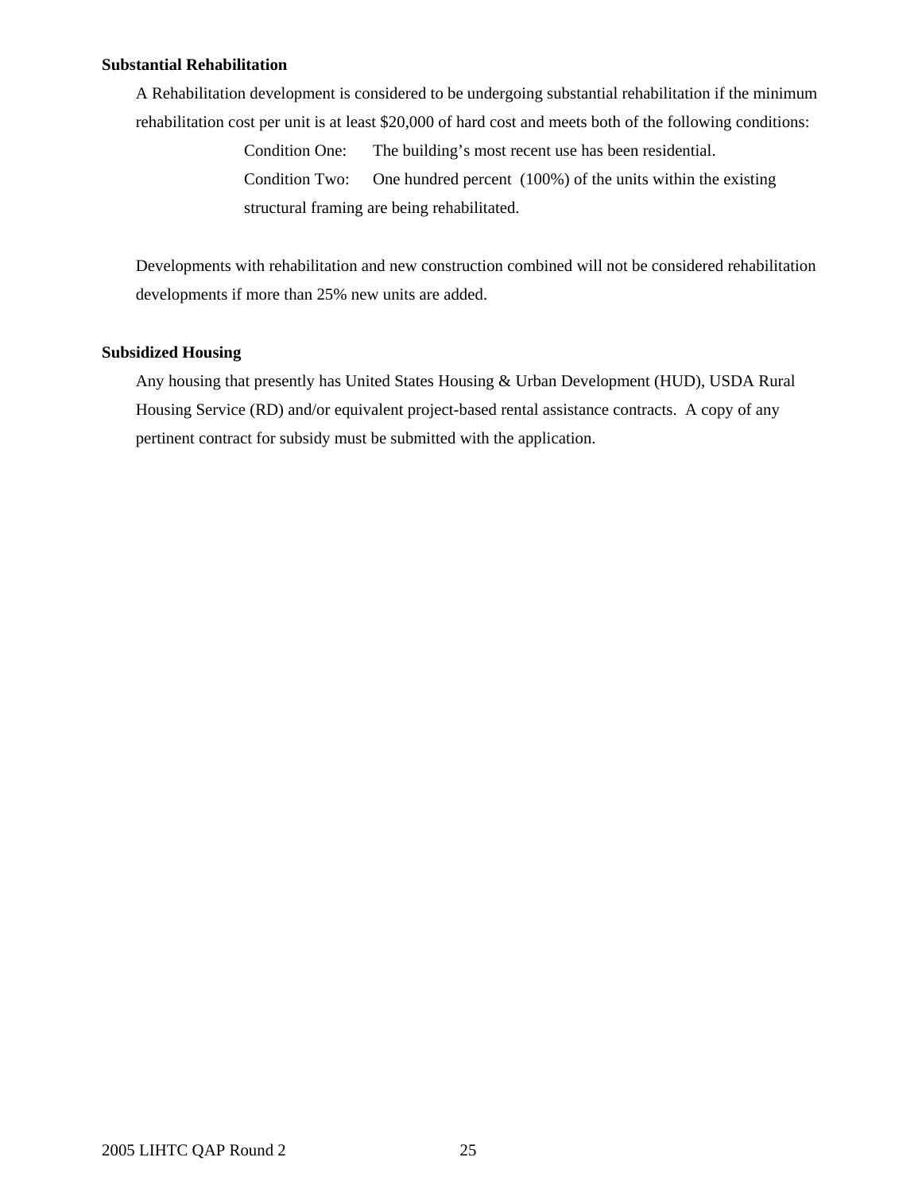**Substantial Rehabilitation**

A Rehabilitation development is considered to be undergoing substantial rehabilitation if the minimum rehabilitation cost per unit is at least $20,000 of hard cost and meets both of the following conditions:

Condition One: The building's most recent use has been residential.

Condition Two: One hundred percent (100%) of the units within the existing structural framing are being rehabilitated.

Developments with rehabilitation and new construction combined will not be considered rehabilitation developments if more than 25% new units are added.

**Subsidized Housing**

Any housing that presently has United States Housing & Urban Development (HUD), USDA Rural Housing Service (RD) and/or equivalent project-based rental assistance contracts. A copy of any pertinent contract for subsidy must be submitted with the application.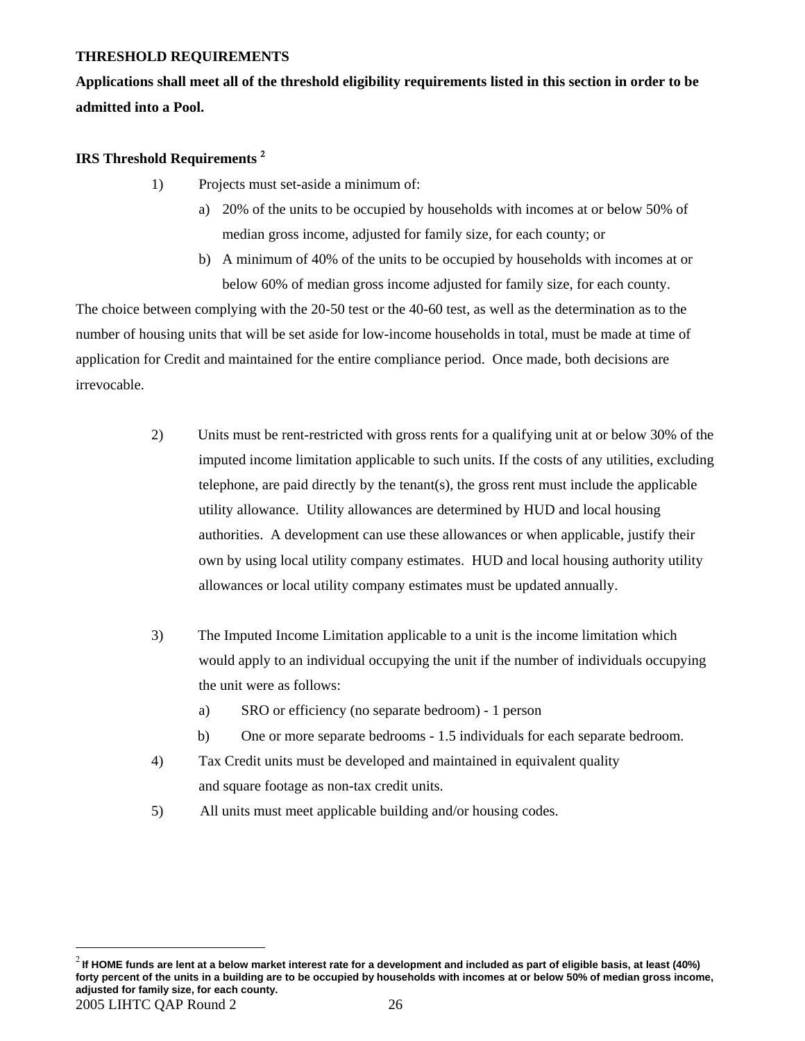**THRESHOLD REQUIREMENTS**

**Applications shall meet all of the threshold eligibility requirements listed in this section in order to be admitted into a Pool.**

**IRS Threshold Requirements [2]**

1) Projects must set-aside a minimum of:
   a) 20% of the units to be occupied by households with incomes at or below 50% of median gross income, adjusted for family size, for each county; or
   b) A minimum of 40% of the units to be occupied by households with incomes at or below 60% of median gross income adjusted for family size, for each county.

The choice between complying with the 20-50 test or the 40-60 test, as well as the determination as to the number of housing units that will be set aside for low-income households in total, must be made at time of application for Credit and maintained for the entire compliance period. Once made, both decisions are irrevocable.

2) Units must be rent-restricted with gross rents for a qualifying unit at or below 30% of the imputed income limitation applicable to such units. If the costs of any utilities, excluding telephone, are paid directly by the tenant(s), the gross rent must include the applicable utility allowance. Utility allowances are determined by HUD and local housing authorities. A development can use these allowances or when applicable, justify their own by using local utility company estimates. HUD and local housing authority utility allowances or local utility company estimates must be updated annually.

3) The Imputed Income Limitation applicable to a unit is the income limitation which would apply to an individual occupying the unit if the number of individuals occupying the unit were as follows:
   a) SRO or efficiency (no separate bedroom) - 1 person
   b) One or more separate bedrooms - 1.5 individuals for each separate bedroom.

4) Tax Credit units must be developed and maintained in equivalent quality and square footage as non-tax credit units.

5) All units must meet applicable building and/or housing codes.

---

[2] **If HOME funds are lent at a below market interest rate for a development and included as part of eligible basis, at least (40%) forty percent of the units in a building are to be occupied by households with incomes at or below 50% of median gross income, adjusted for family size, for each county.**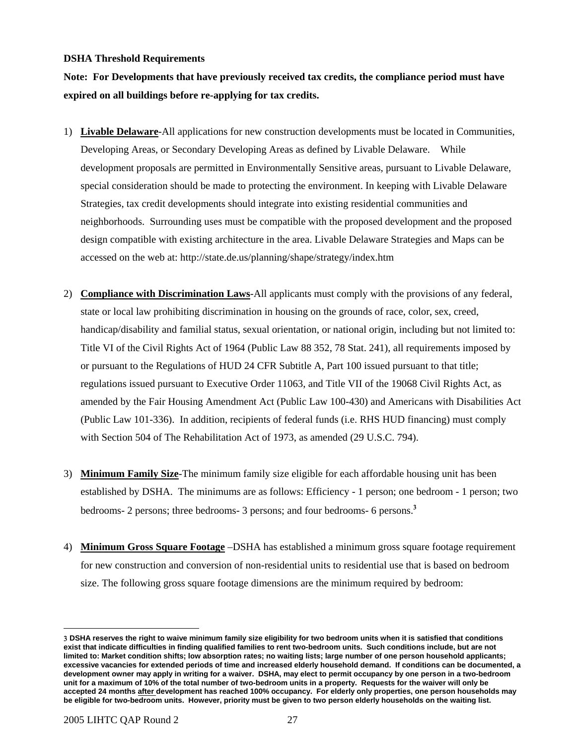**DSHA Threshold Requirements**

**Note: For Developments that have previously received tax credits, the compliance period must have expired on all buildings before re-applying for tax credits.**

1) **Livable Delaware**-All applications for new construction developments must be located in Communities, Developing Areas, or Secondary Developing Areas as defined by Livable Delaware. While development proposals are permitted in Environmentally Sensitive areas, pursuant to Livable Delaware, special consideration should be made to protecting the environment. In keeping with Livable Delaware Strategies, tax credit developments should integrate into existing residential communities and neighborhoods. Surrounding uses must be compatible with the proposed development and the proposed design compatible with existing architecture in the area. Livable Delaware Strategies and Maps can be accessed on the web at: http://state.de.us/planning/shape/strategy/index.htm

2) **Compliance with Discrimination Laws**-All applicants must comply with the provisions of any federal, state or local law prohibiting discrimination in housing on the grounds of race, color, sex, creed, handicap/disability and familial status, sexual orientation, or national origin, including but not limited to: Title VI of the Civil Rights Act of 1964 (Public Law 88 352, 78 Stat. 241), all requirements imposed by or pursuant to the Regulations of HUD 24 CFR Subtitle A, Part 100 issued pursuant to that title; regulations issued pursuant to Executive Order 11063, and Title VII of the 19068 Civil Rights Act, as amended by the Fair Housing Amendment Act (Public Law 100-430) and Americans with Disabilities Act (Public Law 101-336). In addition, recipients of federal funds (i.e. RHS HUD financing) must comply with Section 504 of The Rehabilitation Act of 1973, as amended (29 U.S.C. 794).

3) **Minimum Family Size**-The minimum family size eligible for each affordable housing unit has been established by DSHA. The minimums are as follows: Efficiency - 1 person; one bedroom - 1 person; two bedrooms- 2 persons; three bedrooms- 3 persons; and four bedrooms- 6 persons.[3]

4) **Minimum Gross Square Footage** –DSHA has established a minimum gross square footage requirement for new construction and conversion of non-residential units to residential use that is based on bedroom size. The following gross square footage dimensions are the minimum required by bedroom:

---

[3] **DSHA reserves the right to waive minimum family size eligibility for two bedroom units when it is satisfied that conditions exist that indicate difficulties in finding qualified families to rent two-bedroom units. Such conditions include, but are not limited to: Market condition shifts; low absorption rates; no waiting lists; large number of one person household applicants; excessive vacancies for extended periods of time and increased elderly household demand. If conditions can be documented, a development owner may apply in writing for a waiver. DSHA, may elect to permit occupancy by one person in a two-bedroom unit for a maximum of 10% of the total number of two-bedroom units in a property. Requests for the waiver will only be accepted 24 months after development has reached 100% occupancy. For elderly only properties, one person households may be eligible for two-bedroom units. However, priority must be given to two person elderly households on the waiting list.**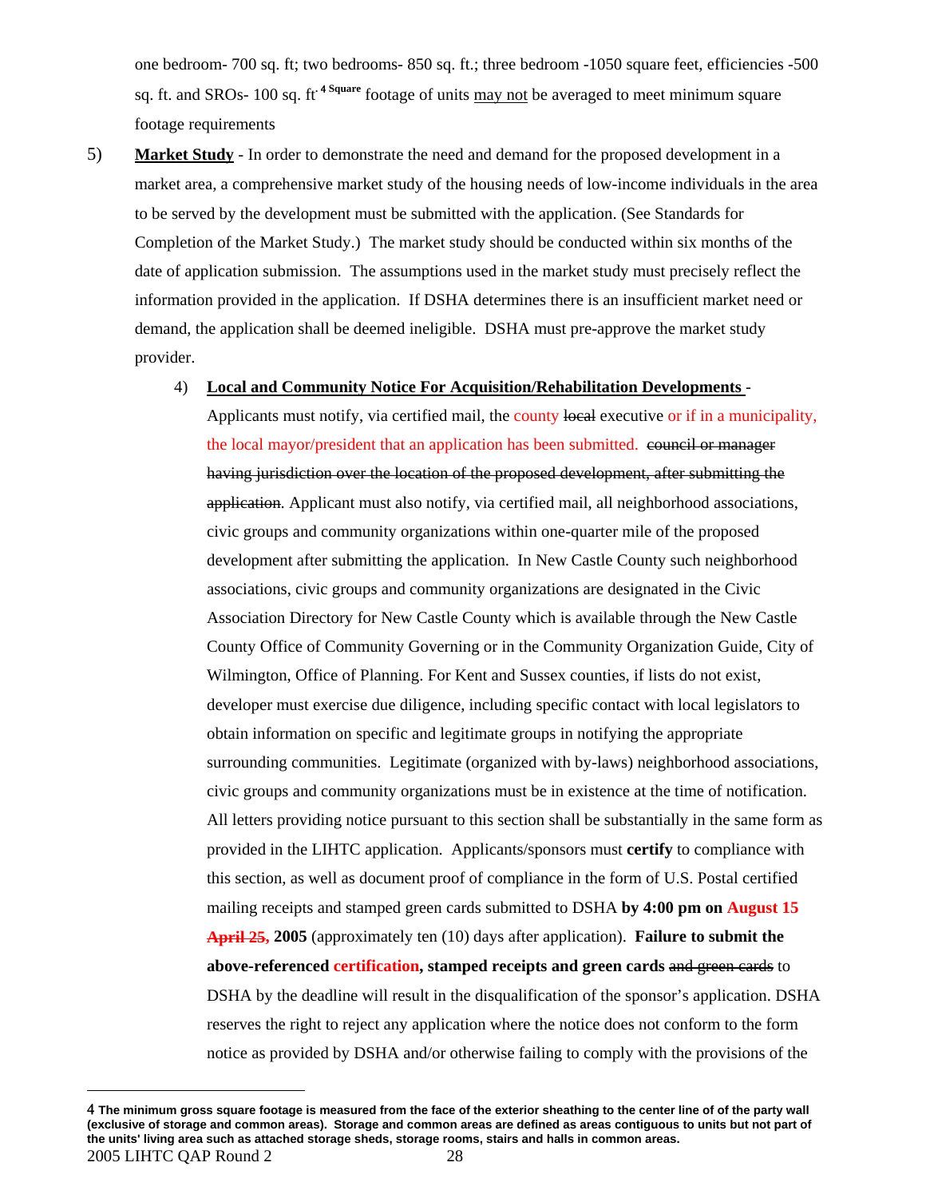one bedroom- 700 sq. ft; two bedrooms- 850 sq. ft.; three bedroom -1050 square feet, efficiencies -500 sq. ft. and SROs- 100 sq. ft.[4] Square footage of units may not be averaged to meet minimum square footage requirements

5) **Market Study** - In order to demonstrate the need and demand for the proposed development in a market area, a comprehensive market study of the housing needs of low-income individuals in the area to be served by the development must be submitted with the application. (See Standards for Completion of the Market Study.) The market study should be conducted within six months of the date of application submission. The assumptions used in the market study must precisely reflect the information provided in the application. If DSHA determines there is an insufficient market need or demand, the application shall be deemed ineligible. DSHA must pre-approve the market study provider.

4) **Local and Community Notice For Acquisition/Rehabilitation Developments** - Applicants must notify, via certified mail, the county ~~local~~ executive or if in a municipality, the local mayor/president that an application has been submitted. ~~council or manager having jurisdiction over the location of the proposed development, after submitting the application~~. Applicant must also notify, via certified mail, all neighborhood associations, civic groups and community organizations within one-quarter mile of the proposed development after submitting the application. In New Castle County such neighborhood associations, civic groups and community organizations are designated in the Civic Association Directory for New Castle County which is available through the New Castle County Office of Community Governing or in the Community Organization Guide, City of Wilmington, Office of Planning. For Kent and Sussex counties, if lists do not exist, developer must exercise due diligence, including specific contact with local legislators to obtain information on specific and legitimate groups in notifying the appropriate surrounding communities. Legitimate (organized with by-laws) neighborhood associations, civic groups and community organizations must be in existence at the time of notification. All letters providing notice pursuant to this section shall be substantially in the same form as provided in the LIHTC application. Applicants/sponsors must **certify** to compliance with this section, as well as document proof of compliance in the form of U.S. Postal certified mailing receipts and stamped green cards submitted to DSHA **by 4:00 pm on August 15 ~~April 25,~~ 2005** (approximately ten (10) days after application). **Failure to submit the above-referenced certification, stamped receipts and green cards** ~~and green cards~~ to DSHA by the deadline will result in the disqualification of the sponsor's application. DSHA reserves the right to reject any application where the notice does not conform to the form notice as provided by DSHA and/or otherwise failing to comply with the provisions of the

---

[4] **The minimum gross square footage is measured from the face of the exterior sheathing to the center line of of the party wall (exclusive of storage and common areas). Storage and common areas are defined as areas contiguous to units but not part of the units' living area such as attached storage sheds, storage rooms, stairs and halls in common areas.**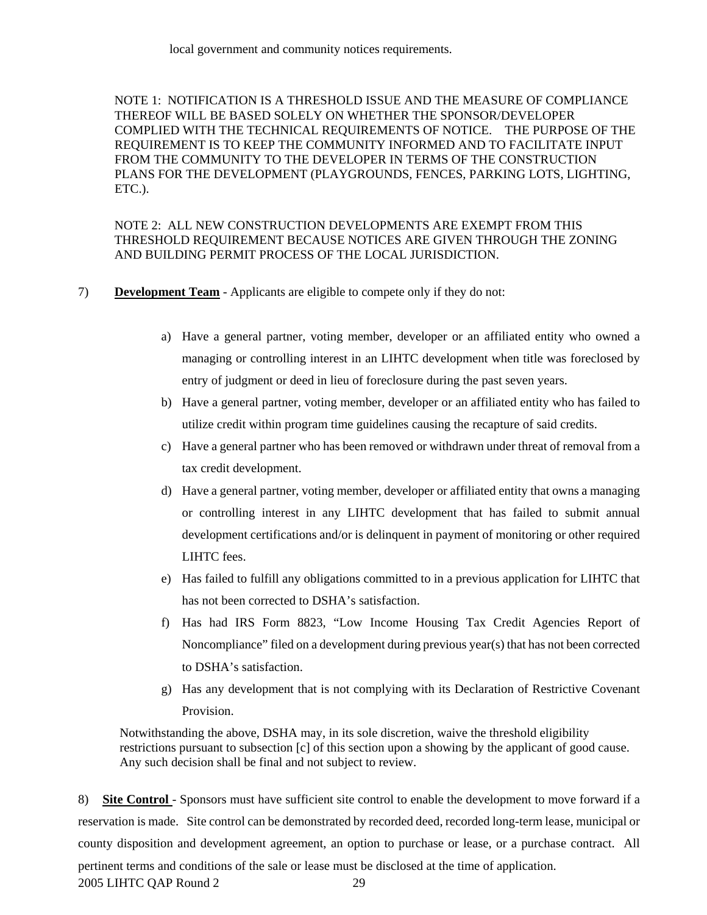local government and community notices requirements.

NOTE 1: NOTIFICATION IS A THRESHOLD ISSUE AND THE MEASURE OF COMPLIANCE THEREOF WILL BE BASED SOLELY ON WHETHER THE SPONSOR/DEVELOPER COMPLIED WITH THE TECHNICAL REQUIREMENTS OF NOTICE. THE PURPOSE OF THE REQUIREMENT IS TO KEEP THE COMMUNITY INFORMED AND TO FACILITATE INPUT FROM THE COMMUNITY TO THE DEVELOPER IN TERMS OF THE CONSTRUCTION PLANS FOR THE DEVELOPMENT (PLAYGROUNDS, FENCES, PARKING LOTS, LIGHTING, ETC.).

NOTE 2: ALL NEW CONSTRUCTION DEVELOPMENTS ARE EXEMPT FROM THIS THRESHOLD REQUIREMENT BECAUSE NOTICES ARE GIVEN THROUGH THE ZONING AND BUILDING PERMIT PROCESS OF THE LOCAL JURISDICTION.

7) **Development Team** - Applicants are eligible to compete only if they do not:

a) Have a general partner, voting member, developer or an affiliated entity who owned a managing or controlling interest in an LIHTC development when title was foreclosed by entry of judgment or deed in lieu of foreclosure during the past seven years.
b) Have a general partner, voting member, developer or an affiliated entity who has failed to utilize credit within program time guidelines causing the recapture of said credits.
c) Have a general partner who has been removed or withdrawn under threat of removal from a tax credit development.
d) Have a general partner, voting member, developer or affiliated entity that owns a managing or controlling interest in any LIHTC development that has failed to submit annual development certifications and/or is delinquent in payment of monitoring or other required LIHTC fees.
e) Has failed to fulfill any obligations committed to in a previous application for LIHTC that has not been corrected to DSHA's satisfaction.
f) Has had IRS Form 8823, "Low Income Housing Tax Credit Agencies Report of Noncompliance" filed on a development during previous year(s) that has not been corrected to DSHA's satisfaction.
g) Has any development that is not complying with its Declaration of Restrictive Covenant Provision.

Notwithstanding the above, DSHA may, in its sole discretion, waive the threshold eligibility restrictions pursuant to subsection [c] of this section upon a showing by the applicant of good cause. Any such decision shall be final and not subject to review.

8) **Site Control** - Sponsors must have sufficient site control to enable the development to move forward if a reservation is made. Site control can be demonstrated by recorded deed, recorded long-term lease, municipal or county disposition and development agreement, an option to purchase or lease, or a purchase contract. All pertinent terms and conditions of the sale or lease must be disclosed at the time of application.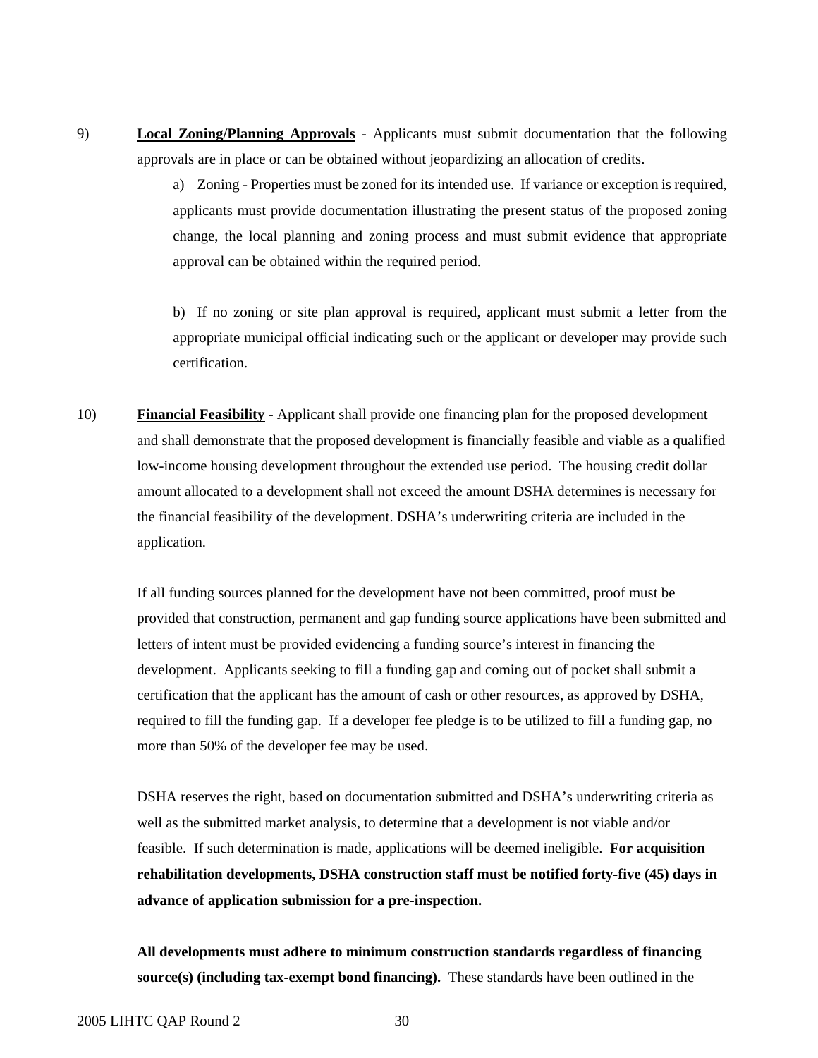9) **<u>Local Zoning/Planning Approvals</u>** - Applicants must submit documentation that the following approvals are in place or can be obtained without jeopardizing an allocation of credits.

a) Zoning - Properties must be zoned for its intended use. If variance or exception is required, applicants must provide documentation illustrating the present status of the proposed zoning change, the local planning and zoning process and must submit evidence that appropriate approval can be obtained within the required period.

b) If no zoning or site plan approval is required, applicant must submit a letter from the appropriate municipal official indicating such or the applicant or developer may provide such certification.

10) **<u>Financial Feasibility</u>** - Applicant shall provide one financing plan for the proposed development and shall demonstrate that the proposed development is financially feasible and viable as a qualified low-income housing development throughout the extended use period. The housing credit dollar amount allocated to a development shall not exceed the amount DSHA determines is necessary for the financial feasibility of the development. DSHA's underwriting criteria are included in the application.

If all funding sources planned for the development have not been committed, proof must be provided that construction, permanent and gap funding source applications have been submitted and letters of intent must be provided evidencing a funding source's interest in financing the development. Applicants seeking to fill a funding gap and coming out of pocket shall submit a certification that the applicant has the amount of cash or other resources, as approved by DSHA, required to fill the funding gap. If a developer fee pledge is to be utilized to fill a funding gap, no more than 50% of the developer fee may be used.

DSHA reserves the right, based on documentation submitted and DSHA's underwriting criteria as well as the submitted market analysis, to determine that a development is not viable and/or feasible. If such determination is made, applications will be deemed ineligible. **For acquisition rehabilitation developments, DSHA construction staff must be notified forty-five (45) days in advance of application submission for a pre-inspection.**

**All developments must adhere to minimum construction standards regardless of financing source(s) (including tax-exempt bond financing).** These standards have been outlined in the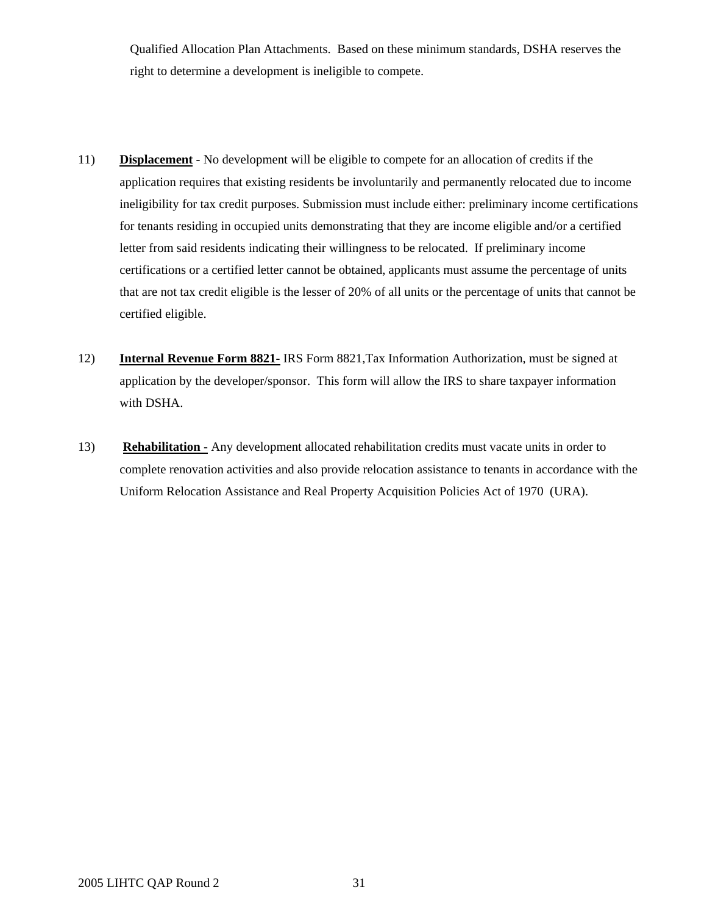Qualified Allocation Plan Attachments.  Based on these minimum standards, DSHA reserves the right to determine a development is ineligible to compete.

11) **Displacement** - No development will be eligible to compete for an allocation of credits if the application requires that existing residents be involuntarily and permanently relocated due to income ineligibility for tax credit purposes. Submission must include either: preliminary income certifications for tenants residing in occupied units demonstrating that they are income eligible and/or a certified letter from said residents indicating their willingness to be relocated.  If preliminary income certifications or a certified letter cannot be obtained, applicants must assume the percentage of units that are not tax credit eligible is the lesser of 20% of all units or the percentage of units that cannot be certified eligible.

12) **Internal Revenue Form 8821-** IRS Form 8821,Tax Information Authorization, must be signed at application by the developer/sponsor.  This form will allow the IRS to share taxpayer information with DSHA.

13) **Rehabilitation -** Any development allocated rehabilitation credits must vacate units in order to complete renovation activities and also provide relocation assistance to tenants in accordance with the Uniform Relocation Assistance and Real Property Acquisition Policies Act of 1970  (URA).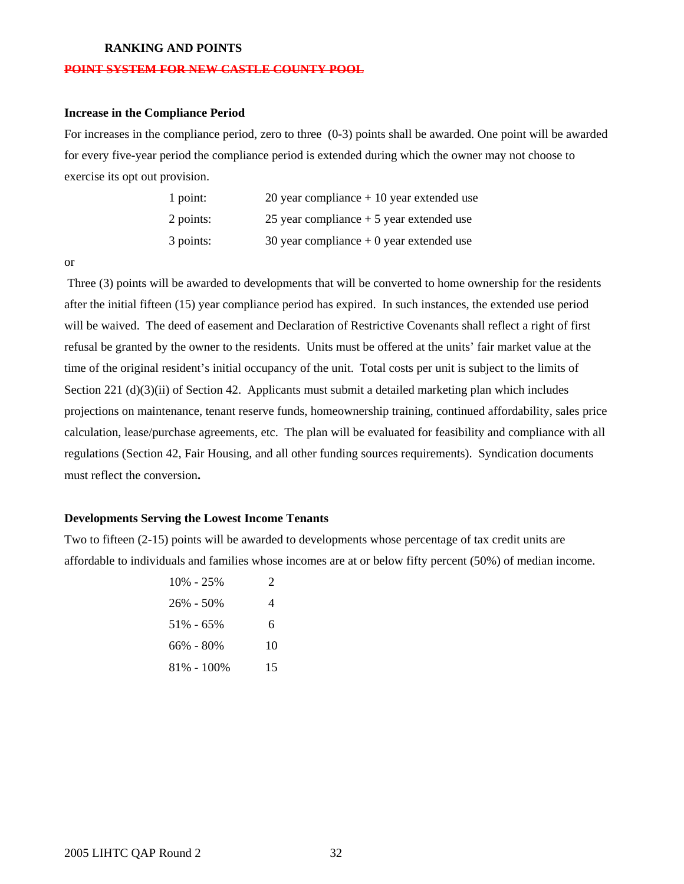### RANKING AND POINTS

~~**POINT SYSTEM FOR NEW CASTLE COUNTY POOL**~~

**Increase in the Compliance Period**

For increases in the compliance period, zero to three (0-3) points shall be awarded. One point will be awarded for every five-year period the compliance period is extended during which the owner may not choose to exercise its opt out provision.

| | |
|---|---|
| 1 point: | 20 year compliance + 10 year extended use |
| 2 points: | 25 year compliance + 5 year extended use |
| 3 points: | 30 year compliance + 0 year extended use |

or

Three (3) points will be awarded to developments that will be converted to home ownership for the residents after the initial fifteen (15) year compliance period has expired. In such instances, the extended use period will be waived. The deed of easement and Declaration of Restrictive Covenants shall reflect a right of first refusal be granted by the owner to the residents. Units must be offered at the units' fair market value at the time of the original resident's initial occupancy of the unit. Total costs per unit is subject to the limits of Section 221 (d)(3)(ii) of Section 42. Applicants must submit a detailed marketing plan which includes projections on maintenance, tenant reserve funds, homeownership training, continued affordability, sales price calculation, lease/purchase agreements, etc. The plan will be evaluated for feasibility and compliance with all regulations (Section 42, Fair Housing, and all other funding sources requirements). Syndication documents must reflect the conversion**.**

**Developments Serving the Lowest Income Tenants**

Two to fifteen (2-15) points will be awarded to developments whose percentage of tax credit units are affordable to individuals and families whose incomes are at or below fifty percent (50%) of median income.

| | |
|---|---|
| 10% - 25% | 2 |
| 26% - 50% | 4 |
| 51% - 65% | 6 |
| 66% - 80% | 10 |
| 81% - 100% | 15 |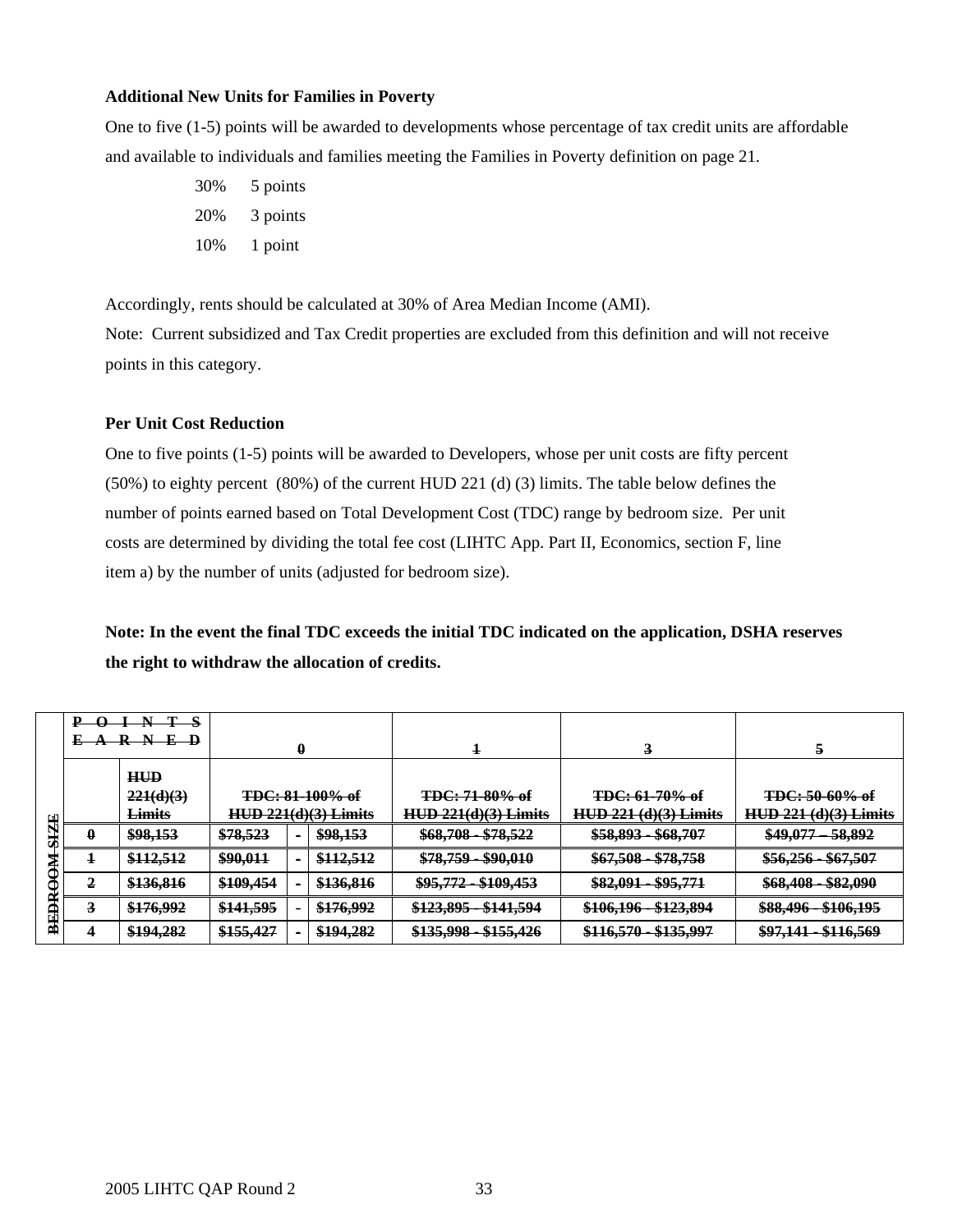**Additional New Units for Families in Poverty**

One to five (1-5) points will be awarded to developments whose percentage of tax credit units are affordable and available to individuals and families meeting the Families in Poverty definition on page 21.

30% 5 points

20% 3 points

10% 1 point

Accordingly, rents should be calculated at 30% of Area Median Income (AMI).

Note: Current subsidized and Tax Credit properties are excluded from this definition and will not receive points in this category.

**Per Unit Cost Reduction**

One to five points (1-5) points will be awarded to Developers, whose per unit costs are fifty percent (50%) to eighty percent (80%) of the current HUD 221 (d) (3) limits. The table below defines the number of points earned based on Total Development Cost (TDC) range by bedroom size. Per unit costs are determined by dividing the total fee cost (LIHTC App. Part II, Economics, section F, line item a) by the number of units (adjusted for bedroom size).

**Note: In the event the final TDC exceeds the initial TDC indicated on the application, DSHA reserves the right to withdraw the allocation of credits.**

| | POINTS EARNED | | 0 | | | 1 | 3 | 5 |
|---|---|---|---|---|---|---|---|---|
| | | ~~HUD 221(d)(3) Limits~~ | ~~TDC: 81-100% of HUD 221(d)(3) Limits~~ | | | ~~TDC: 71-80% of HUD 221(d)(3) Limits~~ | ~~TDC: 61-70% of HUD 221 (d)(3) Limits~~ | ~~TDC: 50-60% of HUD 221 (d)(3) Limits~~ |
| BEDROOM SIZE | ~~0~~ | ~~$98,153~~ | ~~$78,523~~ | - | ~~$98,153~~ | ~~$68,708 - $78,522~~ | ~~$58,893 - $68,707~~ | ~~$49,077 – 58,892~~ |
| | ~~1~~ | ~~$112,512~~ | ~~$90,011~~ | - | ~~$112,512~~ | ~~$78,759 - $90,010~~ | ~~$67,508 - $78,758~~ | ~~$56,256 - $67,507~~ |
| | ~~2~~ | ~~$136,816~~ | ~~$109,454~~ | - | ~~$136,816~~ | ~~$95,772 - $109,453~~ | ~~$82,091 - $95,771~~ | ~~$68,408 - $82,090~~ |
| | ~~3~~ | ~~$176,992~~ | ~~$141,595~~ | - | ~~$176,992~~ | ~~$123,895 - $141,594~~ | ~~$106,196 - $123,894~~ | ~~$88,496 - $106,195~~ |
| | 4 | ~~$194,282~~ | ~~$155,427~~ | - | ~~$194,282~~ | ~~$135,998 - $155,426~~ | ~~$116,570 - $135,997~~ | ~~$97,141 - $116,569~~ |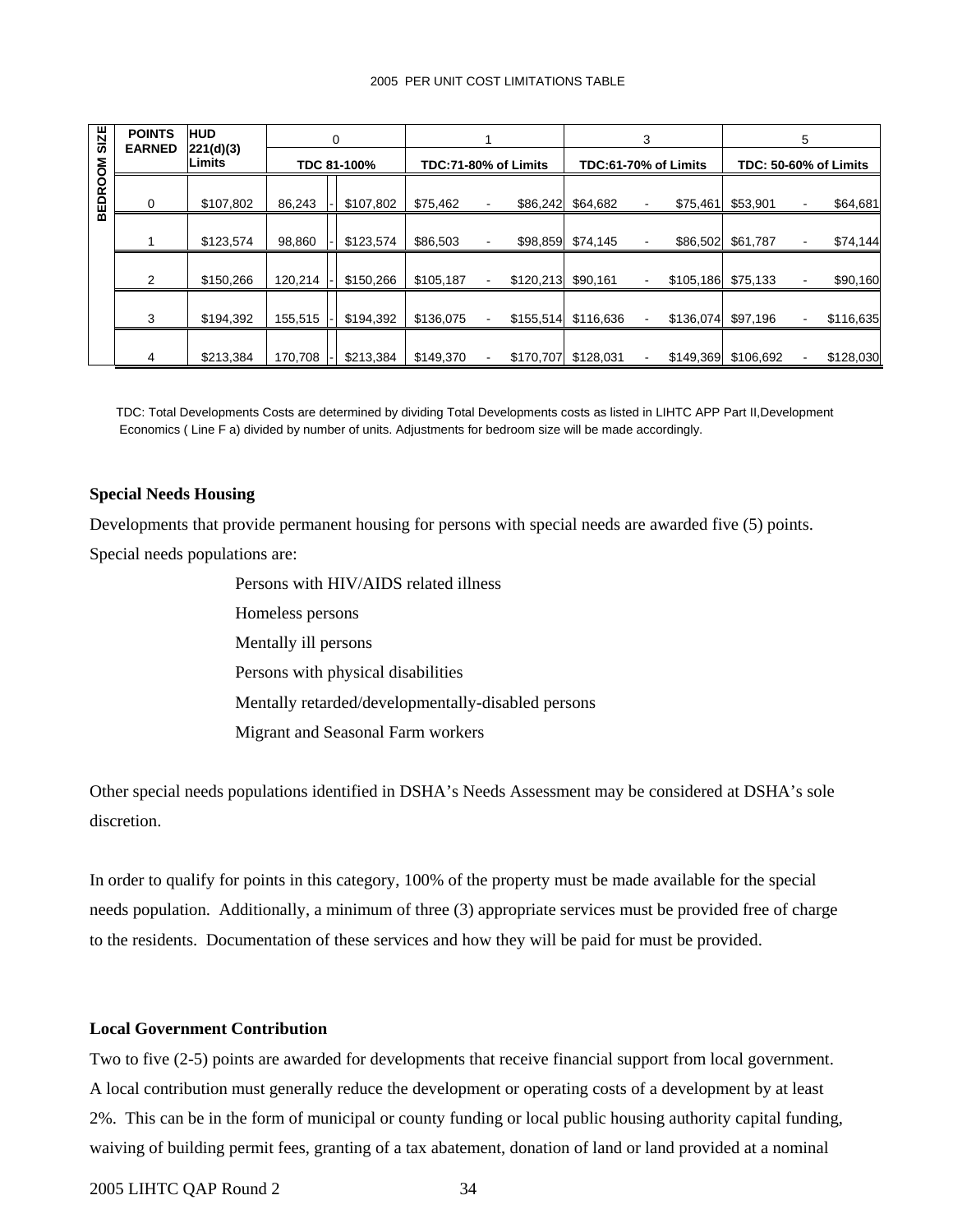2005 PER UNIT COST LIMITATIONS TABLE

| BEDROOM SIZE | POINTS EARNED | HUD 221(d)(3) Limits | 0 | | | 1 | | | 3 | | | 5 | | |
|---|---|---|---|---|---|---|---|---|---|---|---|---|---|---|
| | | | TDC 81-100% | | | TDC:71-80% of Limits | | | TDC:61-70% of Limits | | | TDC: 50-60% of Limits | | |
| 0 | | $107,802 | 86,243 | - | $107,802 | $75,462 | - | $86,242 | $64,682 | - | $75,461 | $53,901 | - | $64,681 |
| 1 | | $123,574 | 98,860 | - | $123,574 | $86,503 | - | $98,859 | $74,145 | - | $86,502 | $61,787 | - | $74,144 |
| 2 | | $150,266 | 120,214 | - | $150,266 | $105,187 | - | $120,213 | $90,161 | - | $105,186 | $75,133 | - | $90,160 |
| 3 | | $194,392 | 155,515 | - | $194,392 | $136,075 | - | $155,514 | $116,636 | - | $136,074 | $97,196 | - | $116,635 |
| 4 | | $213,384 | 170,708 | - | $213,384 | $149,370 | - | $170,707 | $128,031 | - | $149,369 | $106,692 | - | $128,030 |

TDC: Total Developments Costs are determined by dividing Total Developments costs as listed in LIHTC APP Part II,Development Economics ( Line F a) divided by number of units. Adjustments for bedroom size will be made accordingly.

**Special Needs Housing**

Developments that provide permanent housing for persons with special needs are awarded five (5) points. Special needs populations are:

- Persons with HIV/AIDS related illness
- Homeless persons
- Mentally ill persons
- Persons with physical disabilities
- Mentally retarded/developmentally-disabled persons
- Migrant and Seasonal Farm workers

Other special needs populations identified in DSHA's Needs Assessment may be considered at DSHA's sole discretion.

In order to qualify for points in this category, 100% of the property must be made available for the special needs population. Additionally, a minimum of three (3) appropriate services must be provided free of charge to the residents. Documentation of these services and how they will be paid for must be provided.

**Local Government Contribution**

Two to five (2-5) points are awarded for developments that receive financial support from local government. A local contribution must generally reduce the development or operating costs of a development by at least 2%. This can be in the form of municipal or county funding or local public housing authority capital funding, waiving of building permit fees, granting of a tax abatement, donation of land or land provided at a nominal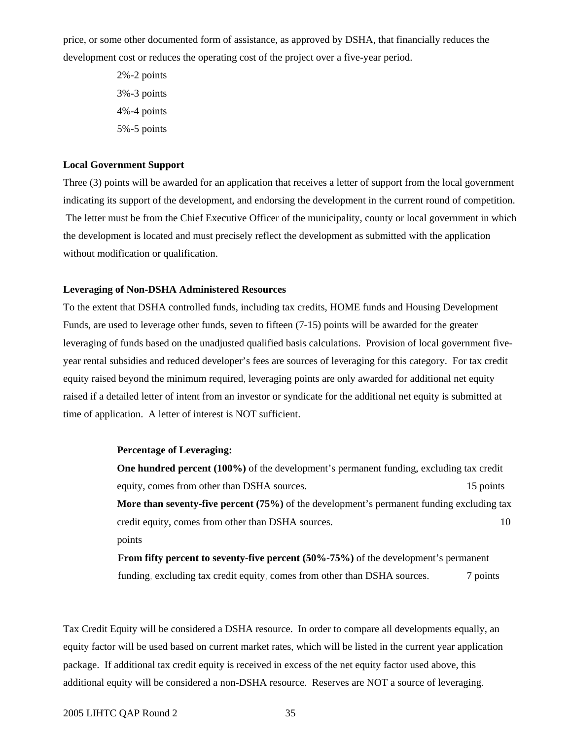price, or some other documented form of assistance, as approved by DSHA, that financially reduces the development cost or reduces the operating cost of the project over a five-year period.

2%-2 points

3%-3 points

4%-4 points

5%-5 points

**Local Government Support**

Three (3) points will be awarded for an application that receives a letter of support from the local government indicating its support of the development, and endorsing the development in the current round of competition. The letter must be from the Chief Executive Officer of the municipality, county or local government in which the development is located and must precisely reflect the development as submitted with the application without modification or qualification.

**Leveraging of Non-DSHA Administered Resources**

To the extent that DSHA controlled funds, including tax credits, HOME funds and Housing Development Funds, are used to leverage other funds, seven to fifteen (7-15) points will be awarded for the greater leveraging of funds based on the unadjusted qualified basis calculations. Provision of local government five-year rental subsidies and reduced developer's fees are sources of leveraging for this category. For tax credit equity raised beyond the minimum required, leveraging points are only awarded for additional net equity raised if a detailed letter of intent from an investor or syndicate for the additional net equity is submitted at time of application. A letter of interest is NOT sufficient.

**Percentage of Leveraging:**

**One hundred percent (100%)** of the development's permanent funding, excluding tax credit equity, comes from other than DSHA sources. 15 points

**More than seventy-five percent (75%)** of the development's permanent funding excluding tax credit equity, comes from other than DSHA sources. 10 points

**From fifty percent to seventy-five percent (50%-75%)** of the development's permanent funding, excluding tax credit equity, comes from other than DSHA sources. 7 points

Tax Credit Equity will be considered a DSHA resource. In order to compare all developments equally, an equity factor will be used based on current market rates, which will be listed in the current year application package. If additional tax credit equity is received in excess of the net equity factor used above, this additional equity will be considered a non-DSHA resource. Reserves are NOT a source of leveraging.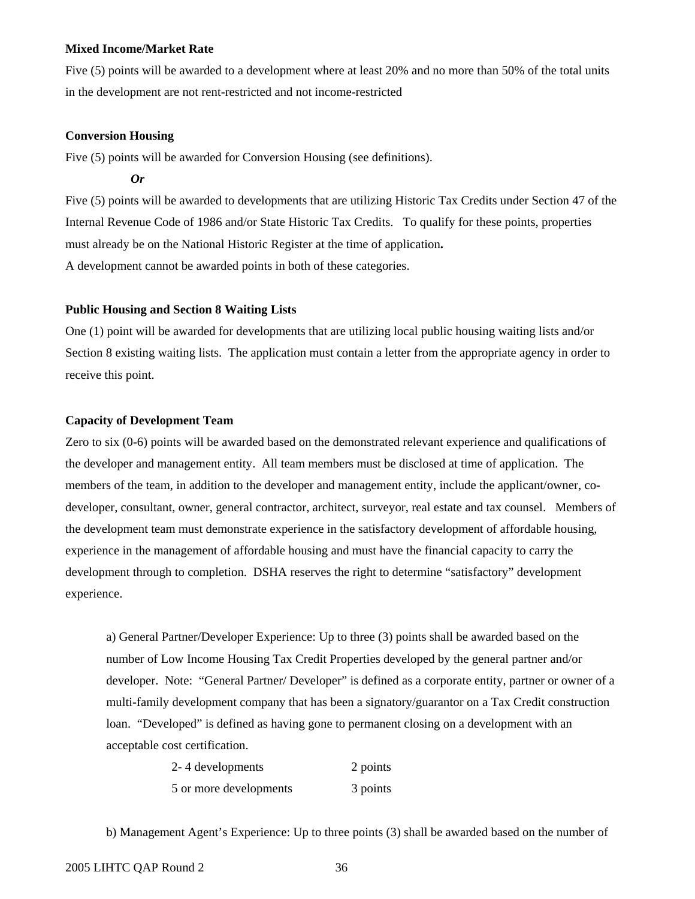**Mixed Income/Market Rate**

Five (5) points will be awarded to a development where at least 20% and no more than 50% of the total units in the development are not rent-restricted and not income-restricted

**Conversion Housing**

Five (5) points will be awarded for Conversion Housing (see definitions).

***Or***

Five (5) points will be awarded to developments that are utilizing Historic Tax Credits under Section 47 of the Internal Revenue Code of 1986 and/or State Historic Tax Credits. To qualify for these points, properties must already be on the National Historic Register at the time of application**.**

A development cannot be awarded points in both of these categories.

**Public Housing and Section 8 Waiting Lists**

One (1) point will be awarded for developments that are utilizing local public housing waiting lists and/or Section 8 existing waiting lists. The application must contain a letter from the appropriate agency in order to receive this point.

**Capacity of Development Team**

Zero to six (0-6) points will be awarded based on the demonstrated relevant experience and qualifications of the developer and management entity. All team members must be disclosed at time of application. The members of the team, in addition to the developer and management entity, include the applicant/owner, co-developer, consultant, owner, general contractor, architect, surveyor, real estate and tax counsel. Members of the development team must demonstrate experience in the satisfactory development of affordable housing, experience in the management of affordable housing and must have the financial capacity to carry the development through to completion. DSHA reserves the right to determine "satisfactory" development experience.

a) General Partner/Developer Experience: Up to three (3) points shall be awarded based on the number of Low Income Housing Tax Credit Properties developed by the general partner and/or developer. Note: "General Partner/ Developer" is defined as a corporate entity, partner or owner of a multi-family development company that has been a signatory/guarantor on a Tax Credit construction loan. "Developed" is defined as having gone to permanent closing on a development with an acceptable cost certification.

| | |
|---|---|
| 2- 4 developments | 2 points |
| 5 or more developments | 3 points |

b) Management Agent's Experience: Up to three points (3) shall be awarded based on the number of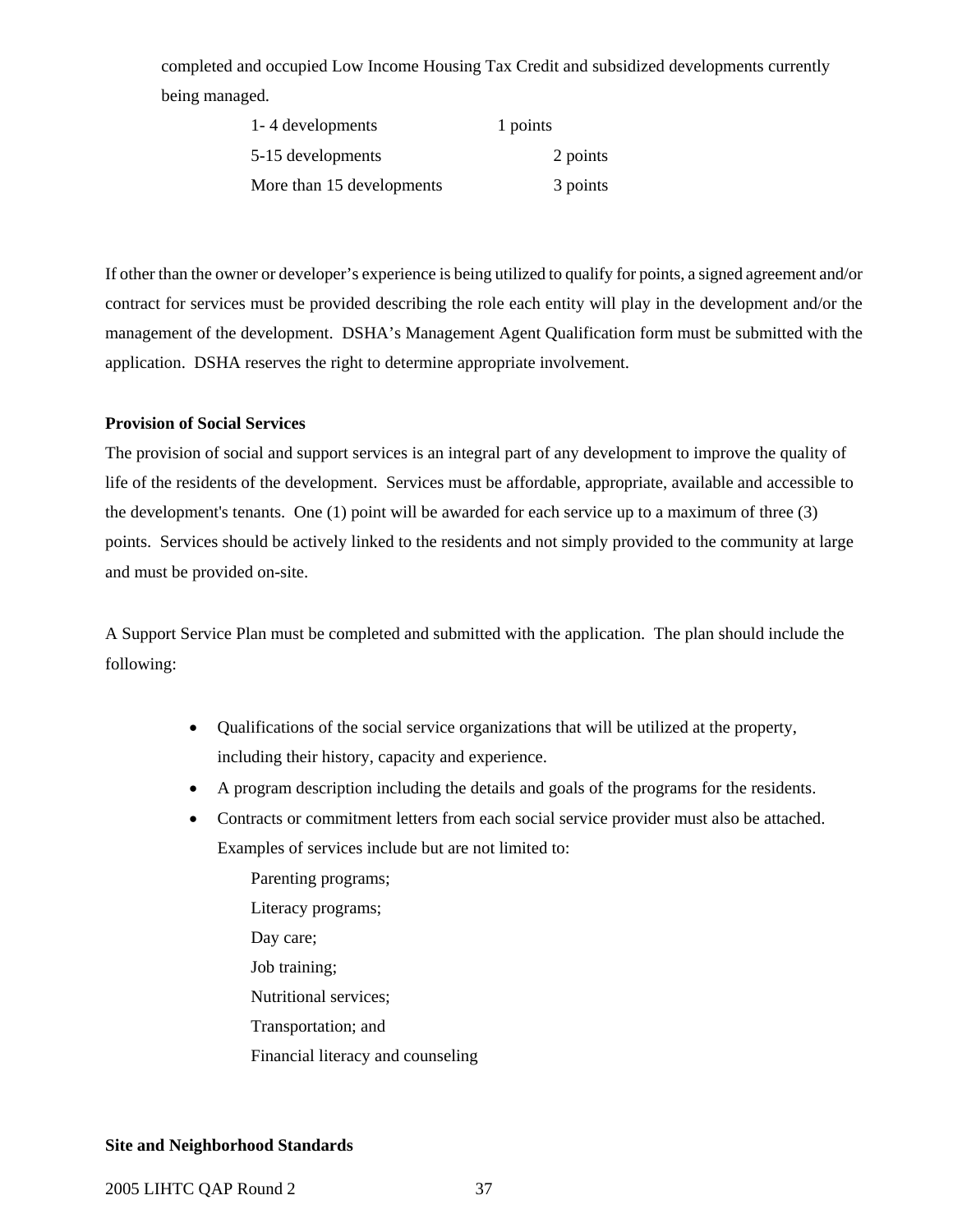completed and occupied Low Income Housing Tax Credit and subsidized developments currently being managed.

| | |
|---|---|
| 1- 4 developments | 1 points |
| 5-15 developments | 2 points |
| More than 15 developments | 3 points |

If other than the owner or developer's experience is being utilized to qualify for points, a signed agreement and/or contract for services must be provided describing the role each entity will play in the development and/or the management of the development. DSHA's Management Agent Qualification form must be submitted with the application. DSHA reserves the right to determine appropriate involvement.

**Provision of Social Services**

The provision of social and support services is an integral part of any development to improve the quality of life of the residents of the development. Services must be affordable, appropriate, available and accessible to the development's tenants. One (1) point will be awarded for each service up to a maximum of three (3) points. Services should be actively linked to the residents and not simply provided to the community at large and must be provided on-site.

A Support Service Plan must be completed and submitted with the application. The plan should include the following:

- Qualifications of the social service organizations that will be utilized at the property, including their history, capacity and experience.
- A program description including the details and goals of the programs for the residents.
- Contracts or commitment letters from each social service provider must also be attached. Examples of services include but are not limited to:

  Parenting programs;
  Literacy programs;
  Day care;
  Job training;
  Nutritional services;
  Transportation; and
  Financial literacy and counseling

**Site and Neighborhood Standards**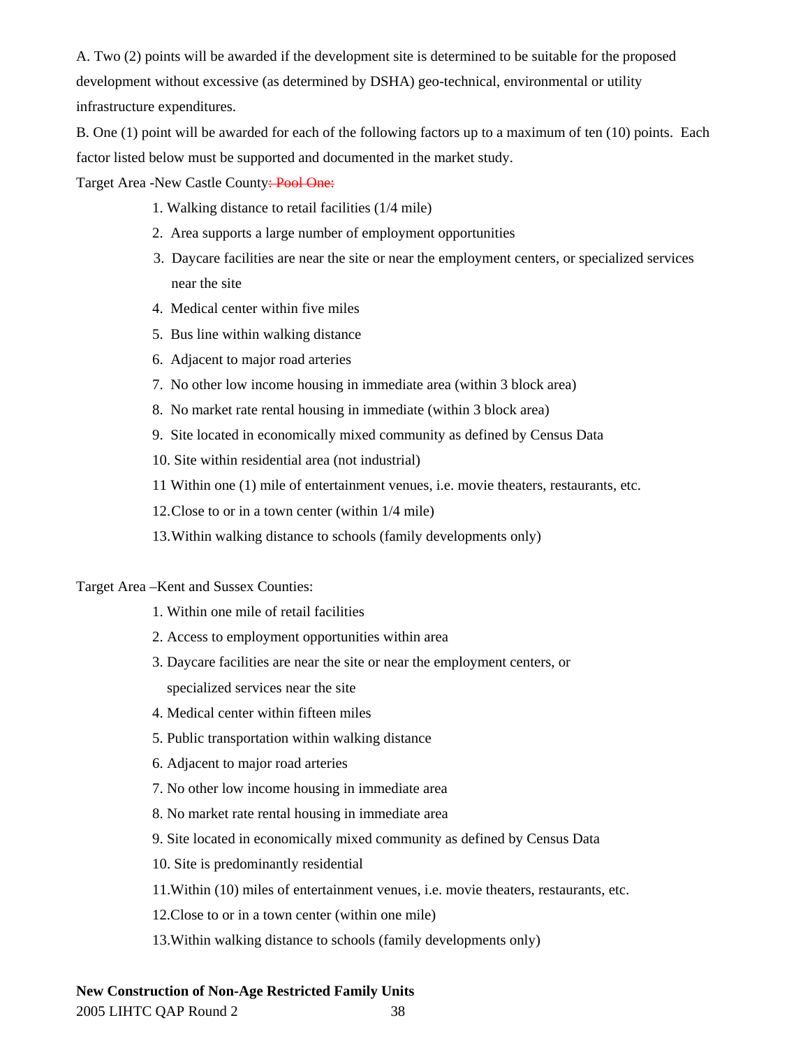A. Two (2) points will be awarded if the development site is determined to be suitable for the proposed development without excessive (as determined by DSHA) geo-technical, environmental or utility infrastructure expenditures.

B. One (1) point will be awarded for each of the following factors up to a maximum of ten (10) points. Each factor listed below must be supported and documented in the market study.

Target Area -New Castle County~~: Pool One:~~

1. Walking distance to retail facilities (1/4 mile)
2. Area supports a large number of employment opportunities
3. Daycare facilities are near the site or near the employment centers, or specialized services near the site
4. Medical center within five miles
5. Bus line within walking distance
6. Adjacent to major road arteries
7. No other low income housing in immediate area (within 3 block area)
8. No market rate rental housing in immediate (within 3 block area)
9. Site located in economically mixed community as defined by Census Data
10. Site within residential area (not industrial)
11. Within one (1) mile of entertainment venues, i.e. movie theaters, restaurants, etc.
12. Close to or in a town center (within 1/4 mile)
13. Within walking distance to schools (family developments only)

Target Area –Kent and Sussex Counties:

1. Within one mile of retail facilities
2. Access to employment opportunities within area
3. Daycare facilities are near the site or near the employment centers, or specialized services near the site
4. Medical center within fifteen miles
5. Public transportation within walking distance
6. Adjacent to major road arteries
7. No other low income housing in immediate area
8. No market rate rental housing in immediate area
9. Site located in economically mixed community as defined by Census Data
10. Site is predominantly residential
11. Within (10) miles of entertainment venues, i.e. movie theaters, restaurants, etc.
12. Close to or in a town center (within one mile)
13. Within walking distance to schools (family developments only)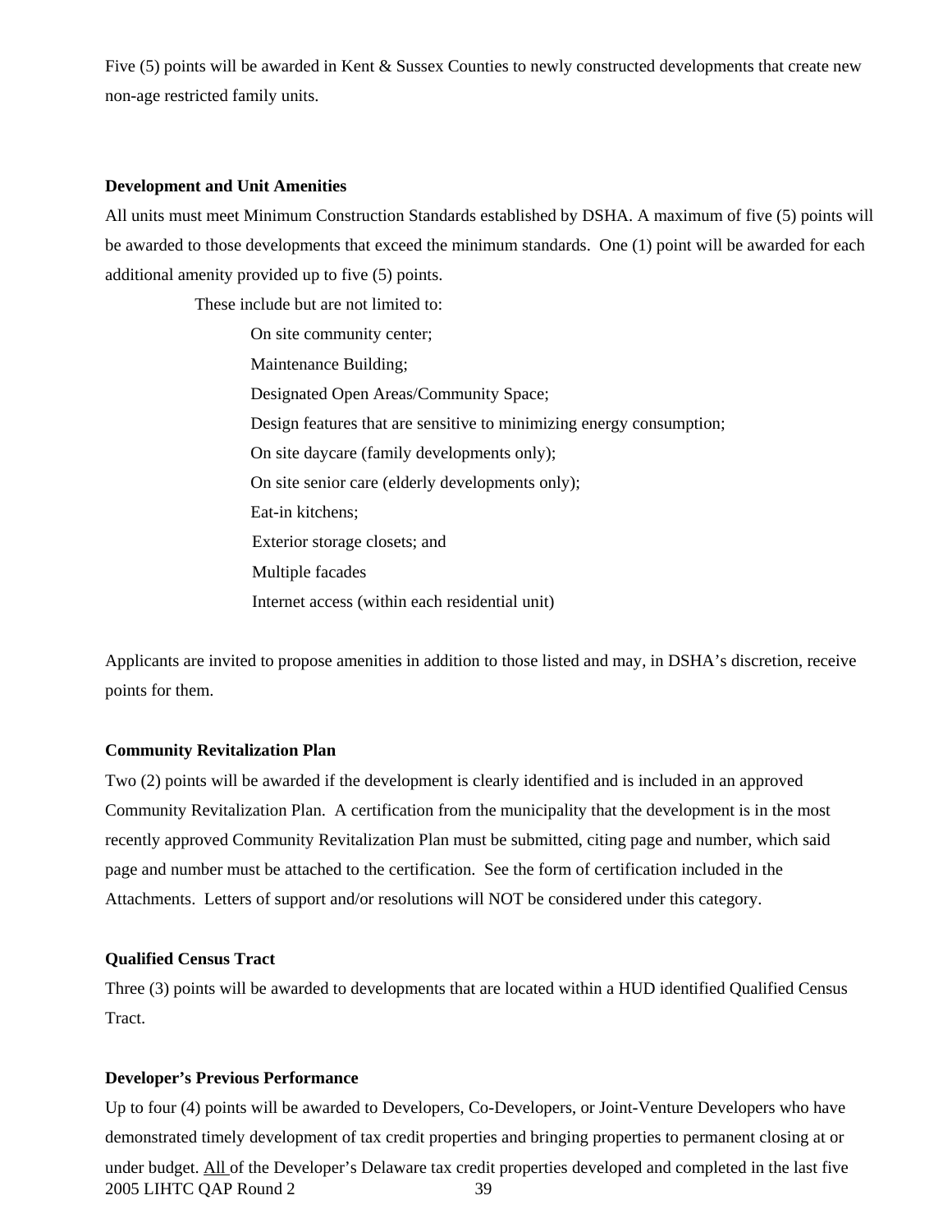Five (5) points will be awarded in Kent & Sussex Counties to newly constructed developments that create new non-age restricted family units.

**Development and Unit Amenities**

All units must meet Minimum Construction Standards established by DSHA. A maximum of five (5) points will be awarded to those developments that exceed the minimum standards. One (1) point will be awarded for each additional amenity provided up to five (5) points.

These include but are not limited to:

- On site community center;
- Maintenance Building;
- Designated Open Areas/Community Space;
- Design features that are sensitive to minimizing energy consumption;
- On site daycare (family developments only);
- On site senior care (elderly developments only);
- Eat-in kitchens;
- Exterior storage closets; and
- Multiple facades
- Internet access (within each residential unit)

Applicants are invited to propose amenities in addition to those listed and may, in DSHA's discretion, receive points for them.

**Community Revitalization Plan**

Two (2) points will be awarded if the development is clearly identified and is included in an approved Community Revitalization Plan. A certification from the municipality that the development is in the most recently approved Community Revitalization Plan must be submitted, citing page and number, which said page and number must be attached to the certification. See the form of certification included in the Attachments. Letters of support and/or resolutions will NOT be considered under this category.

**Qualified Census Tract**

Three (3) points will be awarded to developments that are located within a HUD identified Qualified Census Tract.

**Developer's Previous Performance**

Up to four (4) points will be awarded to Developers, Co-Developers, or Joint-Venture Developers who have demonstrated timely development of tax credit properties and bringing properties to permanent closing at or under budget. All of the Developer's Delaware tax credit properties developed and completed in the last five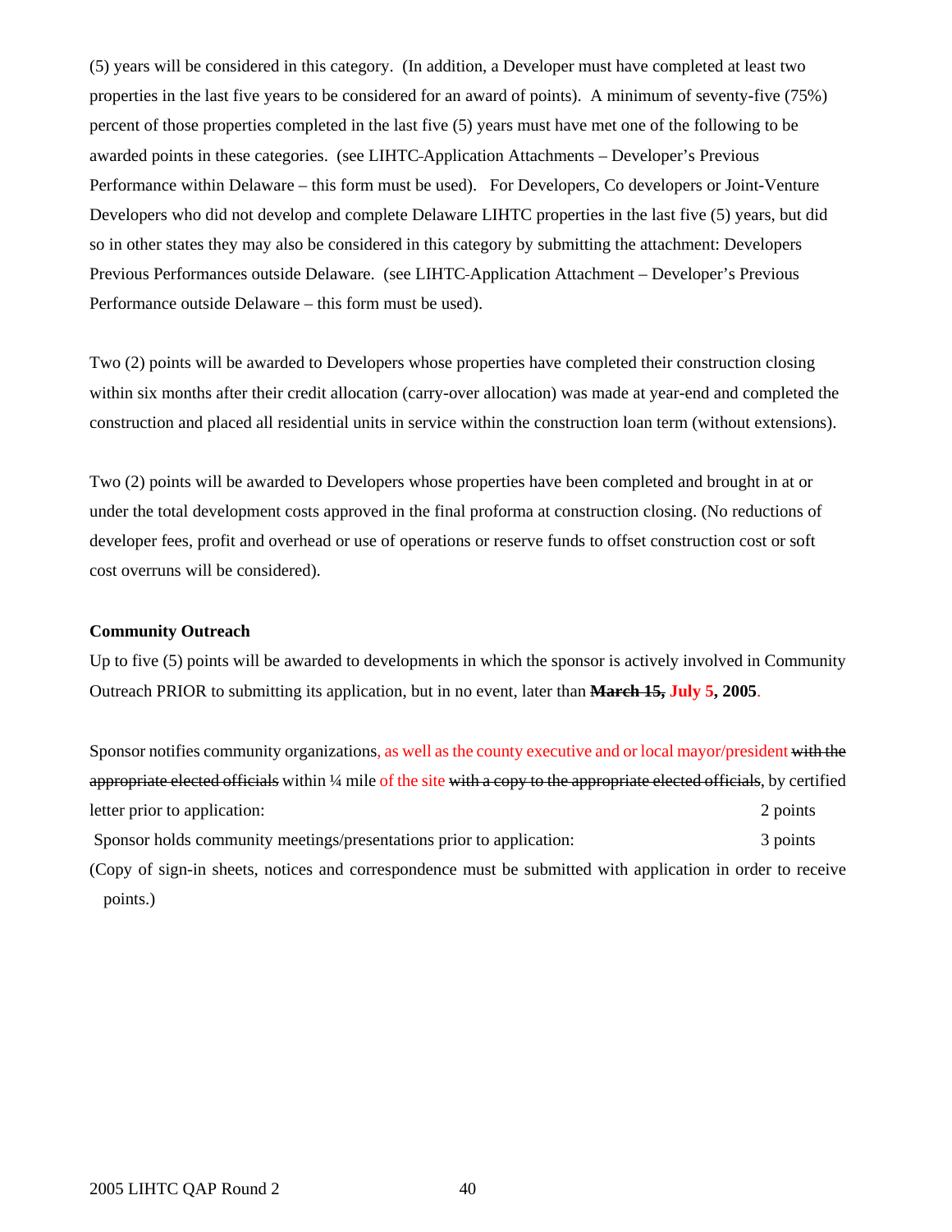(5) years will be considered in this category. (In addition, a Developer must have completed at least two properties in the last five years to be considered for an award of points). A minimum of seventy-five (75%) percent of those properties completed in the last five (5) years must have met one of the following to be awarded points in these categories. (see LIHTC Application Attachments – Developer's Previous Performance within Delaware – this form must be used). For Developers, Co developers or Joint-Venture Developers who did not develop and complete Delaware LIHTC properties in the last five (5) years, but did so in other states they may also be considered in this category by submitting the attachment: Developers Previous Performances outside Delaware. (see LIHTC Application Attachment – Developer's Previous Performance outside Delaware – this form must be used).

Two (2) points will be awarded to Developers whose properties have completed their construction closing within six months after their credit allocation (carry-over allocation) was made at year-end and completed the construction and placed all residential units in service within the construction loan term (without extensions).

Two (2) points will be awarded to Developers whose properties have been completed and brought in at or under the total development costs approved in the final proforma at construction closing. (No reductions of developer fees, profit and overhead or use of operations or reserve funds to offset construction cost or soft cost overruns will be considered).

**Community Outreach**

Up to five (5) points will be awarded to developments in which the sponsor is actively involved in Community Outreach PRIOR to submitting its application, but in no event, later than ~~**March 15,**~~ **July 5, 2005**.

Sponsor notifies community organizations, as well as the county executive and or local mayor/president ~~with the appropriate elected officials~~ within ¼ mile of the site ~~with a copy to the appropriate elected officials~~, by certified letter prior to application: 2 points

Sponsor holds community meetings/presentations prior to application: 3 points

(Copy of sign-in sheets, notices and correspondence must be submitted with application in order to receive points.)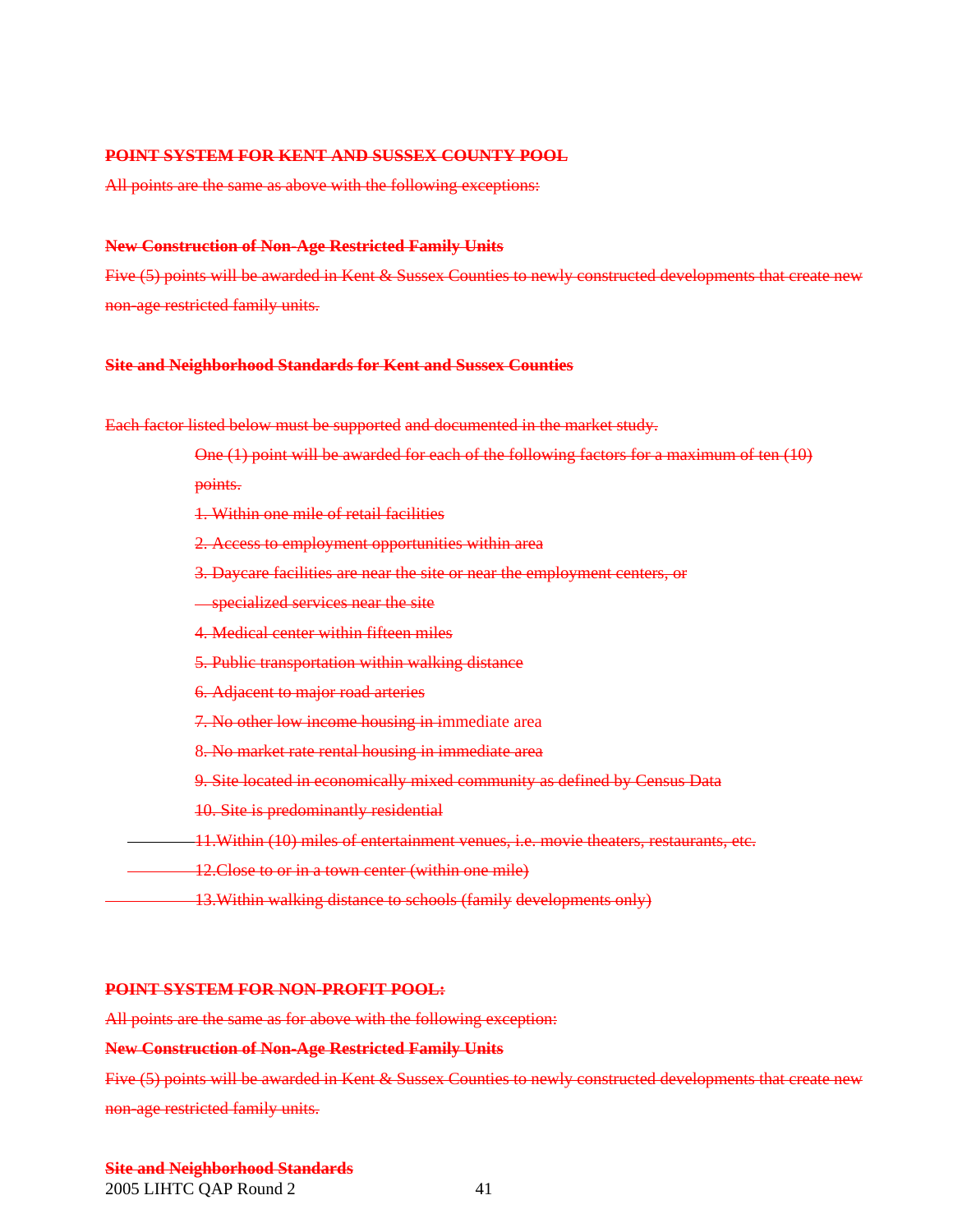**POINT SYSTEM FOR KENT AND SUSSEX COUNTY POOL**

All points are the same as above with the following exceptions:

**New Construction of Non-Age Restricted Family Units**

Five (5) points will be awarded in Kent & Sussex Counties to newly constructed developments that create new non-age restricted family units.

**Site and Neighborhood Standards for Kent and Sussex Counties**

Each factor listed below must be supported and documented in the market study.

One (1) point will be awarded for each of the following factors for a maximum of ten (10) points.

1. Within one mile of retail facilities
2. Access to employment opportunities within area
3. Daycare facilities are near the site or near the employment centers, or specialized services near the site
4. Medical center within fifteen miles
5. Public transportation within walking distance
6. Adjacent to major road arteries
7. No other low income housing in immediate area
8. No market rate rental housing in immediate area
9. Site located in economically mixed community as defined by Census Data
10. Site is predominantly residential
11. Within (10) miles of entertainment venues, i.e. movie theaters, restaurants, etc.
12. Close to or in a town center (within one mile)
13. Within walking distance to schools (family developments only)

**POINT SYSTEM FOR NON-PROFIT POOL:**

All points are the same as for above with the following exception:

**New Construction of Non-Age Restricted Family Units**

Five (5) points will be awarded in Kent & Sussex Counties to newly constructed developments that create new non-age restricted family units.

**Site and Neighborhood Standards**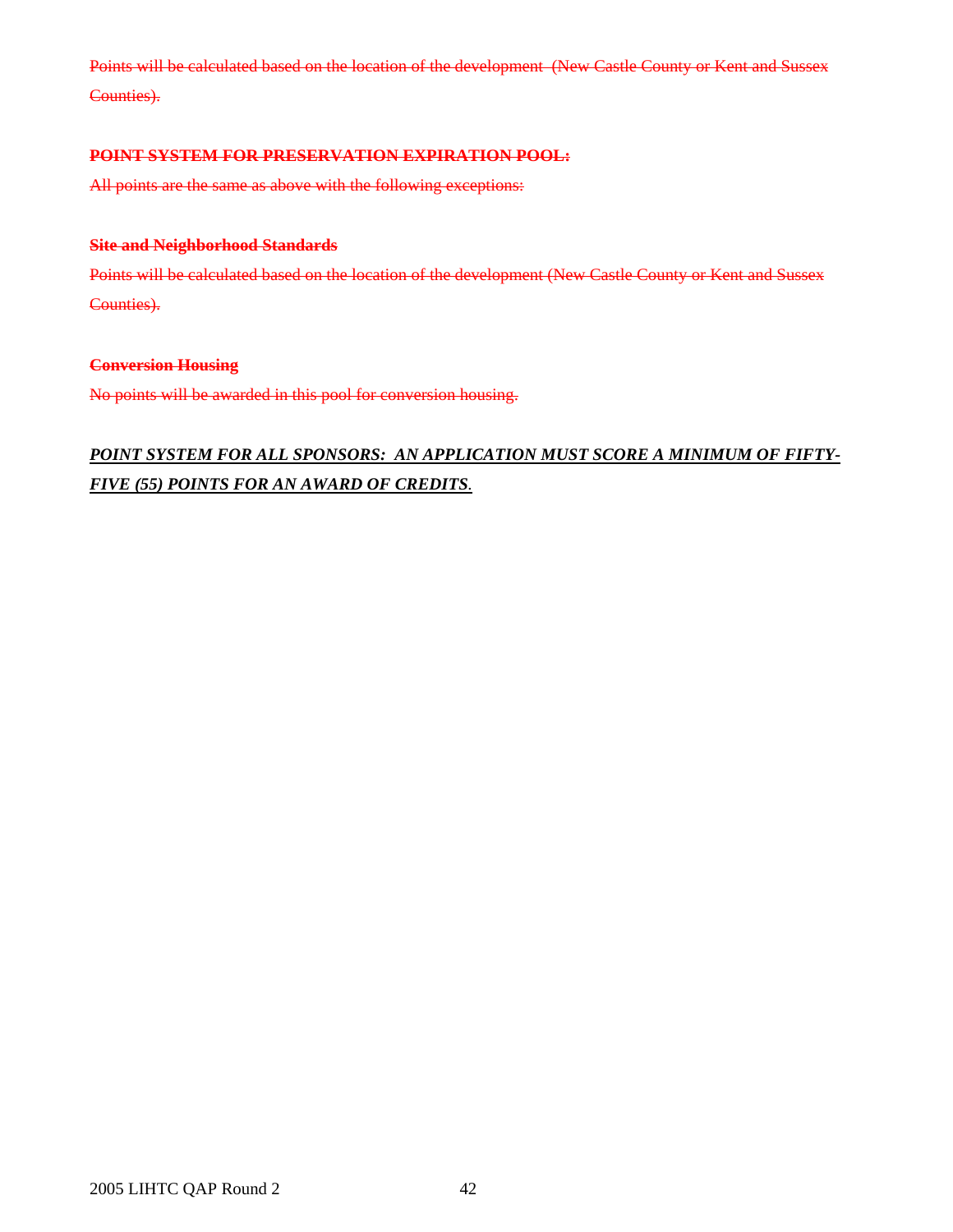~~Points will be calculated based on the location of the development  (New Castle County or Kent and Sussex Counties).~~

~~**POINT SYSTEM FOR PRESERVATION EXPIRATION POOL:**~~

~~All points are the same as above with the following exceptions:~~

~~**Site and Neighborhood Standards**~~

~~Points will be calculated based on the location of the development (New Castle County or Kent and Sussex Counties).~~

~~**Conversion Housing**~~

~~No points will be awarded in this pool for conversion housing.~~

***<u>POINT SYSTEM FOR ALL SPONSORS:  AN APPLICATION MUST SCORE A MINIMUM OF FIFTY-FIVE (55) POINTS FOR AN AWARD OF CREDITS</u>.***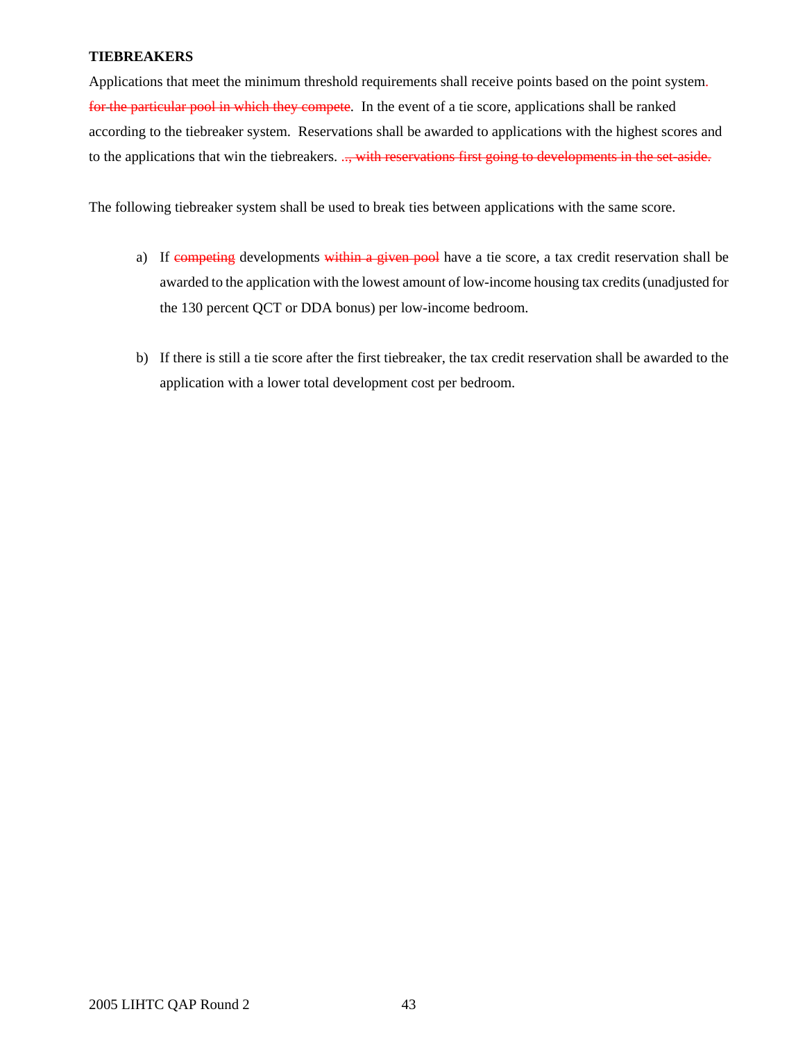**TIEBREAKERS**

Applications that meet the minimum threshold requirements shall receive points based on the point system. ~~for the particular pool in which they compete~~. In the event of a tie score, applications shall be ranked according to the tiebreaker system. Reservations shall be awarded to applications with the highest scores and to the applications that win the tiebreakers. ~~.., with reservations first going to developments in the set-aside.~~

The following tiebreaker system shall be used to break ties between applications with the same score.

a) If ~~competing~~ developments ~~within a given pool~~ have a tie score, a tax credit reservation shall be awarded to the application with the lowest amount of low-income housing tax credits (unadjusted for the 130 percent QCT or DDA bonus) per low-income bedroom.

b) If there is still a tie score after the first tiebreaker, the tax credit reservation shall be awarded to the application with a lower total development cost per bedroom.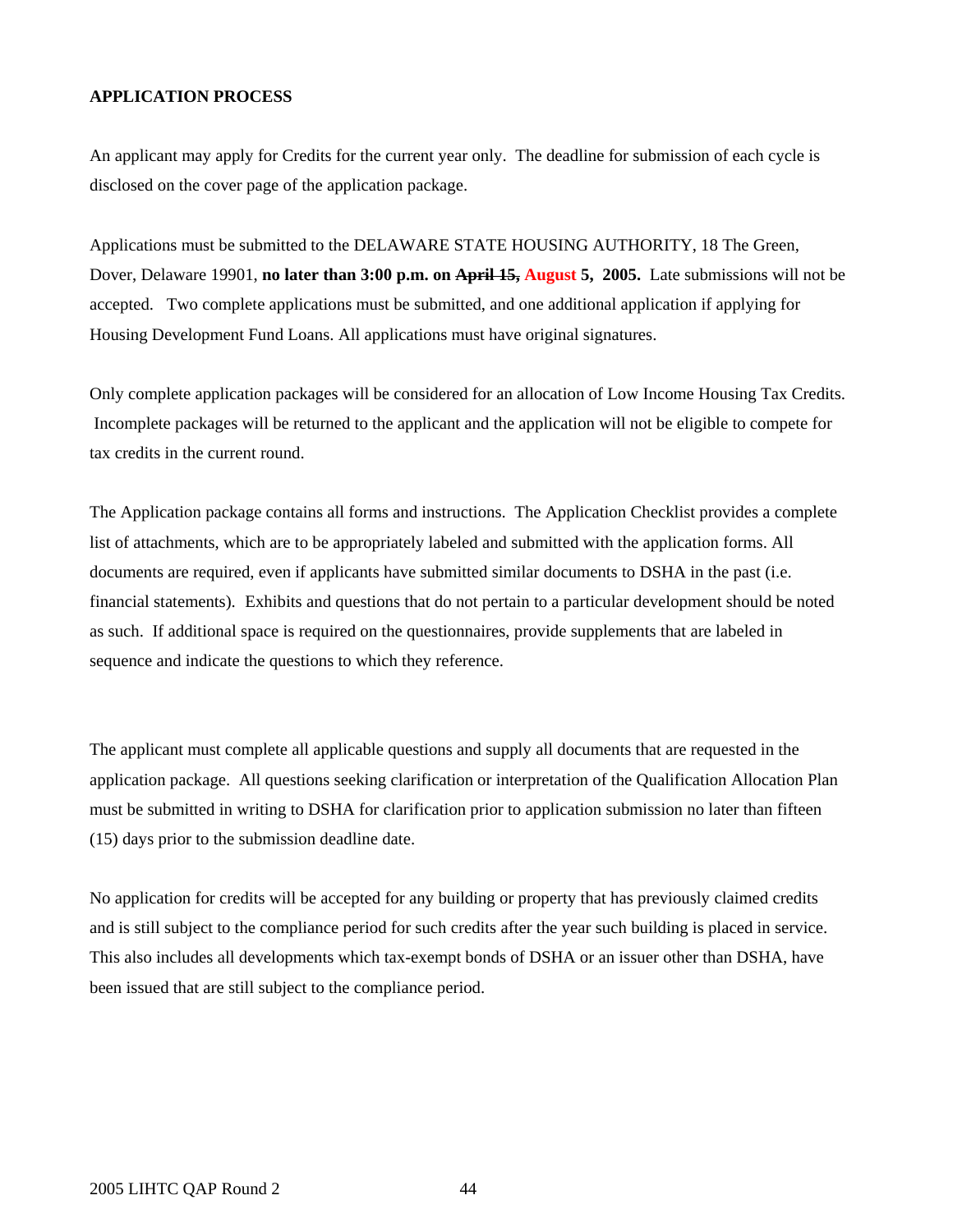**APPLICATION PROCESS**

An applicant may apply for Credits for the current year only. The deadline for submission of each cycle is disclosed on the cover page of the application package.

Applications must be submitted to the DELAWARE STATE HOUSING AUTHORITY, 18 The Green, Dover, Delaware 19901, **no later than 3:00 p.m. on ~~April 15,~~ August 5, 2005.** Late submissions will not be accepted. Two complete applications must be submitted, and one additional application if applying for Housing Development Fund Loans. All applications must have original signatures.

Only complete application packages will be considered for an allocation of Low Income Housing Tax Credits. Incomplete packages will be returned to the applicant and the application will not be eligible to compete for tax credits in the current round.

The Application package contains all forms and instructions. The Application Checklist provides a complete list of attachments, which are to be appropriately labeled and submitted with the application forms. All documents are required, even if applicants have submitted similar documents to DSHA in the past (i.e. financial statements). Exhibits and questions that do not pertain to a particular development should be noted as such. If additional space is required on the questionnaires, provide supplements that are labeled in sequence and indicate the questions to which they reference.

The applicant must complete all applicable questions and supply all documents that are requested in the application package. All questions seeking clarification or interpretation of the Qualification Allocation Plan must be submitted in writing to DSHA for clarification prior to application submission no later than fifteen (15) days prior to the submission deadline date.

No application for credits will be accepted for any building or property that has previously claimed credits and is still subject to the compliance period for such credits after the year such building is placed in service. This also includes all developments which tax-exempt bonds of DSHA or an issuer other than DSHA, have been issued that are still subject to the compliance period.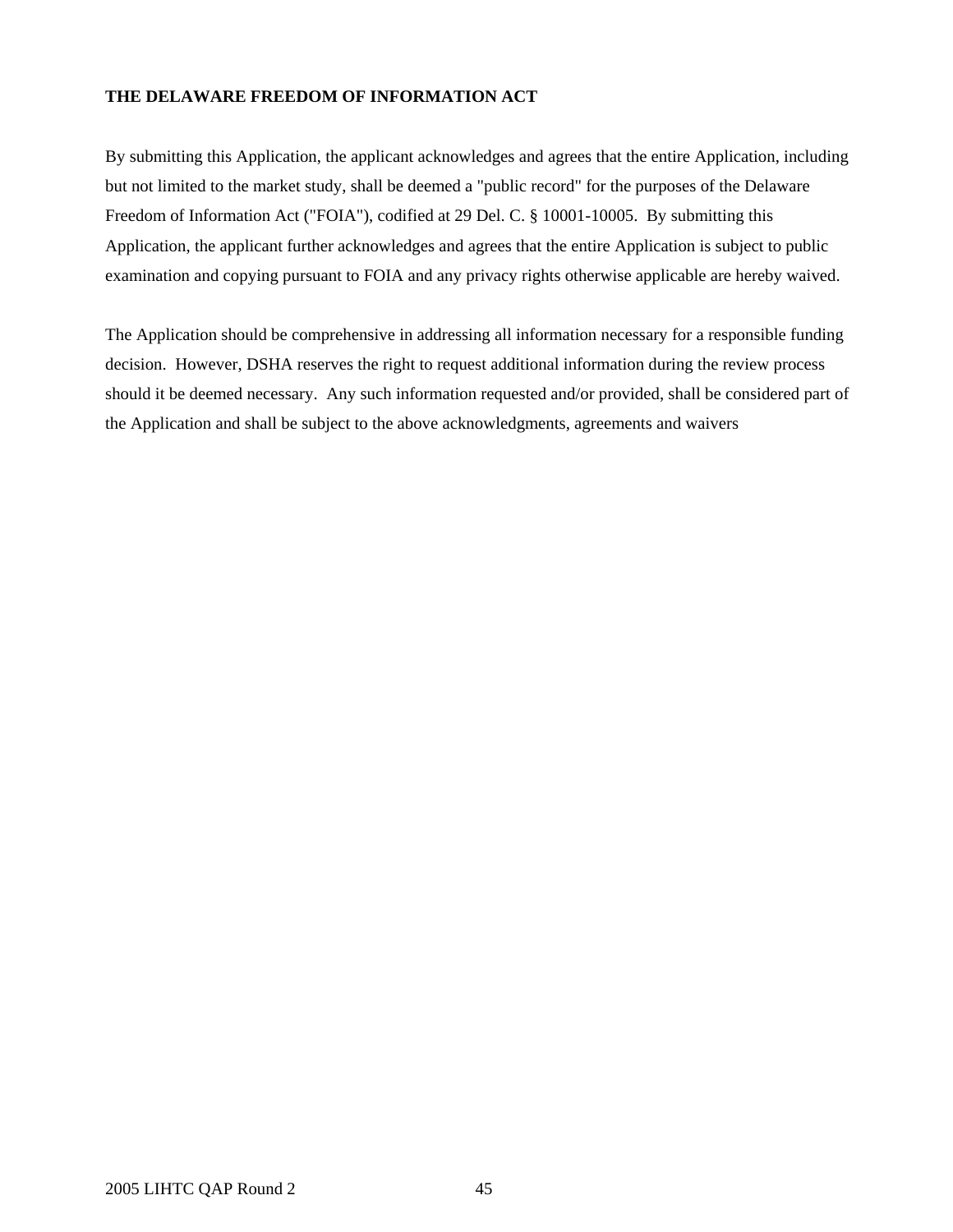**THE DELAWARE FREEDOM OF INFORMATION ACT**

By submitting this Application, the applicant acknowledges and agrees that the entire Application, including but not limited to the market study, shall be deemed a "public record" for the purposes of the Delaware Freedom of Information Act ("FOIA"), codified at 29 Del. C. § 10001-10005. By submitting this Application, the applicant further acknowledges and agrees that the entire Application is subject to public examination and copying pursuant to FOIA and any privacy rights otherwise applicable are hereby waived.

The Application should be comprehensive in addressing all information necessary for a responsible funding decision. However, DSHA reserves the right to request additional information during the review process should it be deemed necessary. Any such information requested and/or provided, shall be considered part of the Application and shall be subject to the above acknowledgments, agreements and waivers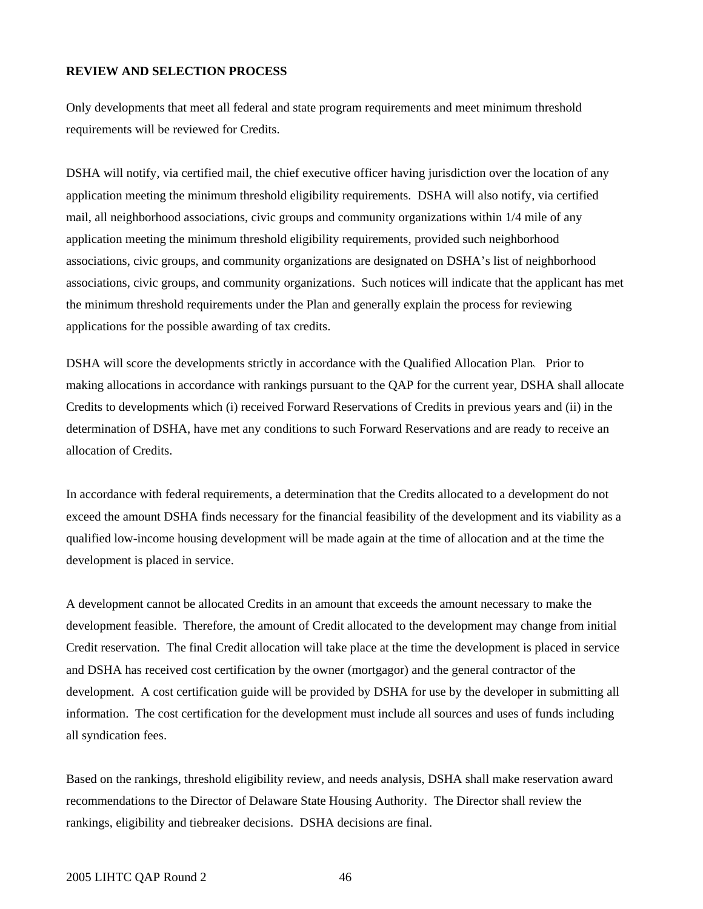**REVIEW AND SELECTION PROCESS**

Only developments that meet all federal and state program requirements and meet minimum threshold requirements will be reviewed for Credits.

DSHA will notify, via certified mail, the chief executive officer having jurisdiction over the location of any application meeting the minimum threshold eligibility requirements. DSHA will also notify, via certified mail, all neighborhood associations, civic groups and community organizations within 1/4 mile of any application meeting the minimum threshold eligibility requirements, provided such neighborhood associations, civic groups, and community organizations are designated on DSHA's list of neighborhood associations, civic groups, and community organizations. Such notices will indicate that the applicant has met the minimum threshold requirements under the Plan and generally explain the process for reviewing applications for the possible awarding of tax credits.

DSHA will score the developments strictly in accordance with the Qualified Allocation Plan. Prior to making allocations in accordance with rankings pursuant to the QAP for the current year, DSHA shall allocate Credits to developments which (i) received Forward Reservations of Credits in previous years and (ii) in the determination of DSHA, have met any conditions to such Forward Reservations and are ready to receive an allocation of Credits.

In accordance with federal requirements, a determination that the Credits allocated to a development do not exceed the amount DSHA finds necessary for the financial feasibility of the development and its viability as a qualified low-income housing development will be made again at the time of allocation and at the time the development is placed in service.

A development cannot be allocated Credits in an amount that exceeds the amount necessary to make the development feasible. Therefore, the amount of Credit allocated to the development may change from initial Credit reservation. The final Credit allocation will take place at the time the development is placed in service and DSHA has received cost certification by the owner (mortgagor) and the general contractor of the development. A cost certification guide will be provided by DSHA for use by the developer in submitting all information. The cost certification for the development must include all sources and uses of funds including all syndication fees.

Based on the rankings, threshold eligibility review, and needs analysis, DSHA shall make reservation award recommendations to the Director of Delaware State Housing Authority. The Director shall review the rankings, eligibility and tiebreaker decisions. DSHA decisions are final.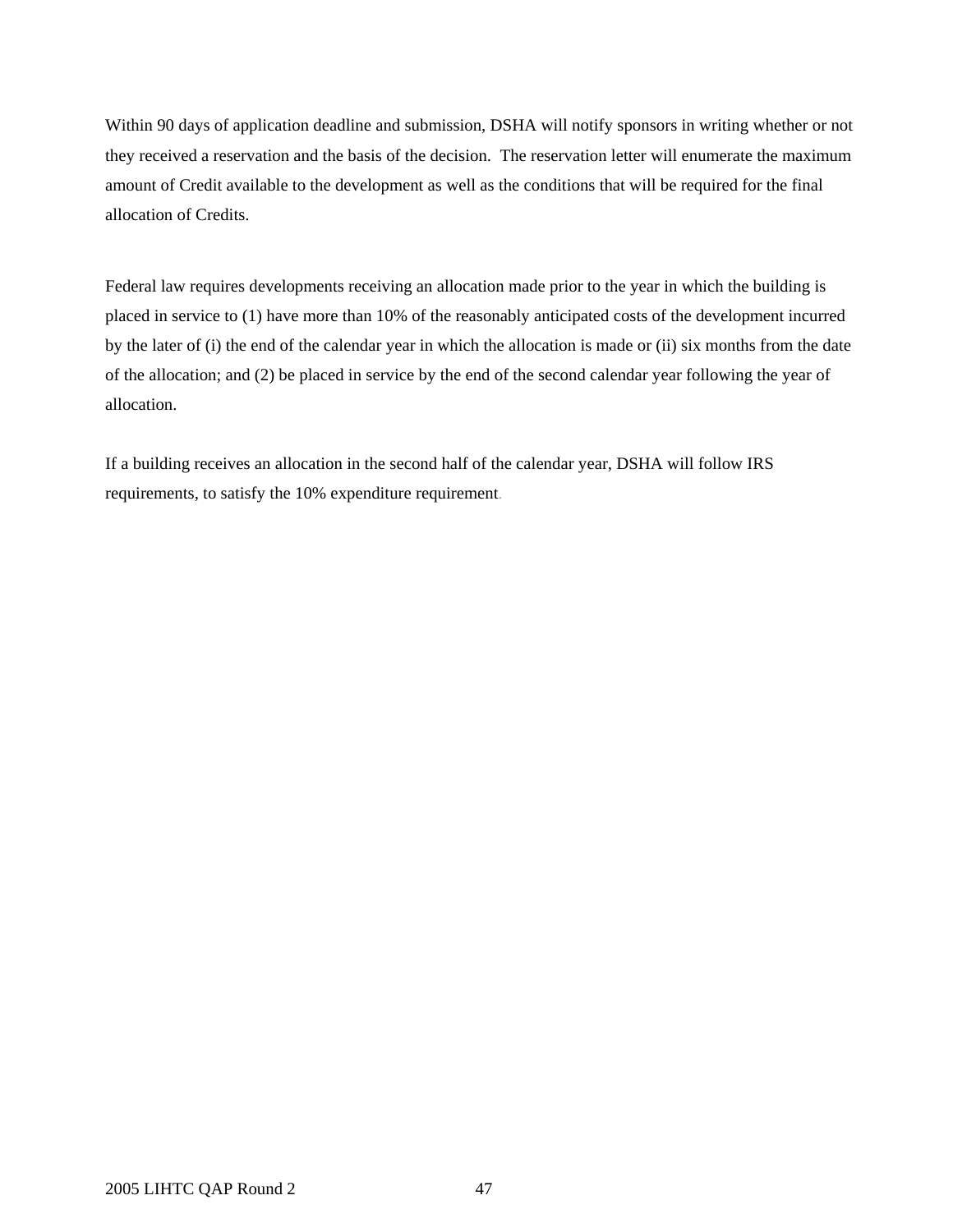Within 90 days of application deadline and submission, DSHA will notify sponsors in writing whether or not they received a reservation and the basis of the decision. The reservation letter will enumerate the maximum amount of Credit available to the development as well as the conditions that will be required for the final allocation of Credits.

Federal law requires developments receiving an allocation made prior to the year in which the building is placed in service to (1) have more than 10% of the reasonably anticipated costs of the development incurred by the later of (i) the end of the calendar year in which the allocation is made or (ii) six months from the date of the allocation; and (2) be placed in service by the end of the second calendar year following the year of allocation.

If a building receives an allocation in the second half of the calendar year, DSHA will follow IRS requirements, to satisfy the 10% expenditure requirement.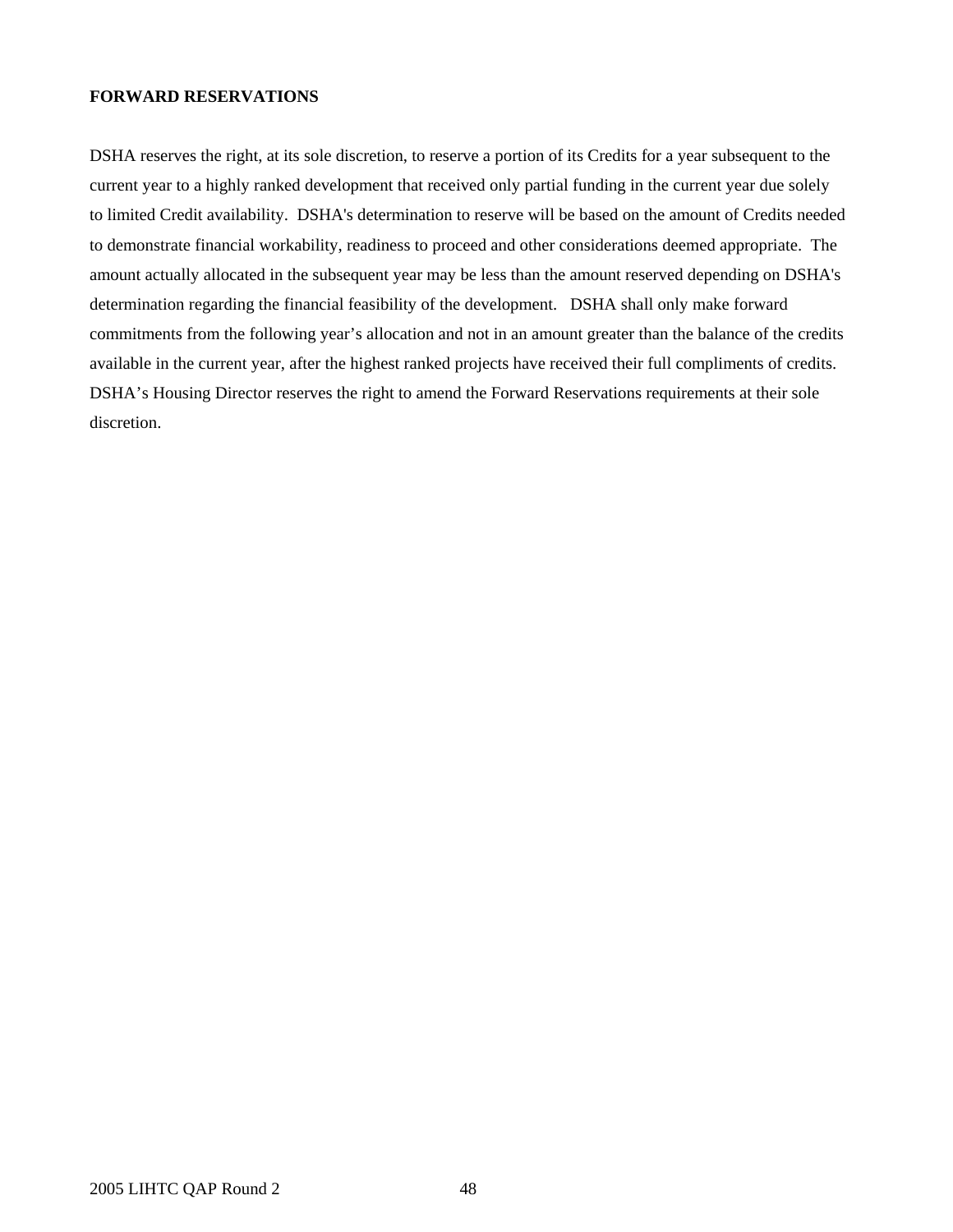**FORWARD RESERVATIONS**

DSHA reserves the right, at its sole discretion, to reserve a portion of its Credits for a year subsequent to the current year to a highly ranked development that received only partial funding in the current year due solely to limited Credit availability.  DSHA's determination to reserve will be based on the amount of Credits needed to demonstrate financial workability, readiness to proceed and other considerations deemed appropriate.  The amount actually allocated in the subsequent year may be less than the amount reserved depending on DSHA's determination regarding the financial feasibility of the development.   DSHA shall only make forward commitments from the following year’s allocation and not in an amount greater than the balance of the credits available in the current year, after the highest ranked projects have received their full compliments of credits.  DSHA’s Housing Director reserves the right to amend the Forward Reservations requirements at their sole discretion.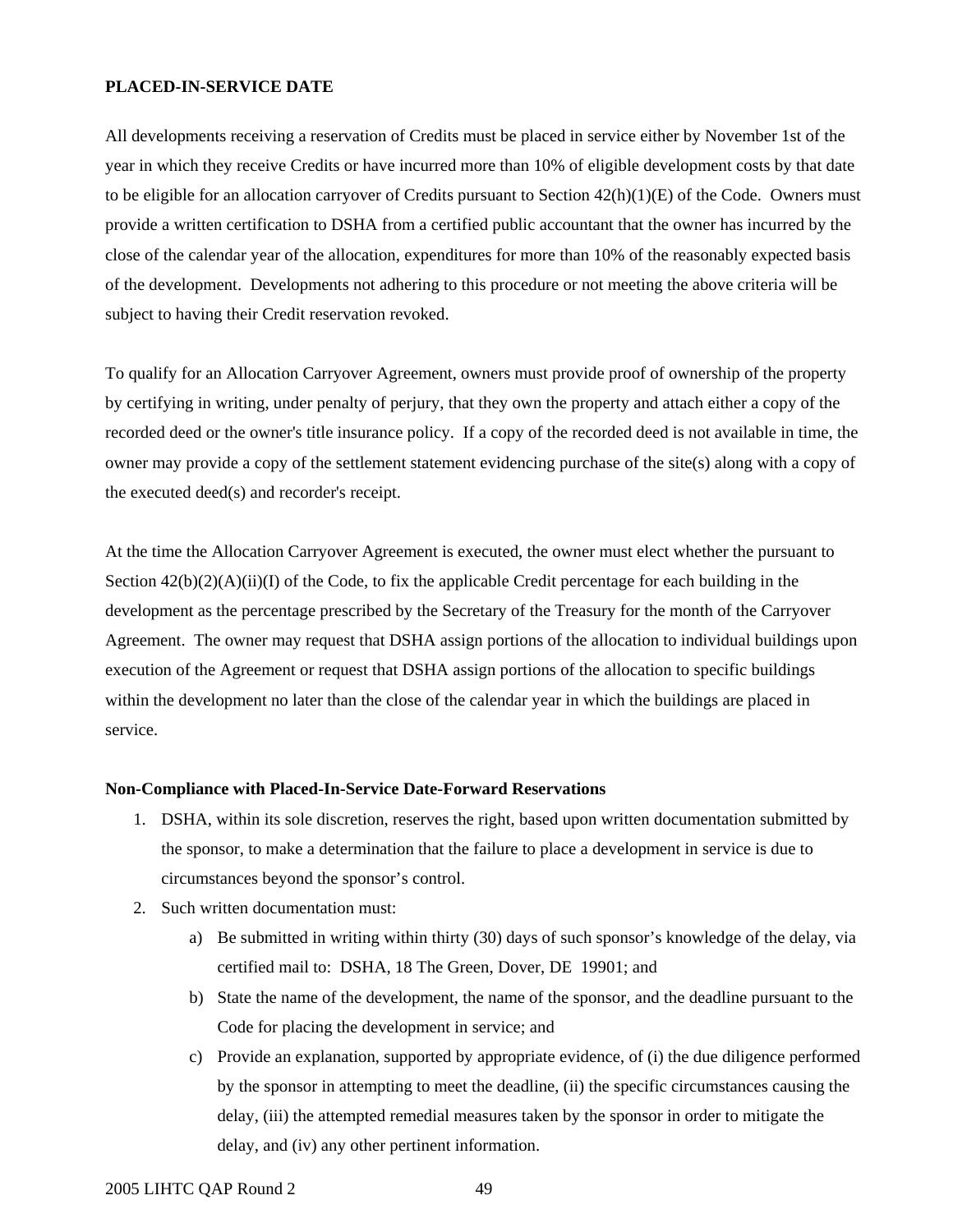**PLACED-IN-SERVICE DATE**

All developments receiving a reservation of Credits must be placed in service either by November 1st of the year in which they receive Credits or have incurred more than 10% of eligible development costs by that date to be eligible for an allocation carryover of Credits pursuant to Section 42(h)(1)(E) of the Code. Owners must provide a written certification to DSHA from a certified public accountant that the owner has incurred by the close of the calendar year of the allocation, expenditures for more than 10% of the reasonably expected basis of the development. Developments not adhering to this procedure or not meeting the above criteria will be subject to having their Credit reservation revoked.

To qualify for an Allocation Carryover Agreement, owners must provide proof of ownership of the property by certifying in writing, under penalty of perjury, that they own the property and attach either a copy of the recorded deed or the owner's title insurance policy. If a copy of the recorded deed is not available in time, the owner may provide a copy of the settlement statement evidencing purchase of the site(s) along with a copy of the executed deed(s) and recorder's receipt.

At the time the Allocation Carryover Agreement is executed, the owner must elect whether the pursuant to Section 42(b)(2)(A)(ii)(I) of the Code, to fix the applicable Credit percentage for each building in the development as the percentage prescribed by the Secretary of the Treasury for the month of the Carryover Agreement. The owner may request that DSHA assign portions of the allocation to individual buildings upon execution of the Agreement or request that DSHA assign portions of the allocation to specific buildings within the development no later than the close of the calendar year in which the buildings are placed in service.

**Non-Compliance with Placed-In-Service Date-Forward Reservations**

1. DSHA, within its sole discretion, reserves the right, based upon written documentation submitted by the sponsor, to make a determination that the failure to place a development in service is due to circumstances beyond the sponsor's control.
2. Such written documentation must:
   a) Be submitted in writing within thirty (30) days of such sponsor's knowledge of the delay, via certified mail to: DSHA, 18 The Green, Dover, DE 19901; and
   b) State the name of the development, the name of the sponsor, and the deadline pursuant to the Code for placing the development in service; and
   c) Provide an explanation, supported by appropriate evidence, of (i) the due diligence performed by the sponsor in attempting to meet the deadline, (ii) the specific circumstances causing the delay, (iii) the attempted remedial measures taken by the sponsor in order to mitigate the delay, and (iv) any other pertinent information.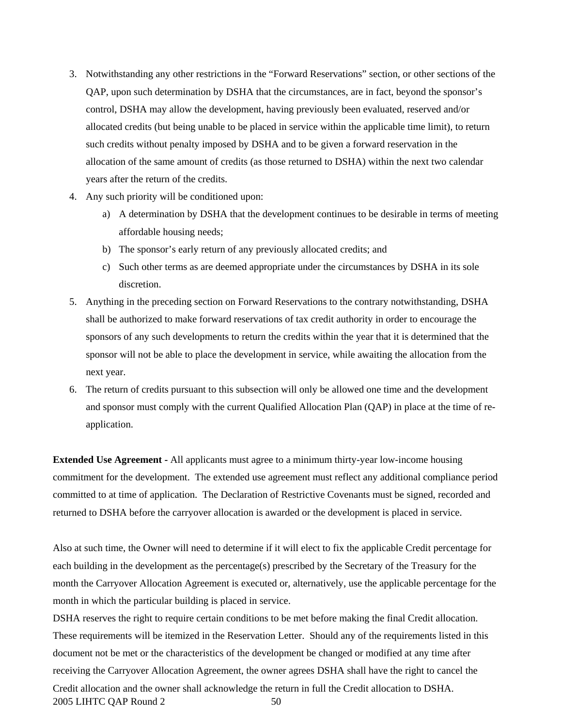3. Notwithstanding any other restrictions in the "Forward Reservations" section, or other sections of the QAP, upon such determination by DSHA that the circumstances, are in fact, beyond the sponsor's control, DSHA may allow the development, having previously been evaluated, reserved and/or allocated credits (but being unable to be placed in service within the applicable time limit), to return such credits without penalty imposed by DSHA and to be given a forward reservation in the allocation of the same amount of credits (as those returned to DSHA) within the next two calendar years after the return of the credits.
4. Any such priority will be conditioned upon:
   a) A determination by DSHA that the development continues to be desirable in terms of meeting affordable housing needs;
   b) The sponsor's early return of any previously allocated credits; and
   c) Such other terms as are deemed appropriate under the circumstances by DSHA in its sole discretion.
5. Anything in the preceding section on Forward Reservations to the contrary notwithstanding, DSHA shall be authorized to make forward reservations of tax credit authority in order to encourage the sponsors of any such developments to return the credits within the year that it is determined that the sponsor will not be able to place the development in service, while awaiting the allocation from the next year.
6. The return of credits pursuant to this subsection will only be allowed one time and the development and sponsor must comply with the current Qualified Allocation Plan (QAP) in place at the time of re-application.

**Extended Use Agreement -** All applicants must agree to a minimum thirty-year low-income housing commitment for the development. The extended use agreement must reflect any additional compliance period committed to at time of application. The Declaration of Restrictive Covenants must be signed, recorded and returned to DSHA before the carryover allocation is awarded or the development is placed in service.

Also at such time, the Owner will need to determine if it will elect to fix the applicable Credit percentage for each building in the development as the percentage(s) prescribed by the Secretary of the Treasury for the month the Carryover Allocation Agreement is executed or, alternatively, use the applicable percentage for the month in which the particular building is placed in service.

DSHA reserves the right to require certain conditions to be met before making the final Credit allocation. These requirements will be itemized in the Reservation Letter. Should any of the requirements listed in this document not be met or the characteristics of the development be changed or modified at any time after receiving the Carryover Allocation Agreement, the owner agrees DSHA shall have the right to cancel the Credit allocation and the owner shall acknowledge the return in full the Credit allocation to DSHA.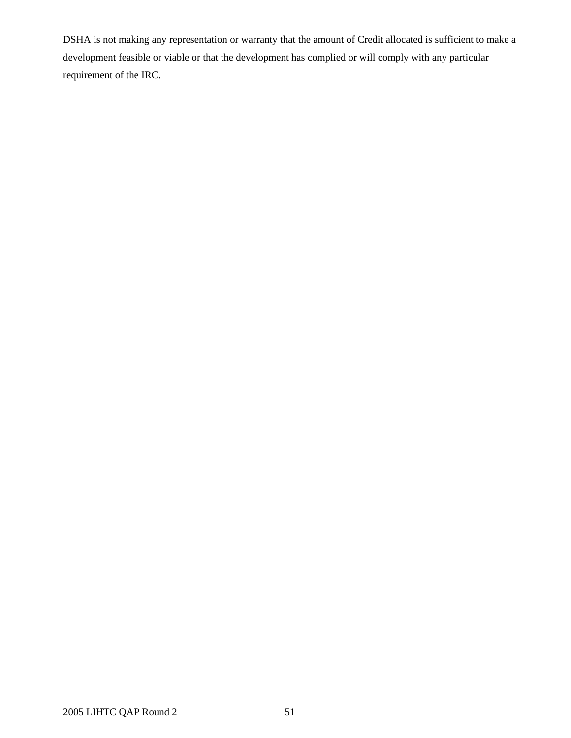DSHA is not making any representation or warranty that the amount of Credit allocated is sufficient to make a development feasible or viable or that the development has complied or will comply with any particular requirement of the IRC.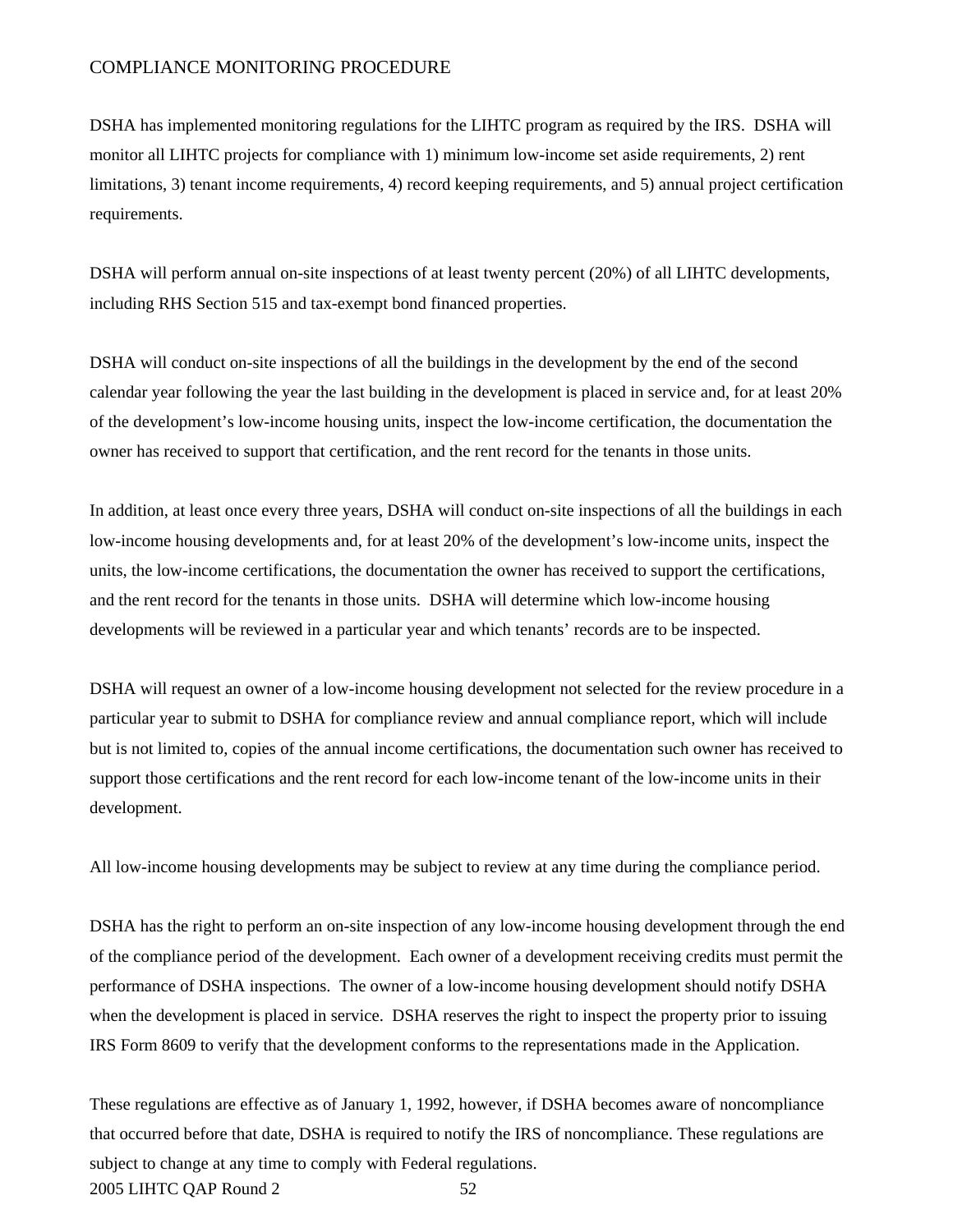## COMPLIANCE MONITORING PROCEDURE

DSHA has implemented monitoring regulations for the LIHTC program as required by the IRS. DSHA will monitor all LIHTC projects for compliance with 1) minimum low-income set aside requirements, 2) rent limitations, 3) tenant income requirements, 4) record keeping requirements, and 5) annual project certification requirements.

DSHA will perform annual on-site inspections of at least twenty percent (20%) of all LIHTC developments, including RHS Section 515 and tax-exempt bond financed properties.

DSHA will conduct on-site inspections of all the buildings in the development by the end of the second calendar year following the year the last building in the development is placed in service and, for at least 20% of the development's low-income housing units, inspect the low-income certification, the documentation the owner has received to support that certification, and the rent record for the tenants in those units.

In addition, at least once every three years, DSHA will conduct on-site inspections of all the buildings in each low-income housing developments and, for at least 20% of the development's low-income units, inspect the units, the low-income certifications, the documentation the owner has received to support the certifications, and the rent record for the tenants in those units. DSHA will determine which low-income housing developments will be reviewed in a particular year and which tenants' records are to be inspected.

DSHA will request an owner of a low-income housing development not selected for the review procedure in a particular year to submit to DSHA for compliance review and annual compliance report, which will include but is not limited to, copies of the annual income certifications, the documentation such owner has received to support those certifications and the rent record for each low-income tenant of the low-income units in their development.

All low-income housing developments may be subject to review at any time during the compliance period.

DSHA has the right to perform an on-site inspection of any low-income housing development through the end of the compliance period of the development. Each owner of a development receiving credits must permit the performance of DSHA inspections. The owner of a low-income housing development should notify DSHA when the development is placed in service. DSHA reserves the right to inspect the property prior to issuing IRS Form 8609 to verify that the development conforms to the representations made in the Application.

These regulations are effective as of January 1, 1992, however, if DSHA becomes aware of noncompliance that occurred before that date, DSHA is required to notify the IRS of noncompliance. These regulations are subject to change at any time to comply with Federal regulations.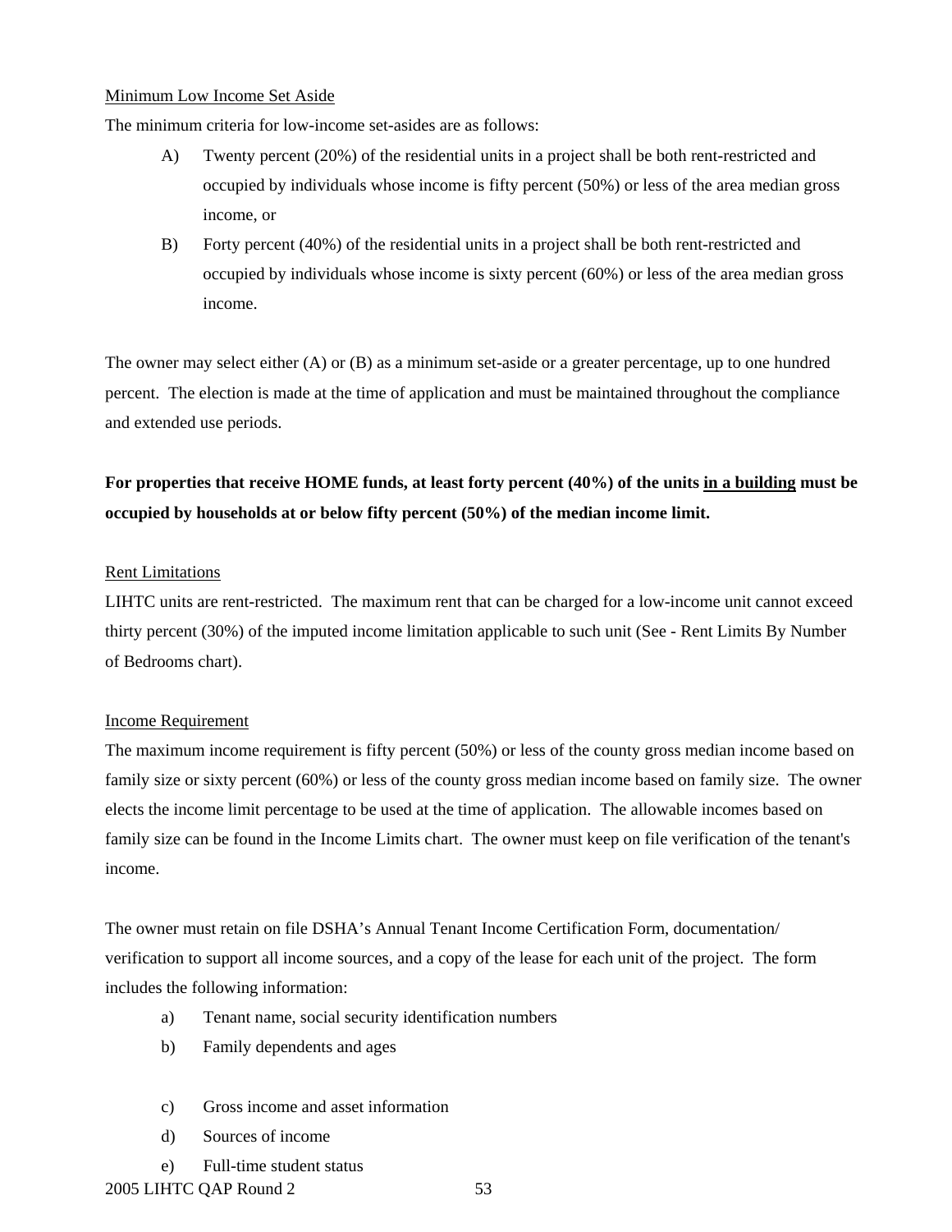Minimum Low Income Set Aside

The minimum criteria for low-income set-asides are as follows:

A) Twenty percent (20%) of the residential units in a project shall be both rent-restricted and occupied by individuals whose income is fifty percent (50%) or less of the area median gross income, or

B) Forty percent (40%) of the residential units in a project shall be both rent-restricted and occupied by individuals whose income is sixty percent (60%) or less of the area median gross income.

The owner may select either (A) or (B) as a minimum set-aside or a greater percentage, up to one hundred percent. The election is made at the time of application and must be maintained throughout the compliance and extended use periods.

**For properties that receive HOME funds, at least forty percent (40%) of the units in a building must be occupied by households at or below fifty percent (50%) of the median income limit.**

Rent Limitations

LIHTC units are rent-restricted. The maximum rent that can be charged for a low-income unit cannot exceed thirty percent (30%) of the imputed income limitation applicable to such unit (See - Rent Limits By Number of Bedrooms chart).

Income Requirement

The maximum income requirement is fifty percent (50%) or less of the county gross median income based on family size or sixty percent (60%) or less of the county gross median income based on family size. The owner elects the income limit percentage to be used at the time of application. The allowable incomes based on family size can be found in the Income Limits chart. The owner must keep on file verification of the tenant's income.

The owner must retain on file DSHA's Annual Tenant Income Certification Form, documentation/ verification to support all income sources, and a copy of the lease for each unit of the project. The form includes the following information:

a) Tenant name, social security identification numbers
b) Family dependents and ages
c) Gross income and asset information
d) Sources of income
e) Full-time student status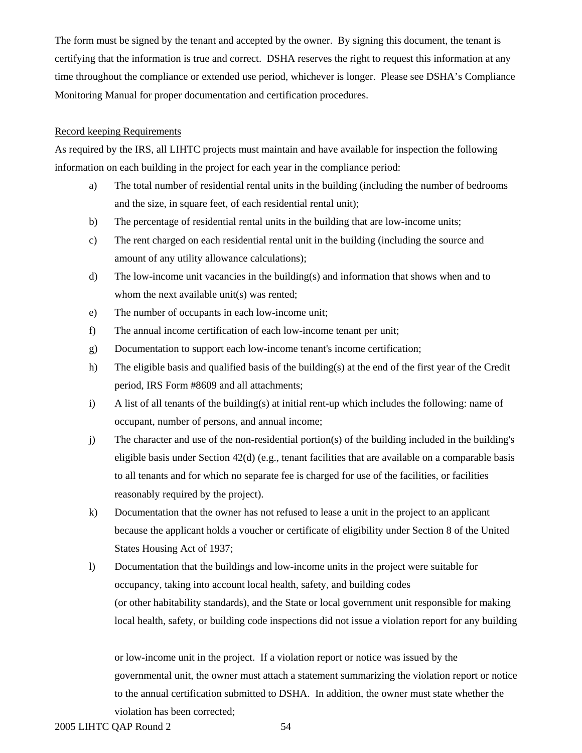The form must be signed by the tenant and accepted by the owner. By signing this document, the tenant is certifying that the information is true and correct. DSHA reserves the right to request this information at any time throughout the compliance or extended use period, whichever is longer. Please see DSHA's Compliance Monitoring Manual for proper documentation and certification procedures.

<u>Record keeping Requirements</u>

As required by the IRS, all LIHTC projects must maintain and have available for inspection the following information on each building in the project for each year in the compliance period:

a) The total number of residential rental units in the building (including the number of bedrooms and the size, in square feet, of each residential rental unit);
b) The percentage of residential rental units in the building that are low-income units;
c) The rent charged on each residential rental unit in the building (including the source and amount of any utility allowance calculations);
d) The low-income unit vacancies in the building(s) and information that shows when and to whom the next available unit(s) was rented;
e) The number of occupants in each low-income unit;
f) The annual income certification of each low-income tenant per unit;
g) Documentation to support each low-income tenant's income certification;
h) The eligible basis and qualified basis of the building(s) at the end of the first year of the Credit period, IRS Form #8609 and all attachments;
i) A list of all tenants of the building(s) at initial rent-up which includes the following: name of occupant, number of persons, and annual income;
j) The character and use of the non-residential portion(s) of the building included in the building's eligible basis under Section 42(d) (e.g., tenant facilities that are available on a comparable basis to all tenants and for which no separate fee is charged for use of the facilities, or facilities reasonably required by the project).
k) Documentation that the owner has not refused to lease a unit in the project to an applicant because the applicant holds a voucher or certificate of eligibility under Section 8 of the United States Housing Act of 1937;
l) Documentation that the buildings and low-income units in the project were suitable for occupancy, taking into account local health, safety, and building codes (or other habitability standards), and the State or local government unit responsible for making local health, safety, or building code inspections did not issue a violation report for any building or low-income unit in the project. If a violation report or notice was issued by the governmental unit, the owner must attach a statement summarizing the violation report or notice to the annual certification submitted to DSHA. In addition, the owner must state whether the violation has been corrected;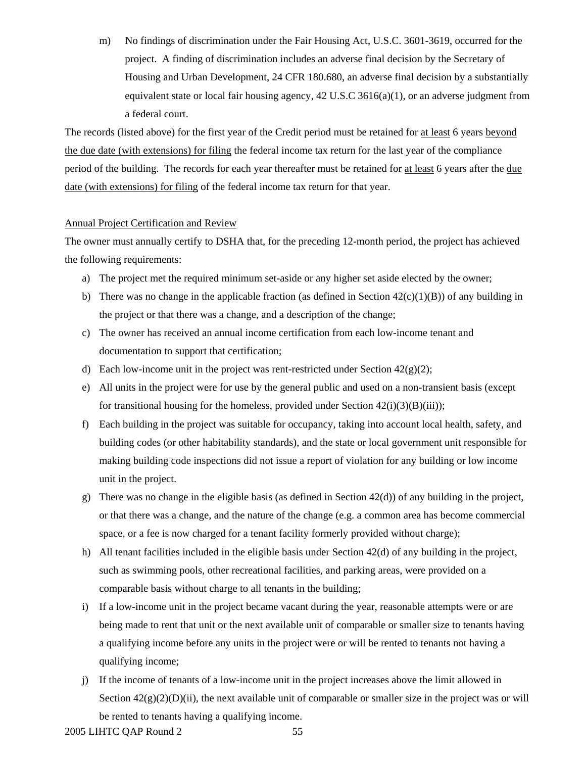m) No findings of discrimination under the Fair Housing Act, U.S.C. 3601-3619, occurred for the project. A finding of discrimination includes an adverse final decision by the Secretary of Housing and Urban Development, 24 CFR 180.680, an adverse final decision by a substantially equivalent state or local fair housing agency, 42 U.S.C 3616(a)(1), or an adverse judgment from a federal court.

The records (listed above) for the first year of the Credit period must be retained for <u>at least</u> 6 years <u>beyond the due date (with extensions) for filing</u> the federal income tax return for the last year of the compliance period of the building. The records for each year thereafter must be retained for <u>at least</u> 6 years after the <u>due date (with extensions) for filing</u> of the federal income tax return for that year.

<u>Annual Project Certification and Review</u>

The owner must annually certify to DSHA that, for the preceding 12-month period, the project has achieved the following requirements:

a) The project met the required minimum set-aside or any higher set aside elected by the owner;
b) There was no change in the applicable fraction (as defined in Section 42(c)(1)(B)) of any building in the project or that there was a change, and a description of the change;
c) The owner has received an annual income certification from each low-income tenant and documentation to support that certification;
d) Each low-income unit in the project was rent-restricted under Section 42(g)(2);
e) All units in the project were for use by the general public and used on a non-transient basis (except for transitional housing for the homeless, provided under Section 42(i)(3)(B)(iii));
f) Each building in the project was suitable for occupancy, taking into account local health, safety, and building codes (or other habitability standards), and the state or local government unit responsible for making building code inspections did not issue a report of violation for any building or low income unit in the project.
g) There was no change in the eligible basis (as defined in Section 42(d)) of any building in the project, or that there was a change, and the nature of the change (e.g. a common area has become commercial space, or a fee is now charged for a tenant facility formerly provided without charge);
h) All tenant facilities included in the eligible basis under Section 42(d) of any building in the project, such as swimming pools, other recreational facilities, and parking areas, were provided on a comparable basis without charge to all tenants in the building;
i) If a low-income unit in the project became vacant during the year, reasonable attempts were or are being made to rent that unit or the next available unit of comparable or smaller size to tenants having a qualifying income before any units in the project were or will be rented to tenants not having a qualifying income;
j) If the income of tenants of a low-income unit in the project increases above the limit allowed in Section 42(g)(2)(D)(ii), the next available unit of comparable or smaller size in the project was or will be rented to tenants having a qualifying income.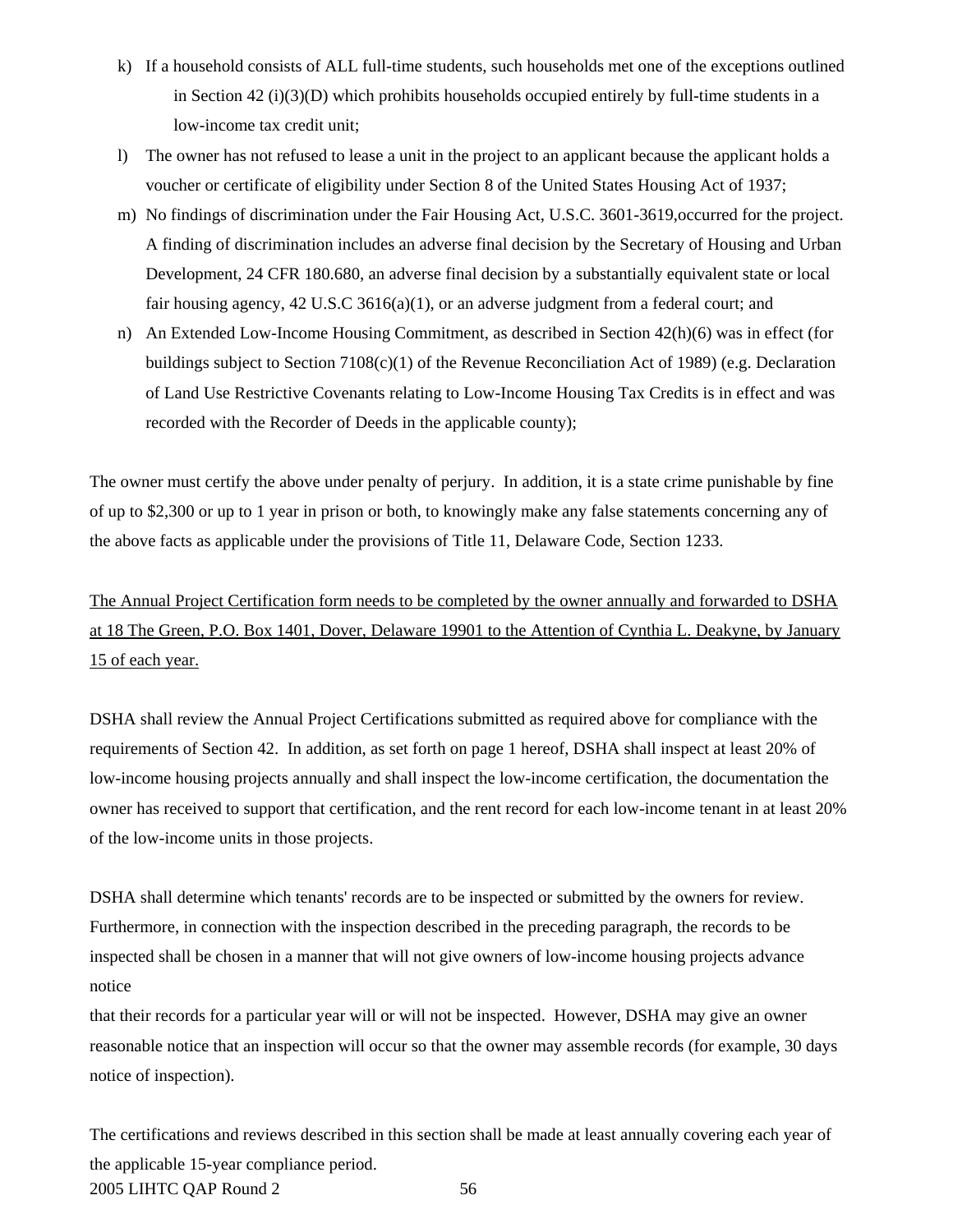k) If a household consists of ALL full-time students, such households met one of the exceptions outlined in Section 42 (i)(3)(D) which prohibits households occupied entirely by full-time students in a low-income tax credit unit;

l) The owner has not refused to lease a unit in the project to an applicant because the applicant holds a voucher or certificate of eligibility under Section 8 of the United States Housing Act of 1937;

m) No findings of discrimination under the Fair Housing Act, U.S.C. 3601-3619,occurred for the project. A finding of discrimination includes an adverse final decision by the Secretary of Housing and Urban Development, 24 CFR 180.680, an adverse final decision by a substantially equivalent state or local fair housing agency, 42 U.S.C 3616(a)(1), or an adverse judgment from a federal court; and

n) An Extended Low-Income Housing Commitment, as described in Section 42(h)(6) was in effect (for buildings subject to Section 7108(c)(1) of the Revenue Reconciliation Act of 1989) (e.g. Declaration of Land Use Restrictive Covenants relating to Low-Income Housing Tax Credits is in effect and was recorded with the Recorder of Deeds in the applicable county);

The owner must certify the above under penalty of perjury. In addition, it is a state crime punishable by fine of up to $2,300 or up to 1 year in prison or both, to knowingly make any false statements concerning any of the above facts as applicable under the provisions of Title 11, Delaware Code, Section 1233.

<u>The Annual Project Certification form needs to be completed by the owner annually and forwarded to DSHA at 18 The Green, P.O. Box 1401, Dover, Delaware 19901 to the Attention of Cynthia L. Deakyne, by January 15 of each year.</u>

DSHA shall review the Annual Project Certifications submitted as required above for compliance with the requirements of Section 42. In addition, as set forth on page 1 hereof, DSHA shall inspect at least 20% of low-income housing projects annually and shall inspect the low-income certification, the documentation the owner has received to support that certification, and the rent record for each low-income tenant in at least 20% of the low-income units in those projects.

DSHA shall determine which tenants' records are to be inspected or submitted by the owners for review. Furthermore, in connection with the inspection described in the preceding paragraph, the records to be inspected shall be chosen in a manner that will not give owners of low-income housing projects advance notice that their records for a particular year will or will not be inspected. However, DSHA may give an owner reasonable notice that an inspection will occur so that the owner may assemble records (for example, 30 days notice of inspection).

The certifications and reviews described in this section shall be made at least annually covering each year of the applicable 15-year compliance period.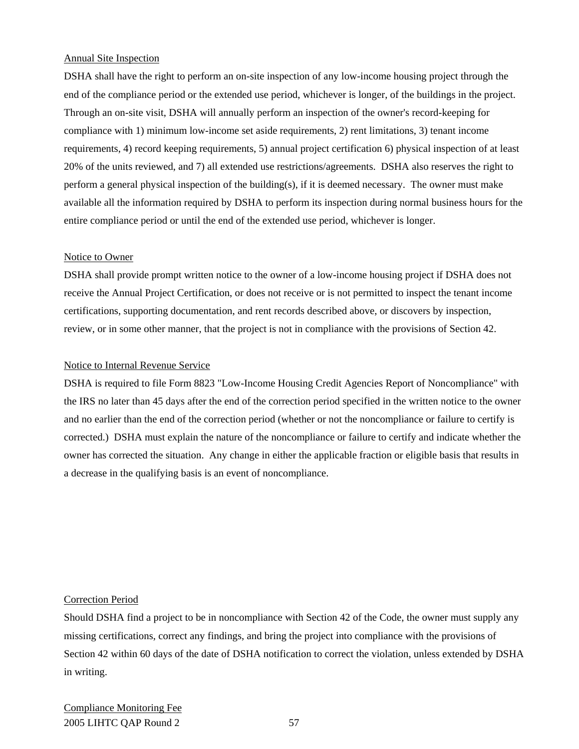Annual Site Inspection

DSHA shall have the right to perform an on-site inspection of any low-income housing project through the end of the compliance period or the extended use period, whichever is longer, of the buildings in the project. Through an on-site visit, DSHA will annually perform an inspection of the owner's record-keeping for compliance with 1) minimum low-income set aside requirements, 2) rent limitations, 3) tenant income requirements, 4) record keeping requirements, 5) annual project certification 6) physical inspection of at least 20% of the units reviewed, and 7) all extended use restrictions/agreements. DSHA also reserves the right to perform a general physical inspection of the building(s), if it is deemed necessary. The owner must make available all the information required by DSHA to perform its inspection during normal business hours for the entire compliance period or until the end of the extended use period, whichever is longer.

Notice to Owner

DSHA shall provide prompt written notice to the owner of a low-income housing project if DSHA does not receive the Annual Project Certification, or does not receive or is not permitted to inspect the tenant income certifications, supporting documentation, and rent records described above, or discovers by inspection, review, or in some other manner, that the project is not in compliance with the provisions of Section 42.

Notice to Internal Revenue Service

DSHA is required to file Form 8823 "Low-Income Housing Credit Agencies Report of Noncompliance" with the IRS no later than 45 days after the end of the correction period specified in the written notice to the owner and no earlier than the end of the correction period (whether or not the noncompliance or failure to certify is corrected.) DSHA must explain the nature of the noncompliance or failure to certify and indicate whether the owner has corrected the situation. Any change in either the applicable fraction or eligible basis that results in a decrease in the qualifying basis is an event of noncompliance.

Correction Period

Should DSHA find a project to be in noncompliance with Section 42 of the Code, the owner must supply any missing certifications, correct any findings, and bring the project into compliance with the provisions of Section 42 within 60 days of the date of DSHA notification to correct the violation, unless extended by DSHA in writing.

Compliance Monitoring Fee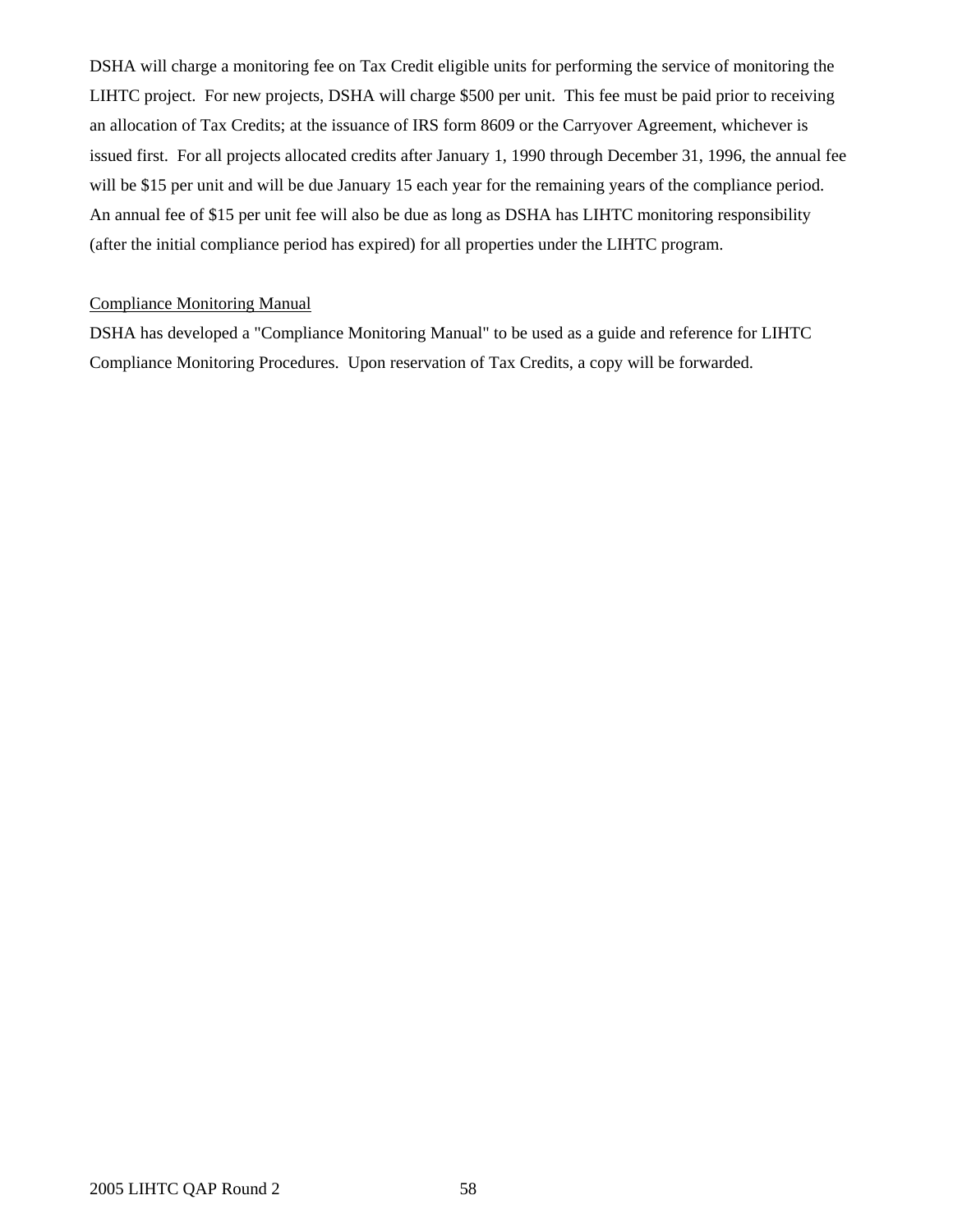DSHA will charge a monitoring fee on Tax Credit eligible units for performing the service of monitoring the LIHTC project. For new projects, DSHA will charge $500 per unit. This fee must be paid prior to receiving an allocation of Tax Credits; at the issuance of IRS form 8609 or the Carryover Agreement, whichever is issued first. For all projects allocated credits after January 1, 1990 through December 31, 1996, the annual fee will be $15 per unit and will be due January 15 each year for the remaining years of the compliance period. An annual fee of $15 per unit fee will also be due as long as DSHA has LIHTC monitoring responsibility (after the initial compliance period has expired) for all properties under the LIHTC program.

<u>Compliance Monitoring Manual</u>

DSHA has developed a "Compliance Monitoring Manual" to be used as a guide and reference for LIHTC Compliance Monitoring Procedures. Upon reservation of Tax Credits, a copy will be forwarded.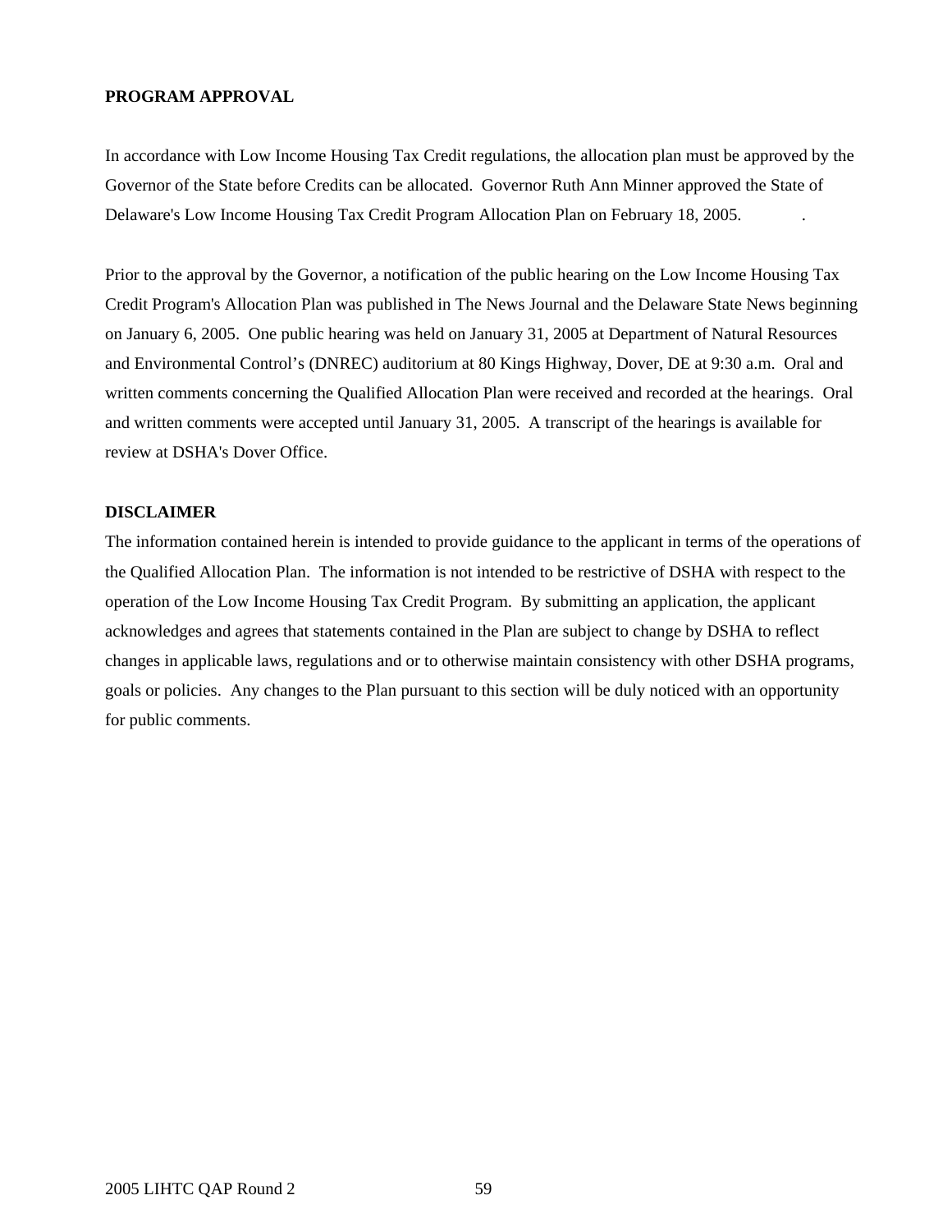**PROGRAM APPROVAL**

In accordance with Low Income Housing Tax Credit regulations, the allocation plan must be approved by the Governor of the State before Credits can be allocated. Governor Ruth Ann Minner approved the State of Delaware's Low Income Housing Tax Credit Program Allocation Plan on February 18, 2005.

Prior to the approval by the Governor, a notification of the public hearing on the Low Income Housing Tax Credit Program's Allocation Plan was published in The News Journal and the Delaware State News beginning on January 6, 2005. One public hearing was held on January 31, 2005 at Department of Natural Resources and Environmental Control's (DNREC) auditorium at 80 Kings Highway, Dover, DE at 9:30 a.m. Oral and written comments concerning the Qualified Allocation Plan were received and recorded at the hearings. Oral and written comments were accepted until January 31, 2005. A transcript of the hearings is available for review at DSHA's Dover Office.

**DISCLAIMER**

The information contained herein is intended to provide guidance to the applicant in terms of the operations of the Qualified Allocation Plan. The information is not intended to be restrictive of DSHA with respect to the operation of the Low Income Housing Tax Credit Program. By submitting an application, the applicant acknowledges and agrees that statements contained in the Plan are subject to change by DSHA to reflect changes in applicable laws, regulations and or to otherwise maintain consistency with other DSHA programs, goals or policies. Any changes to the Plan pursuant to this section will be duly noticed with an opportunity for public comments.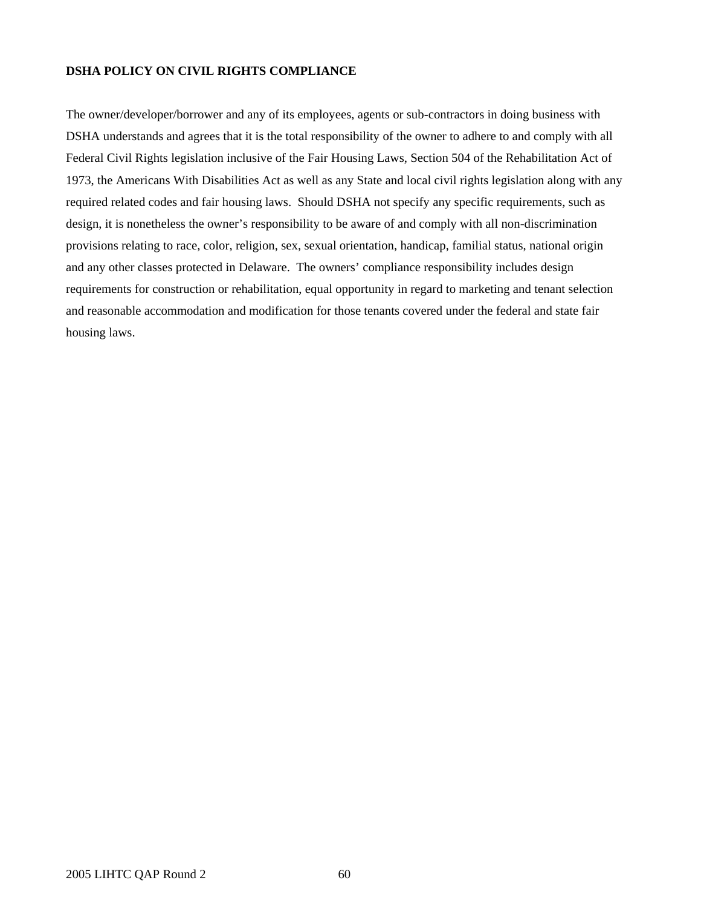**DSHA POLICY ON CIVIL RIGHTS COMPLIANCE**

The owner/developer/borrower and any of its employees, agents or sub-contractors in doing business with DSHA understands and agrees that it is the total responsibility of the owner to adhere to and comply with all Federal Civil Rights legislation inclusive of the Fair Housing Laws, Section 504 of the Rehabilitation Act of 1973, the Americans With Disabilities Act as well as any State and local civil rights legislation along with any required related codes and fair housing laws. Should DSHA not specify any specific requirements, such as design, it is nonetheless the owner's responsibility to be aware of and comply with all non-discrimination provisions relating to race, color, religion, sex, sexual orientation, handicap, familial status, national origin and any other classes protected in Delaware. The owners' compliance responsibility includes design requirements for construction or rehabilitation, equal opportunity in regard to marketing and tenant selection and reasonable accommodation and modification for those tenants covered under the federal and state fair housing laws.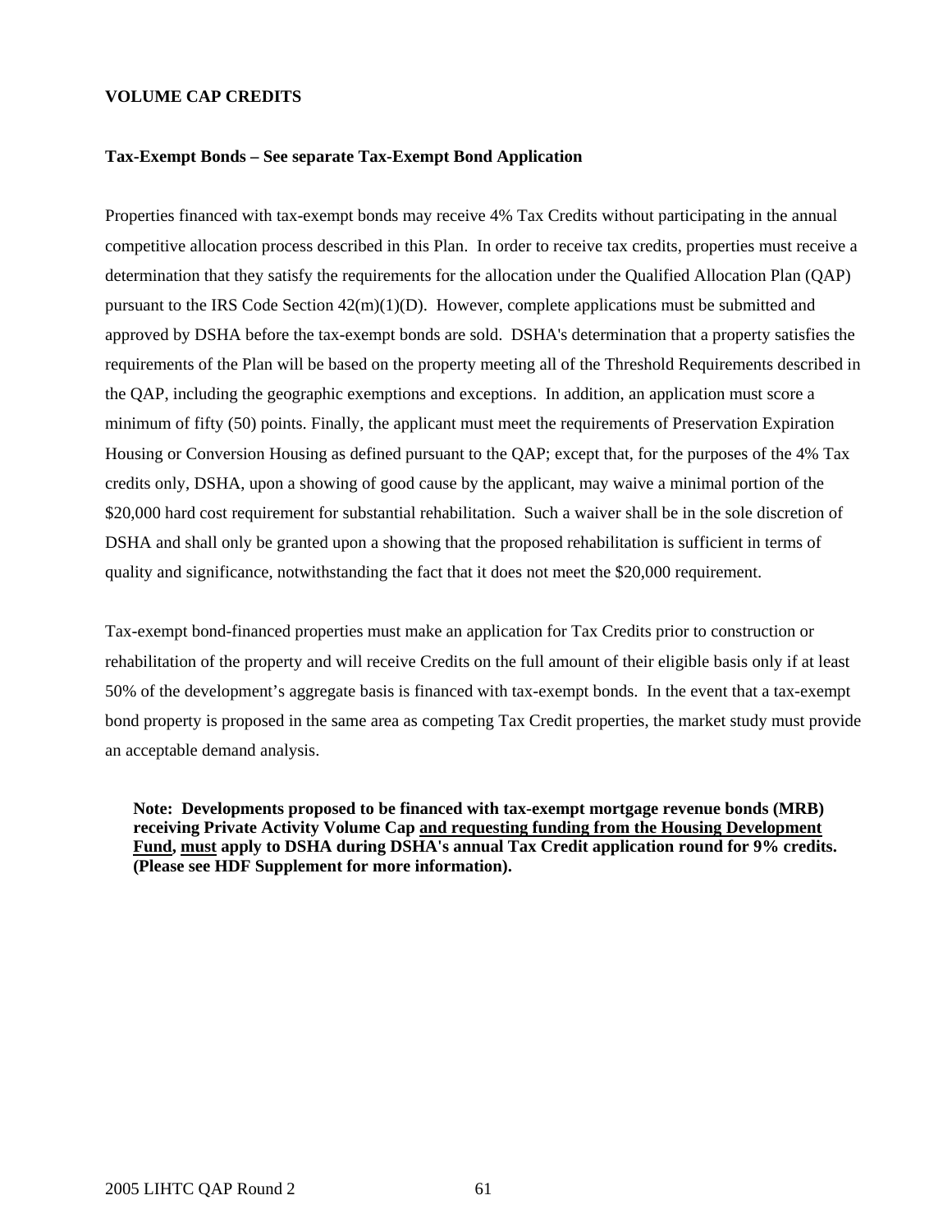**VOLUME CAP CREDITS**

**Tax-Exempt Bonds – See separate Tax-Exempt Bond Application**

Properties financed with tax-exempt bonds may receive 4% Tax Credits without participating in the annual competitive allocation process described in this Plan. In order to receive tax credits, properties must receive a determination that they satisfy the requirements for the allocation under the Qualified Allocation Plan (QAP) pursuant to the IRS Code Section 42(m)(1)(D). However, complete applications must be submitted and approved by DSHA before the tax-exempt bonds are sold. DSHA's determination that a property satisfies the requirements of the Plan will be based on the property meeting all of the Threshold Requirements described in the QAP, including the geographic exemptions and exceptions. In addition, an application must score a minimum of fifty (50) points. Finally, the applicant must meet the requirements of Preservation Expiration Housing or Conversion Housing as defined pursuant to the QAP; except that, for the purposes of the 4% Tax credits only, DSHA, upon a showing of good cause by the applicant, may waive a minimal portion of the $20,000 hard cost requirement for substantial rehabilitation. Such a waiver shall be in the sole discretion of DSHA and shall only be granted upon a showing that the proposed rehabilitation is sufficient in terms of quality and significance, notwithstanding the fact that it does not meet the $20,000 requirement.

Tax-exempt bond-financed properties must make an application for Tax Credits prior to construction or rehabilitation of the property and will receive Credits on the full amount of their eligible basis only if at least 50% of the development's aggregate basis is financed with tax-exempt bonds. In the event that a tax-exempt bond property is proposed in the same area as competing Tax Credit properties, the market study must provide an acceptable demand analysis.

> **Note: Developments proposed to be financed with tax-exempt mortgage revenue bonds (MRB) receiving Private Activity Volume Cap <u>and requesting funding from the Housing Development Fund</u>, <u>must</u> apply to DSHA during DSHA's annual Tax Credit application round for 9% credits. (Please see HDF Supplement for more information).**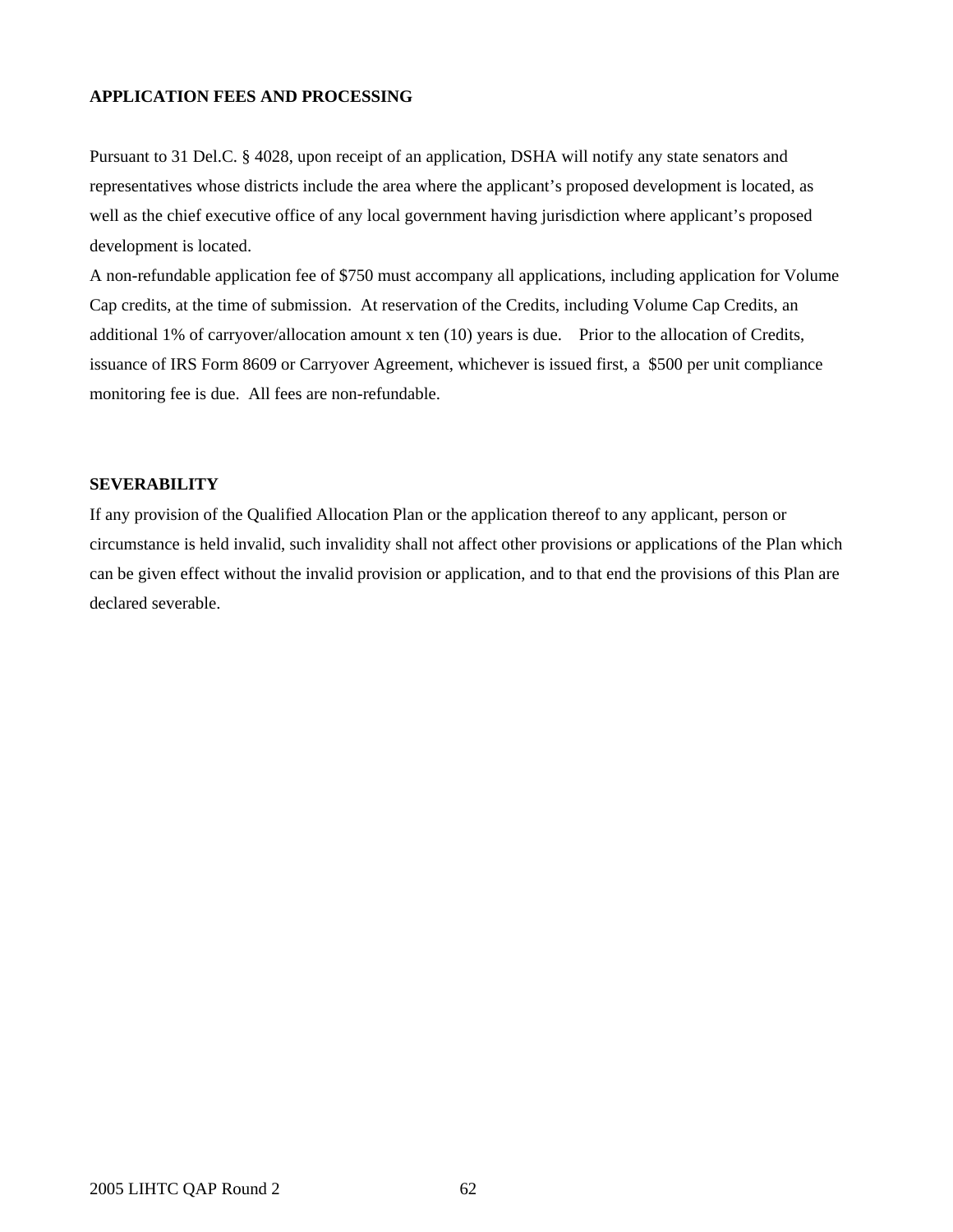**APPLICATION FEES AND PROCESSING**

Pursuant to 31 Del.C. § 4028, upon receipt of an application, DSHA will notify any state senators and representatives whose districts include the area where the applicant's proposed development is located, as well as the chief executive office of any local government having jurisdiction where applicant's proposed development is located.

A non-refundable application fee of $750 must accompany all applications, including application for Volume Cap credits, at the time of submission. At reservation of the Credits, including Volume Cap Credits, an additional 1% of carryover/allocation amount x ten (10) years is due. Prior to the allocation of Credits, issuance of IRS Form 8609 or Carryover Agreement, whichever is issued first, a $500 per unit compliance monitoring fee is due. All fees are non-refundable.

**SEVERABILITY**

If any provision of the Qualified Allocation Plan or the application thereof to any applicant, person or circumstance is held invalid, such invalidity shall not affect other provisions or applications of the Plan which can be given effect without the invalid provision or application, and to that end the provisions of this Plan are declared severable.